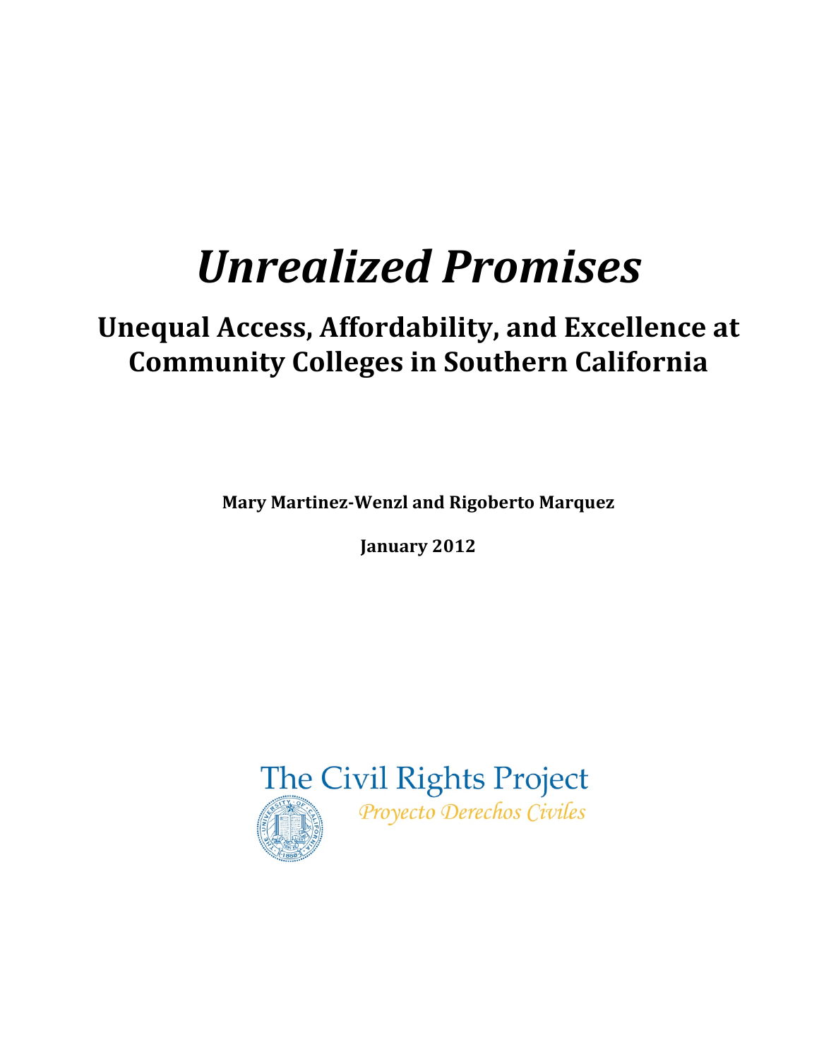# *Unrealized Promises*

## Unequal Access, Affordability, and Excellence at Community Colleges in Southern California

**Mary Martinez-Wenzl and Rigoberto Marquez**

**January 2012**

The Civil Rights Project

*Proyecto Derechos Civiles*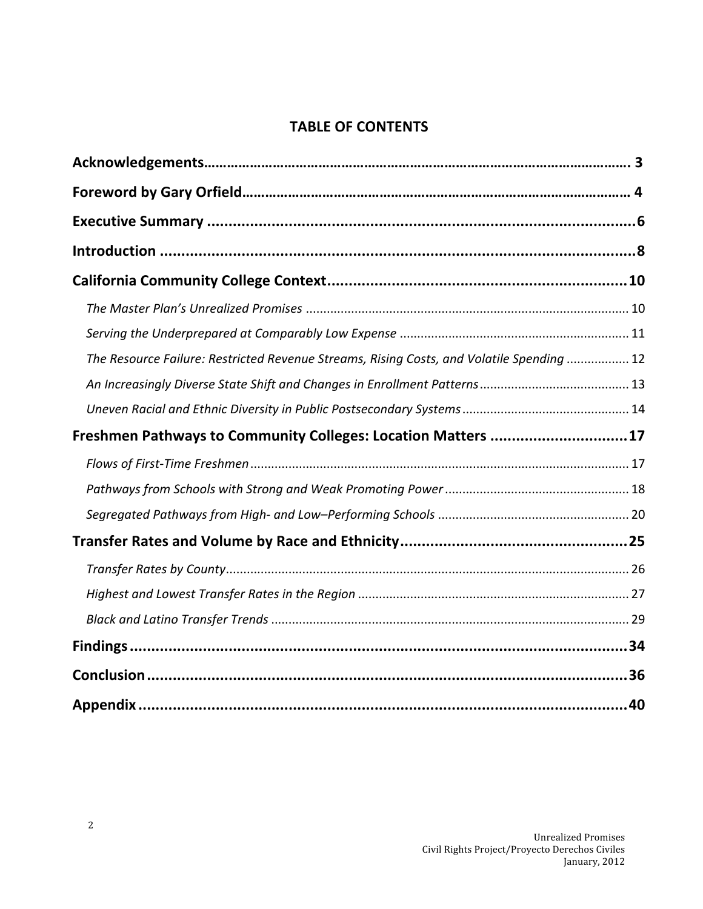# TABLE OF CONTENTS

**Acknowledgements……………………………………………………………………………………………….. 3**

**Foreword by Gary Orfield………………………………………………………………………………………… 4**

**Executive Summary ....................................................................................................6**

**Introduction ...............................................................................................................8**

**California Community College Context.....................................................................10**

*The Master Plan's Unrealized Promises* ............................................................................................ 10

*Serving the Underprepared at Comparably Low Expense* ................................................................. 11

*The Resource Failure: Restricted Revenue Streams, Rising Costs, and Volatile Spending* .................. 12

*An Increasingly Diverse State Shift and Changes in Enrollment Patterns* .......................................... 13

*Uneven Racial and Ethnic Diversity in Public Postsecondary Systems* ............................................... 14

**Freshmen Pathways to Community Colleges: Location Matters ...............................17**

*Flows of First-Time Freshmen* ............................................................................................................ 17

*Pathways from Schools with Strong and Weak Promoting Power* .................................................... 18

*Segregated Pathways from High- and Low–Performing Schools* ...................................................... 20

**Transfer Rates and Volume by Race and Ethnicity....................................................25**

*Transfer Rates by County*................................................................................................................... 26

*Highest and Lowest Transfer Rates in the Region* ............................................................................. 27

*Black and Latino Transfer Trends* ...................................................................................................... 29

**Findings ...................................................................................................................34**

**Conclusion ...............................................................................................................36**

**Appendix .................................................................................................................40**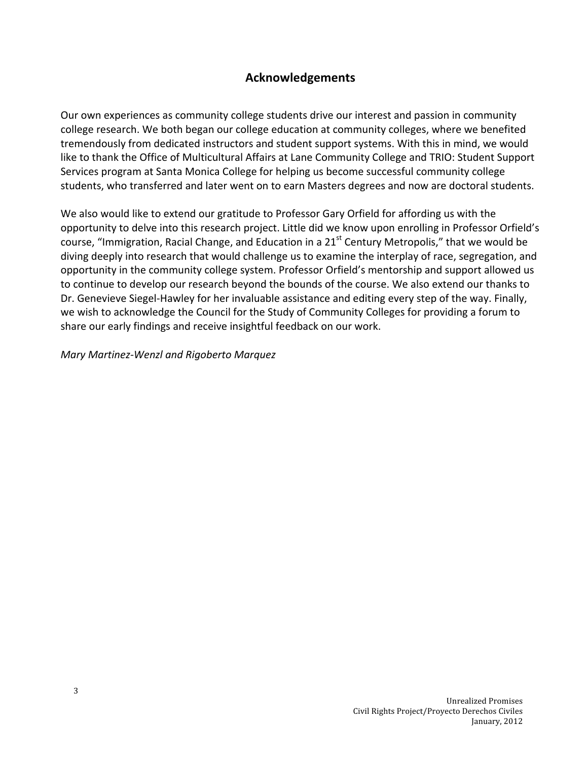## Acknowledgements

Our own experiences as community college students drive our interest and passion in community college research. We both began our college education at community colleges, where we benefited tremendously from dedicated instructors and student support systems. With this in mind, we would like to thank the Office of Multicultural Affairs at Lane Community College and TRIO: Student Support Services program at Santa Monica College for helping us become successful community college students, who transferred and later went on to earn Masters degrees and now are doctoral students.

We also would like to extend our gratitude to Professor Gary Orfield for affording us with the opportunity to delve into this research project. Little did we know upon enrolling in Professor Orfield's course, "Immigration, Racial Change, and Education in a 21st Century Metropolis," that we would be diving deeply into research that would challenge us to examine the interplay of race, segregation, and opportunity in the community college system. Professor Orfield's mentorship and support allowed us to continue to develop our research beyond the bounds of the course. We also extend our thanks to Dr. Genevieve Siegel-Hawley for her invaluable assistance and editing every step of the way. Finally, we wish to acknowledge the Council for the Study of Community Colleges for providing a forum to share our early findings and receive insightful feedback on our work.

*Mary Martinez-Wenzl and Rigoberto Marquez*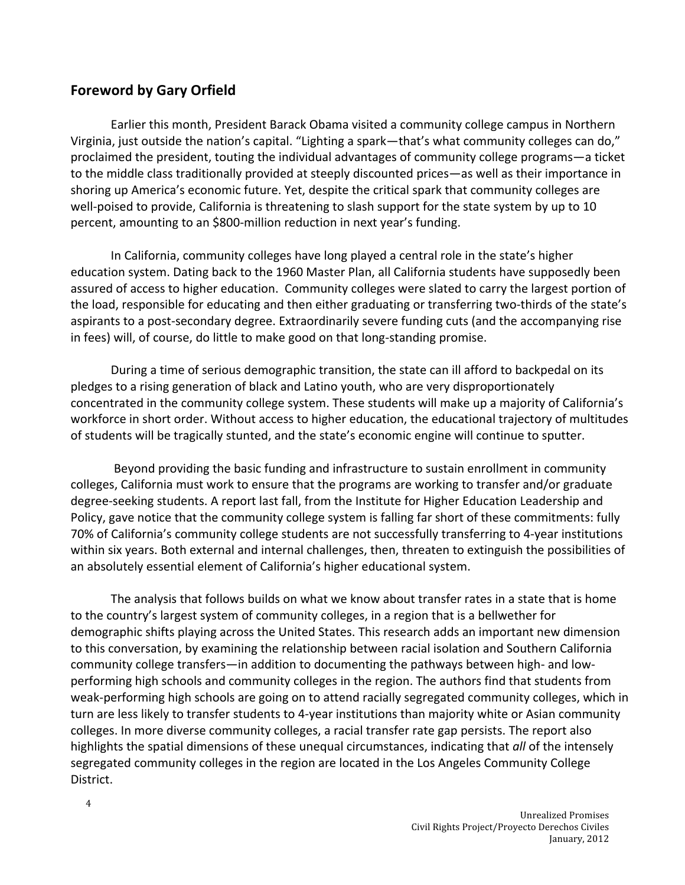## Foreword by Gary Orfield

Earlier this month, President Barack Obama visited a community college campus in Northern Virginia, just outside the nation's capital. "Lighting a spark—that's what community colleges can do," proclaimed the president, touting the individual advantages of community college programs—a ticket to the middle class traditionally provided at steeply discounted prices—as well as their importance in shoring up America's economic future. Yet, despite the critical spark that community colleges are well-poised to provide, California is threatening to slash support for the state system by up to 10 percent, amounting to an $800-million reduction in next year's funding.

In California, community colleges have long played a central role in the state's higher education system. Dating back to the 1960 Master Plan, all California students have supposedly been assured of access to higher education. Community colleges were slated to carry the largest portion of the load, responsible for educating and then either graduating or transferring two-thirds of the state's aspirants to a post-secondary degree. Extraordinarily severe funding cuts (and the accompanying rise in fees) will, of course, do little to make good on that long-standing promise.

During a time of serious demographic transition, the state can ill afford to backpedal on its pledges to a rising generation of black and Latino youth, who are very disproportionately concentrated in the community college system. These students will make up a majority of California's workforce in short order. Without access to higher education, the educational trajectory of multitudes of students will be tragically stunted, and the state's economic engine will continue to sputter.

Beyond providing the basic funding and infrastructure to sustain enrollment in community colleges, California must work to ensure that the programs are working to transfer and/or graduate degree-seeking students. A report last fall, from the Institute for Higher Education Leadership and Policy, gave notice that the community college system is falling far short of these commitments: fully 70% of California's community college students are not successfully transferring to 4-year institutions within six years. Both external and internal challenges, then, threaten to extinguish the possibilities of an absolutely essential element of California's higher educational system.

The analysis that follows builds on what we know about transfer rates in a state that is home to the country's largest system of community colleges, in a region that is a bellwether for demographic shifts playing across the United States. This research adds an important new dimension to this conversation, by examining the relationship between racial isolation and Southern California community college transfers—in addition to documenting the pathways between high- and low-performing high schools and community colleges in the region. The authors find that students from weak-performing high schools are going on to attend racially segregated community colleges, which in turn are less likely to transfer students to 4-year institutions than majority white or Asian community colleges. In more diverse community colleges, a racial transfer rate gap persists. The report also highlights the spatial dimensions of these unequal circumstances, indicating that *all* of the intensely segregated community colleges in the region are located in the Los Angeles Community College District.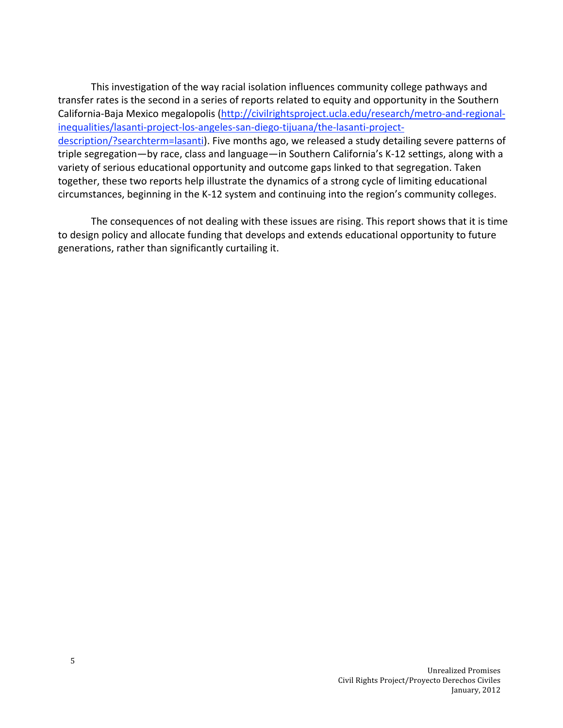This investigation of the way racial isolation influences community college pathways and transfer rates is the second in a series of reports related to equity and opportunity in the Southern California-Baja Mexico megalopolis (http://civilrightsproject.ucla.edu/research/metro-and-regional-inequalities/lasanti-project-los-angeles-san-diego-tijuana/the-lasanti-project-description/?searchterm=lasanti). Five months ago, we released a study detailing severe patterns of triple segregation—by race, class and language—in Southern California's K-12 settings, along with a variety of serious educational opportunity and outcome gaps linked to that segregation. Taken together, these two reports help illustrate the dynamics of a strong cycle of limiting educational circumstances, beginning in the K-12 system and continuing into the region's community colleges.

The consequences of not dealing with these issues are rising. This report shows that it is time to design policy and allocate funding that develops and extends educational opportunity to future generations, rather than significantly curtailing it.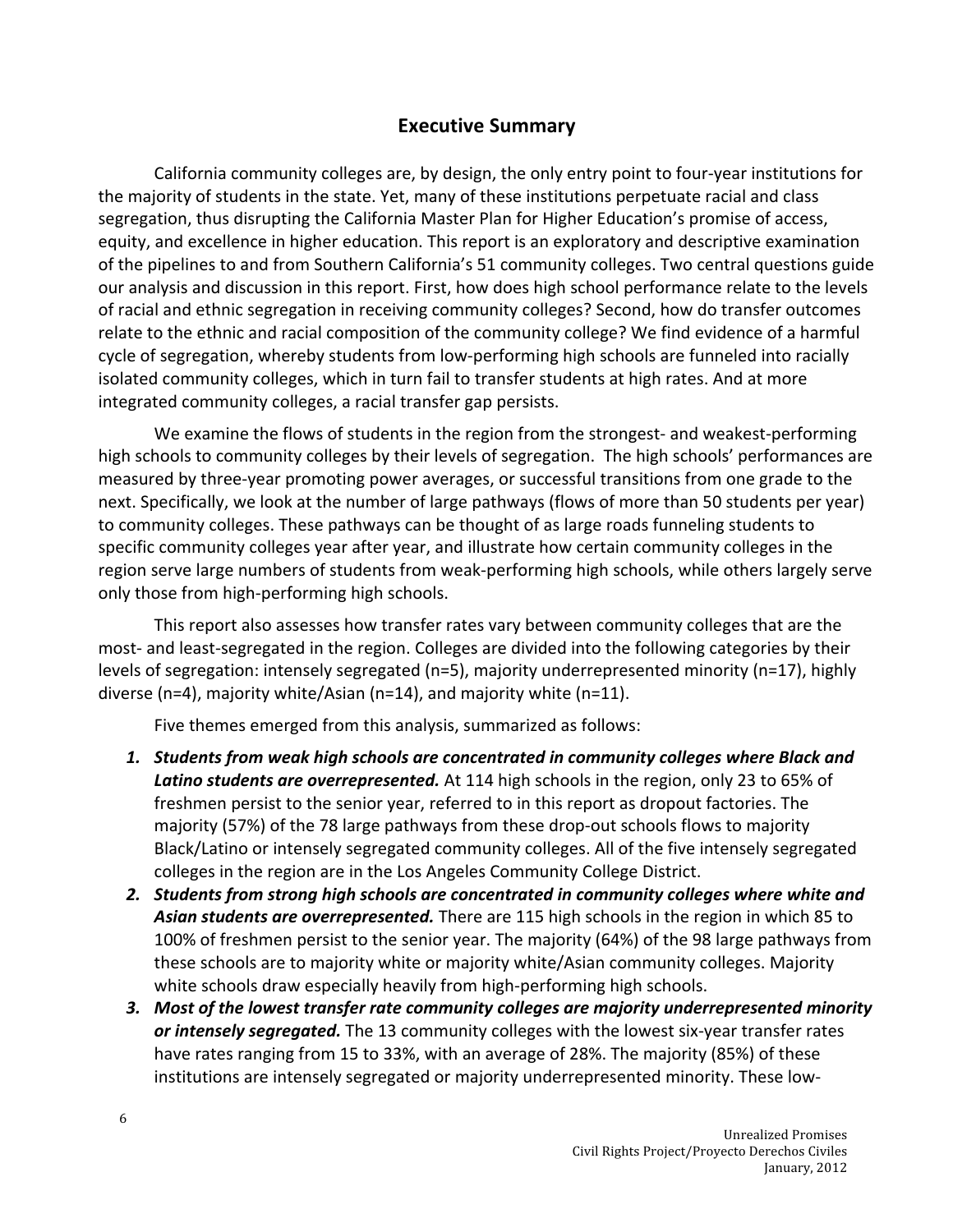## Executive Summary

California community colleges are, by design, the only entry point to four-year institutions for the majority of students in the state. Yet, many of these institutions perpetuate racial and class segregation, thus disrupting the California Master Plan for Higher Education's promise of access, equity, and excellence in higher education. This report is an exploratory and descriptive examination of the pipelines to and from Southern California's 51 community colleges. Two central questions guide our analysis and discussion in this report. First, how does high school performance relate to the levels of racial and ethnic segregation in receiving community colleges? Second, how do transfer outcomes relate to the ethnic and racial composition of the community college? We find evidence of a harmful cycle of segregation, whereby students from low-performing high schools are funneled into racially isolated community colleges, which in turn fail to transfer students at high rates. And at more integrated community colleges, a racial transfer gap persists.

We examine the flows of students in the region from the strongest- and weakest-performing high schools to community colleges by their levels of segregation. The high schools' performances are measured by three-year promoting power averages, or successful transitions from one grade to the next. Specifically, we look at the number of large pathways (flows of more than 50 students per year) to community colleges. These pathways can be thought of as large roads funneling students to specific community colleges year after year, and illustrate how certain community colleges in the region serve large numbers of students from weak-performing high schools, while others largely serve only those from high-performing high schools.

This report also assesses how transfer rates vary between community colleges that are the most- and least-segregated in the region. Colleges are divided into the following categories by their levels of segregation: intensely segregated (n=5), majority underrepresented minority (n=17), highly diverse (n=4), majority white/Asian (n=14), and majority white (n=11).

Five themes emerged from this analysis, summarized as follows:

1. ***Students from weak high schools are concentrated in community colleges where Black and Latino students are overrepresented.*** At 114 high schools in the region, only 23 to 65% of freshmen persist to the senior year, referred to in this report as dropout factories. The majority (57%) of the 78 large pathways from these drop-out schools flows to majority Black/Latino or intensely segregated community colleges. All of the five intensely segregated colleges in the region are in the Los Angeles Community College District.
2. ***Students from strong high schools are concentrated in community colleges where white and Asian students are overrepresented.*** There are 115 high schools in the region in which 85 to 100% of freshmen persist to the senior year. The majority (64%) of the 98 large pathways from these schools are to majority white or majority white/Asian community colleges. Majority white schools draw especially heavily from high-performing high schools.
3. ***Most of the lowest transfer rate community colleges are majority underrepresented minority or intensely segregated.*** The 13 community colleges with the lowest six-year transfer rates have rates ranging from 15 to 33%, with an average of 28%. The majority (85%) of these institutions are intensely segregated or majority underrepresented minority. These low-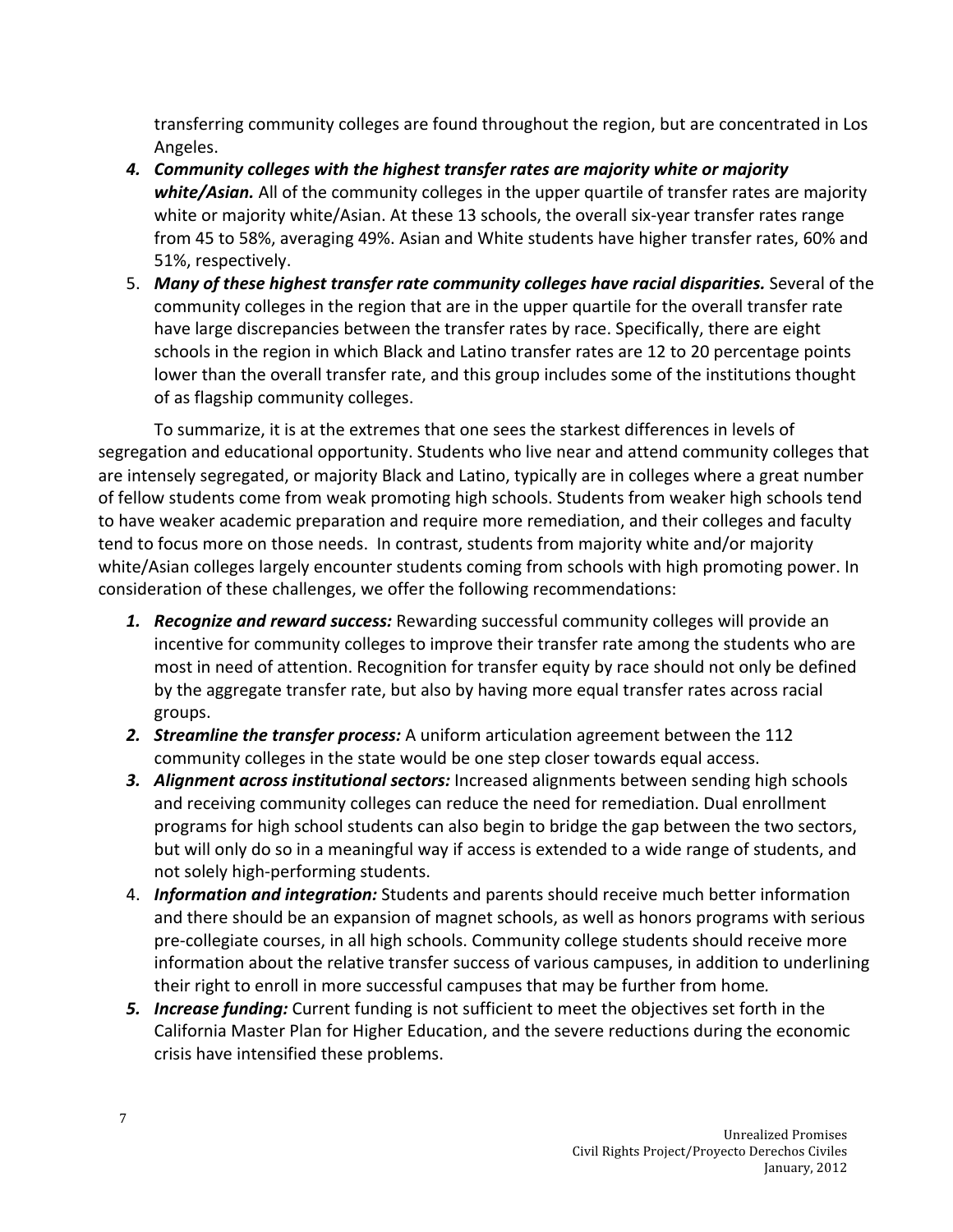transferring community colleges are found throughout the region, but are concentrated in Los Angeles.

4. ***Community colleges with the highest transfer rates are majority white or majority white/Asian.*** All of the community colleges in the upper quartile of transfer rates are majority white or majority white/Asian. At these 13 schools, the overall six-year transfer rates range from 45 to 58%, averaging 49%. Asian and White students have higher transfer rates, 60% and 51%, respectively.
5. ***Many of these highest transfer rate community colleges have racial disparities.*** Several of the community colleges in the region that are in the upper quartile for the overall transfer rate have large discrepancies between the transfer rates by race. Specifically, there are eight schools in the region in which Black and Latino transfer rates are 12 to 20 percentage points lower than the overall transfer rate, and this group includes some of the institutions thought of as flagship community colleges.

To summarize, it is at the extremes that one sees the starkest differences in levels of segregation and educational opportunity. Students who live near and attend community colleges that are intensely segregated, or majority Black and Latino, typically are in colleges where a great number of fellow students come from weak promoting high schools. Students from weaker high schools tend to have weaker academic preparation and require more remediation, and their colleges and faculty tend to focus more on those needs. In contrast, students from majority white and/or majority white/Asian colleges largely encounter students coming from schools with high promoting power. In consideration of these challenges, we offer the following recommendations:

1. ***Recognize and reward success:*** Rewarding successful community colleges will provide an incentive for community colleges to improve their transfer rate among the students who are most in need of attention. Recognition for transfer equity by race should not only be defined by the aggregate transfer rate, but also by having more equal transfer rates across racial groups.
2. ***Streamline the transfer process:*** A uniform articulation agreement between the 112 community colleges in the state would be one step closer towards equal access.
3. ***Alignment across institutional sectors:*** Increased alignments between sending high schools and receiving community colleges can reduce the need for remediation. Dual enrollment programs for high school students can also begin to bridge the gap between the two sectors, but will only do so in a meaningful way if access is extended to a wide range of students, and not solely high-performing students.
4. ***Information and integration:*** Students and parents should receive much better information and there should be an expansion of magnet schools, as well as honors programs with serious pre-collegiate courses, in all high schools. Community college students should receive more information about the relative transfer success of various campuses, in addition to underlining their right to enroll in more successful campuses that may be further from home.
5. ***Increase funding:*** Current funding is not sufficient to meet the objectives set forth in the California Master Plan for Higher Education, and the severe reductions during the economic crisis have intensified these problems.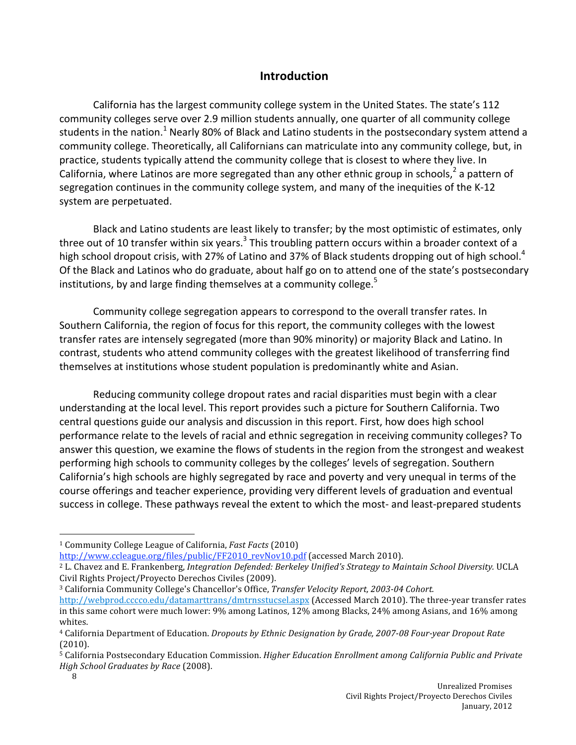## Introduction

California has the largest community college system in the United States. The state's 112 community colleges serve over 2.9 million students annually, one quarter of all community college students in the nation.[1] Nearly 80% of Black and Latino students in the postsecondary system attend a community college. Theoretically, all Californians can matriculate into any community college, but, in practice, students typically attend the community college that is closest to where they live. In California, where Latinos are more segregated than any other ethnic group in schools,[2] a pattern of segregation continues in the community college system, and many of the inequities of the K-12 system are perpetuated.

Black and Latino students are least likely to transfer; by the most optimistic of estimates, only three out of 10 transfer within six years.[3] This troubling pattern occurs within a broader context of a high school dropout crisis, with 27% of Latino and 37% of Black students dropping out of high school.[4] Of the Black and Latinos who do graduate, about half go on to attend one of the state's postsecondary institutions, by and large finding themselves at a community college.[5]

Community college segregation appears to correspond to the overall transfer rates. In Southern California, the region of focus for this report, the community colleges with the lowest transfer rates are intensely segregated (more than 90% minority) or majority Black and Latino. In contrast, students who attend community colleges with the greatest likelihood of transferring find themselves at institutions whose student population is predominantly white and Asian.

Reducing community college dropout rates and racial disparities must begin with a clear understanding at the local level. This report provides such a picture for Southern California. Two central questions guide our analysis and discussion in this report. First, how does high school performance relate to the levels of racial and ethnic segregation in receiving community colleges? To answer this question, we examine the flows of students in the region from the strongest and weakest performing high schools to community colleges by the colleges' levels of segregation. Southern California's high schools are highly segregated by race and poverty and very unequal in terms of the course offerings and teacher experience, providing very different levels of graduation and eventual success in college. These pathways reveal the extent to which the most- and least-prepared students

---

[1] Community College League of California, *Fast Facts* (2010) http://www.ccleague.org/files/public/FF2010_revNov10.pdf (accessed March 2010).

[2] L. Chavez and E. Frankenberg, *Integration Defended: Berkeley Unified's Strategy to Maintain School Diversity.* UCLA Civil Rights Project/Proyecto Derechos Civiles (2009).

[3] California Community College's Chancellor's Office, *Transfer Velocity Report, 2003-04 Cohort.* http://webprod.cccco.edu/datamarttrans/dmtrnsstucsel.aspx (Accessed March 2010). The three-year transfer rates in this same cohort were much lower: 9% among Latinos, 12% among Blacks, 24% among Asians, and 16% among whites.

[4] California Department of Education. *Dropouts by Ethnic Designation by Grade, 2007-08 Four-year Dropout Rate* (2010).

[5] California Postsecondary Education Commission. *Higher Education Enrollment among California Public and Private High School Graduates by Race* (2008).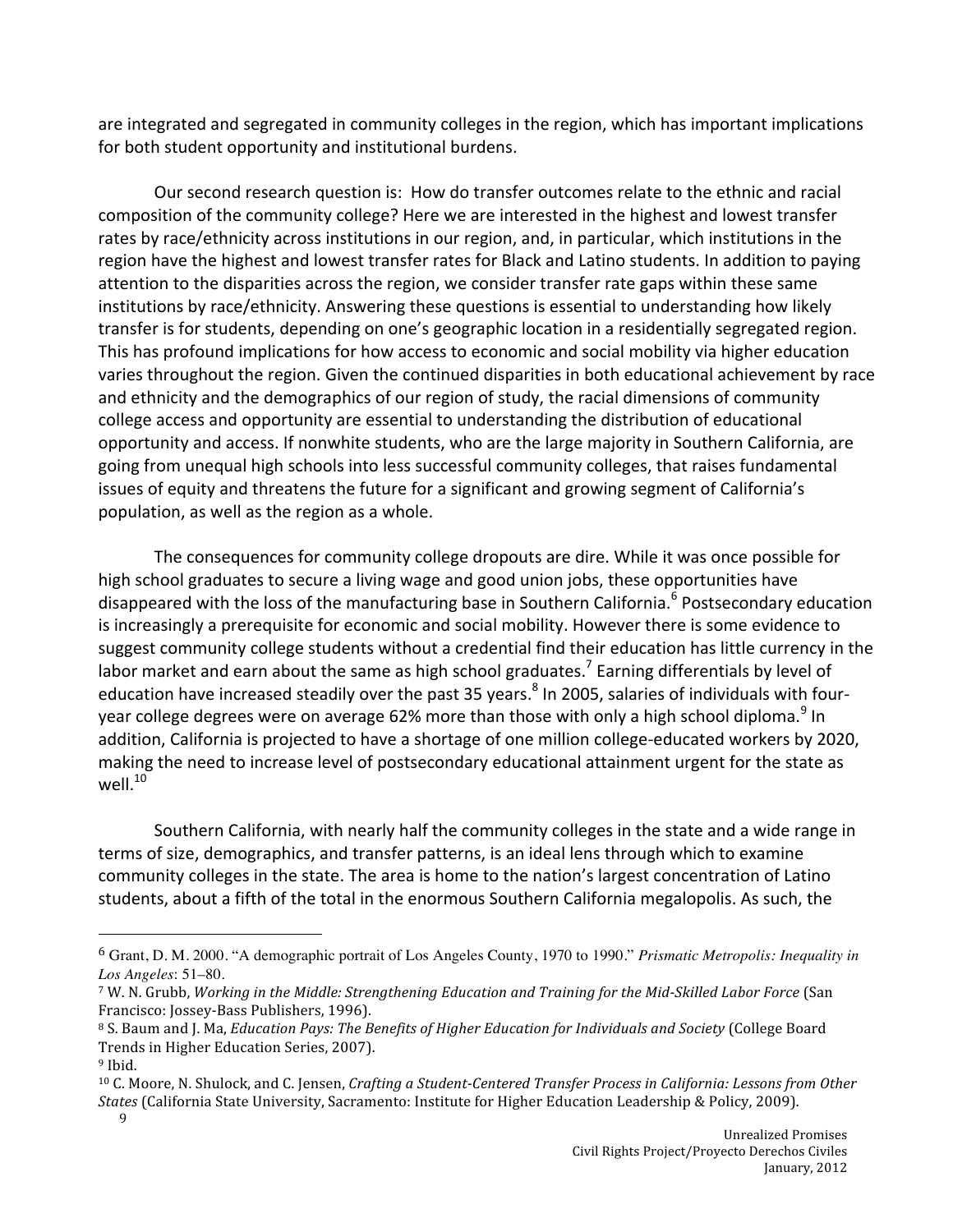are integrated and segregated in community colleges in the region, which has important implications for both student opportunity and institutional burdens.

Our second research question is: How do transfer outcomes relate to the ethnic and racial composition of the community college? Here we are interested in the highest and lowest transfer rates by race/ethnicity across institutions in our region, and, in particular, which institutions in the region have the highest and lowest transfer rates for Black and Latino students. In addition to paying attention to the disparities across the region, we consider transfer rate gaps within these same institutions by race/ethnicity. Answering these questions is essential to understanding how likely transfer is for students, depending on one's geographic location in a residentially segregated region. This has profound implications for how access to economic and social mobility via higher education varies throughout the region. Given the continued disparities in both educational achievement by race and ethnicity and the demographics of our region of study, the racial dimensions of community college access and opportunity are essential to understanding the distribution of educational opportunity and access. If nonwhite students, who are the large majority in Southern California, are going from unequal high schools into less successful community colleges, that raises fundamental issues of equity and threatens the future for a significant and growing segment of California's population, as well as the region as a whole.

The consequences for community college dropouts are dire. While it was once possible for high school graduates to secure a living wage and good union jobs, these opportunities have disappeared with the loss of the manufacturing base in Southern California.[6] Postsecondary education is increasingly a prerequisite for economic and social mobility. However there is some evidence to suggest community college students without a credential find their education has little currency in the labor market and earn about the same as high school graduates.[7] Earning differentials by level of education have increased steadily over the past 35 years.[8] In 2005, salaries of individuals with four-year college degrees were on average 62% more than those with only a high school diploma.[9] In addition, California is projected to have a shortage of one million college-educated workers by 2020, making the need to increase level of postsecondary educational attainment urgent for the state as well.[10]

Southern California, with nearly half the community colleges in the state and a wide range in terms of size, demographics, and transfer patterns, is an ideal lens through which to examine community colleges in the state. The area is home to the nation's largest concentration of Latino students, about a fifth of the total in the enormous Southern California megalopolis. As such, the

---

[6] Grant, D. M. 2000. "A demographic portrait of Los Angeles County, 1970 to 1990." *Prismatic Metropolis: Inequality in Los Angeles*: 51–80.

[7] W. N. Grubb, *Working in the Middle: Strengthening Education and Training for the Mid-Skilled Labor Force* (San Francisco: Jossey-Bass Publishers, 1996).

[8] S. Baum and J. Ma, *Education Pays: The Benefits of Higher Education for Individuals and Society* (College Board Trends in Higher Education Series, 2007).

[9] Ibid.

[10] C. Moore, N. Shulock, and C. Jensen, *Crafting a Student-Centered Transfer Process in California: Lessons from Other States* (California State University, Sacramento: Institute for Higher Education Leadership & Policy, 2009).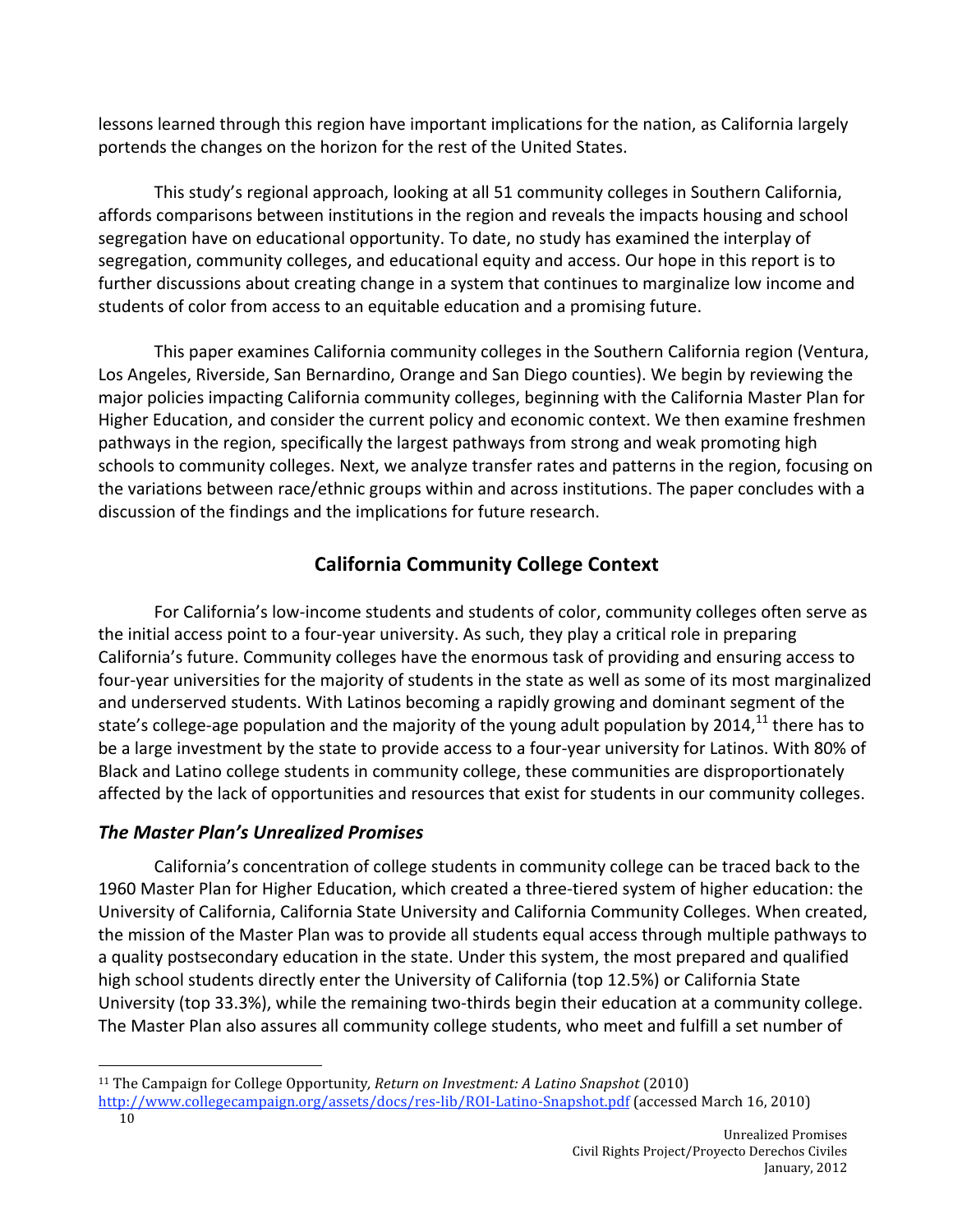lessons learned through this region have important implications for the nation, as California largely portends the changes on the horizon for the rest of the United States.

This study's regional approach, looking at all 51 community colleges in Southern California, affords comparisons between institutions in the region and reveals the impacts housing and school segregation have on educational opportunity. To date, no study has examined the interplay of segregation, community colleges, and educational equity and access. Our hope in this report is to further discussions about creating change in a system that continues to marginalize low income and students of color from access to an equitable education and a promising future.

This paper examines California community colleges in the Southern California region (Ventura, Los Angeles, Riverside, San Bernardino, Orange and San Diego counties). We begin by reviewing the major policies impacting California community colleges, beginning with the California Master Plan for Higher Education, and consider the current policy and economic context. We then examine freshmen pathways in the region, specifically the largest pathways from strong and weak promoting high schools to community colleges. Next, we analyze transfer rates and patterns in the region, focusing on the variations between race/ethnic groups within and across institutions. The paper concludes with a discussion of the findings and the implications for future research.

## California Community College Context

For California's low-income students and students of color, community colleges often serve as the initial access point to a four-year university. As such, they play a critical role in preparing California's future. Community colleges have the enormous task of providing and ensuring access to four-year universities for the majority of students in the state as well as some of its most marginalized and underserved students. With Latinos becoming a rapidly growing and dominant segment of the state's college-age population and the majority of the young adult population by 2014,[11] there has to be a large investment by the state to provide access to a four-year university for Latinos. With 80% of Black and Latino college students in community college, these communities are disproportionately affected by the lack of opportunities and resources that exist for students in our community colleges.

### *The Master Plan's Unrealized Promises*

California's concentration of college students in community college can be traced back to the 1960 Master Plan for Higher Education, which created a three-tiered system of higher education: the University of California, California State University and California Community Colleges. When created, the mission of the Master Plan was to provide all students equal access through multiple pathways to a quality postsecondary education in the state. Under this system, the most prepared and qualified high school students directly enter the University of California (top 12.5%) or California State University (top 33.3%), while the remaining two-thirds begin their education at a community college. The Master Plan also assures all community college students, who meet and fulfill a set number of

---

[11] The Campaign for College Opportunity, *Return on Investment: A Latino Snapshot* (2010) http://www.collegecampaign.org/assets/docs/res-lib/ROI-Latino-Snapshot.pdf (accessed March 16, 2010)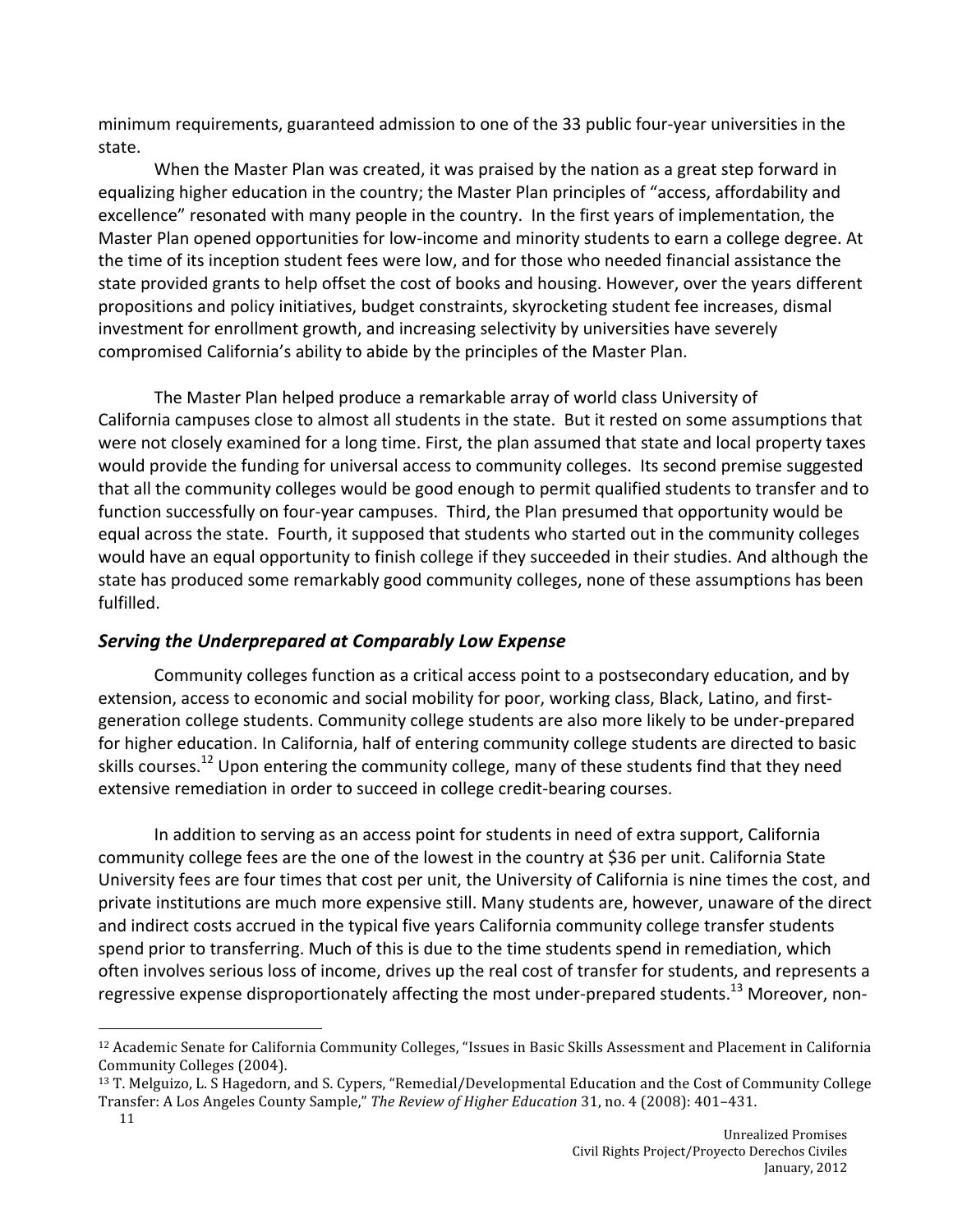minimum requirements, guaranteed admission to one of the 33 public four-year universities in the state.

When the Master Plan was created, it was praised by the nation as a great step forward in equalizing higher education in the country; the Master Plan principles of "access, affordability and excellence" resonated with many people in the country. In the first years of implementation, the Master Plan opened opportunities for low-income and minority students to earn a college degree. At the time of its inception student fees were low, and for those who needed financial assistance the state provided grants to help offset the cost of books and housing. However, over the years different propositions and policy initiatives, budget constraints, skyrocketing student fee increases, dismal investment for enrollment growth, and increasing selectivity by universities have severely compromised California's ability to abide by the principles of the Master Plan.

The Master Plan helped produce a remarkable array of world class University of California campuses close to almost all students in the state. But it rested on some assumptions that were not closely examined for a long time. First, the plan assumed that state and local property taxes would provide the funding for universal access to community colleges. Its second premise suggested that all the community colleges would be good enough to permit qualified students to transfer and to function successfully on four-year campuses. Third, the Plan presumed that opportunity would be equal across the state. Fourth, it supposed that students who started out in the community colleges would have an equal opportunity to finish college if they succeeded in their studies. And although the state has produced some remarkably good community colleges, none of these assumptions has been fulfilled.

### *Serving the Underprepared at Comparably Low Expense*

Community colleges function as a critical access point to a postsecondary education, and by extension, access to economic and social mobility for poor, working class, Black, Latino, and first-generation college students. Community college students are also more likely to be under-prepared for higher education. In California, half of entering community college students are directed to basic skills courses.[12] Upon entering the community college, many of these students find that they need extensive remediation in order to succeed in college credit-bearing courses.

In addition to serving as an access point for students in need of extra support, California community college fees are the one of the lowest in the country at $36 per unit. California State University fees are four times that cost per unit, the University of California is nine times the cost, and private institutions are much more expensive still. Many students are, however, unaware of the direct and indirect costs accrued in the typical five years California community college transfer students spend prior to transferring. Much of this is due to the time students spend in remediation, which often involves serious loss of income, drives up the real cost of transfer for students, and represents a regressive expense disproportionately affecting the most under-prepared students.[13] Moreover, non-

---

[12] Academic Senate for California Community Colleges, "Issues in Basic Skills Assessment and Placement in California Community Colleges (2004).

[13] T. Melguizo, L. S Hagedorn, and S. Cypers, "Remedial/Developmental Education and the Cost of Community College Transfer: A Los Angeles County Sample," *The Review of Higher Education* 31, no. 4 (2008): 401–431.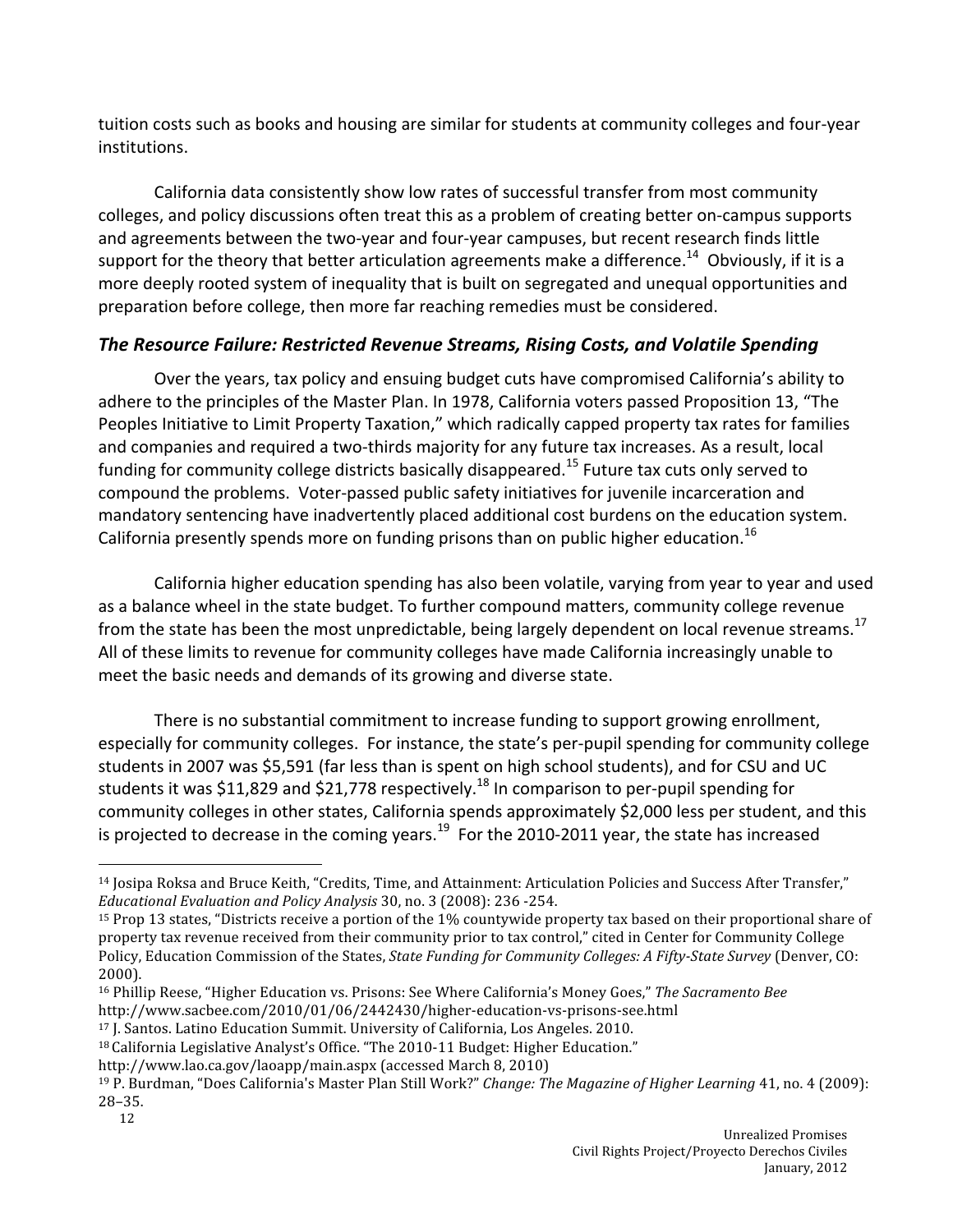tuition costs such as books and housing are similar for students at community colleges and four-year institutions.

California data consistently show low rates of successful transfer from most community colleges, and policy discussions often treat this as a problem of creating better on-campus supports and agreements between the two-year and four-year campuses, but recent research finds little support for the theory that better articulation agreements make a difference.[14] Obviously, if it is a more deeply rooted system of inequality that is built on segregated and unequal opportunities and preparation before college, then more far reaching remedies must be considered.

### *The Resource Failure: Restricted Revenue Streams, Rising Costs, and Volatile Spending*

Over the years, tax policy and ensuing budget cuts have compromised California's ability to adhere to the principles of the Master Plan. In 1978, California voters passed Proposition 13, "The Peoples Initiative to Limit Property Taxation," which radically capped property tax rates for families and companies and required a two-thirds majority for any future tax increases. As a result, local funding for community college districts basically disappeared.[15] Future tax cuts only served to compound the problems. Voter-passed public safety initiatives for juvenile incarceration and mandatory sentencing have inadvertently placed additional cost burdens on the education system. California presently spends more on funding prisons than on public higher education.[16]

California higher education spending has also been volatile, varying from year to year and used as a balance wheel in the state budget. To further compound matters, community college revenue from the state has been the most unpredictable, being largely dependent on local revenue streams.[17] All of these limits to revenue for community colleges have made California increasingly unable to meet the basic needs and demands of its growing and diverse state.

There is no substantial commitment to increase funding to support growing enrollment, especially for community colleges. For instance, the state's per-pupil spending for community college students in 2007 was $5,591 (far less than is spent on high school students), and for CSU and UC students it was $11,829 and $21,778 respectively.[18] In comparison to per-pupil spending for community colleges in other states, California spends approximately $2,000 less per student, and this is projected to decrease in the coming years.[19] For the 2010-2011 year, the state has increased

---

[14] Josipa Roksa and Bruce Keith, "Credits, Time, and Attainment: Articulation Policies and Success After Transfer," *Educational Evaluation and Policy Analysis* 30, no. 3 (2008): 236 -254.

[15] Prop 13 states, "Districts receive a portion of the 1% countywide property tax based on their proportional share of property tax revenue received from their community prior to tax control," cited in Center for Community College Policy, Education Commission of the States, *State Funding for Community Colleges: A Fifty-State Survey* (Denver, CO: 2000).

[16] Phillip Reese, "Higher Education vs. Prisons: See Where California's Money Goes," *The Sacramento Bee* http://www.sacbee.com/2010/01/06/2442430/higher-education-vs-prisons-see.html

[17] J. Santos. Latino Education Summit. University of California, Los Angeles. 2010.

[18] California Legislative Analyst's Office. "The 2010-11 Budget: Higher Education." http://www.lao.ca.gov/laoapp/main.aspx (accessed March 8, 2010)

[19] P. Burdman, "Does California's Master Plan Still Work?" *Change: The Magazine of Higher Learning* 41, no. 4 (2009): 28–35.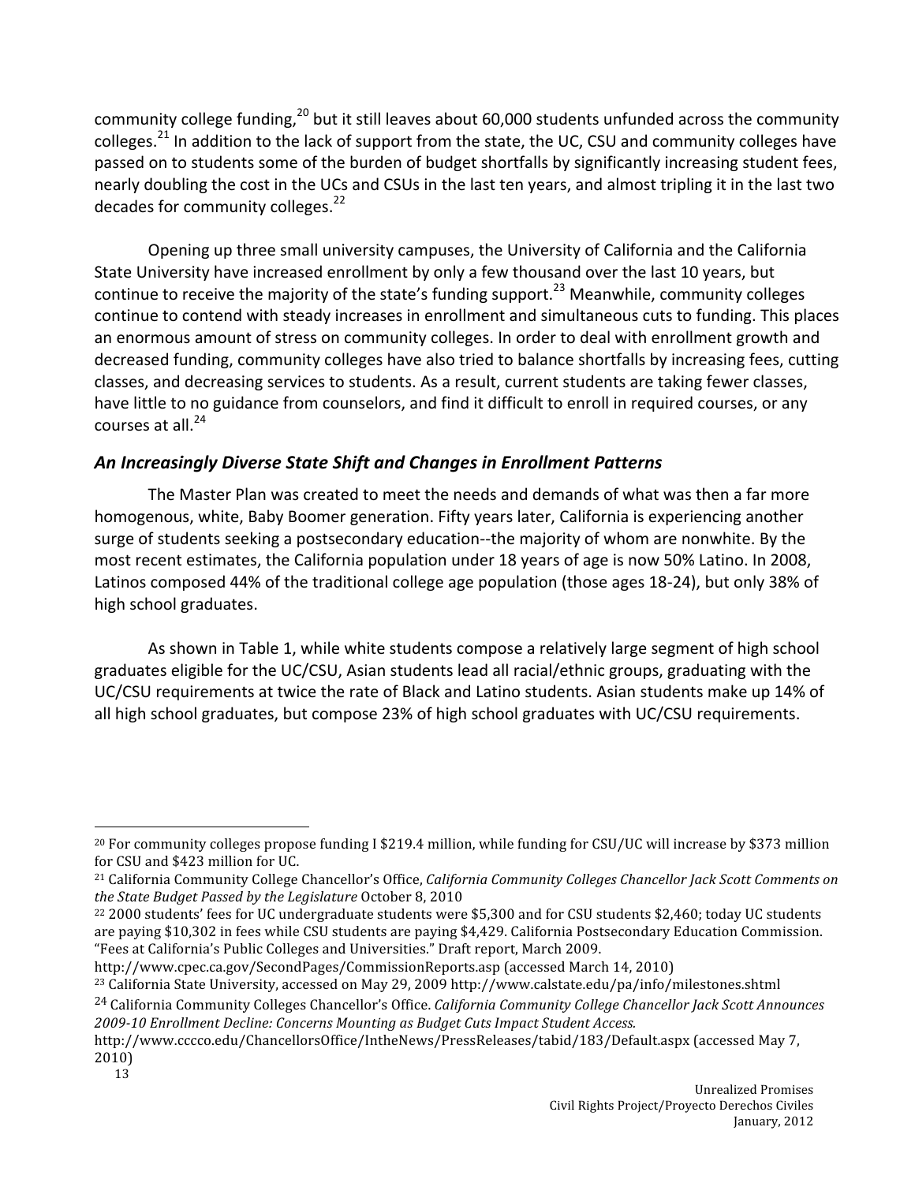community college funding,[20] but it still leaves about 60,000 students unfunded across the community colleges.[21] In addition to the lack of support from the state, the UC, CSU and community colleges have passed on to students some of the burden of budget shortfalls by significantly increasing student fees, nearly doubling the cost in the UCs and CSUs in the last ten years, and almost tripling it in the last two decades for community colleges.[22]

Opening up three small university campuses, the University of California and the California State University have increased enrollment by only a few thousand over the last 10 years, but continue to receive the majority of the state's funding support.[23] Meanwhile, community colleges continue to contend with steady increases in enrollment and simultaneous cuts to funding. This places an enormous amount of stress on community colleges. In order to deal with enrollment growth and decreased funding, community colleges have also tried to balance shortfalls by increasing fees, cutting classes, and decreasing services to students. As a result, current students are taking fewer classes, have little to no guidance from counselors, and find it difficult to enroll in required courses, or any courses at all.[24]

### *An Increasingly Diverse State Shift and Changes in Enrollment Patterns*

The Master Plan was created to meet the needs and demands of what was then a far more homogenous, white, Baby Boomer generation. Fifty years later, California is experiencing another surge of students seeking a postsecondary education--the majority of whom are nonwhite. By the most recent estimates, the California population under 18 years of age is now 50% Latino. In 2008, Latinos composed 44% of the traditional college age population (those ages 18-24), but only 38% of high school graduates.

As shown in Table 1, while white students compose a relatively large segment of high school graduates eligible for the UC/CSU, Asian students lead all racial/ethnic groups, graduating with the UC/CSU requirements at twice the rate of Black and Latino students. Asian students make up 14% of all high school graduates, but compose 23% of high school graduates with UC/CSU requirements.

---

[20] For community colleges propose funding I $219.4 million, while funding for CSU/UC will increase by $373 million for CSU and $423 million for UC.

[21] California Community College Chancellor's Office, *California Community Colleges Chancellor Jack Scott Comments on the State Budget Passed by the Legislature* October 8, 2010

[22] 2000 students' fees for UC undergraduate students were $5,300 and for CSU students $2,460; today UC students are paying $10,302 in fees while CSU students are paying $4,429. California Postsecondary Education Commission. "Fees at California's Public Colleges and Universities." Draft report, March 2009. http://www.cpec.ca.gov/SecondPages/CommissionReports.asp (accessed March 14, 2010)

[23] California State University, accessed on May 29, 2009 http://www.calstate.edu/pa/info/milestones.shtml

[24] California Community Colleges Chancellor's Office. *California Community College Chancellor Jack Scott Announces 2009-10 Enrollment Decline: Concerns Mounting as Budget Cuts Impact Student Access.* http://www.cccco.edu/ChancellorsOffice/IntheNews/PressReleases/tabid/183/Default.aspx (accessed May 7, 2010)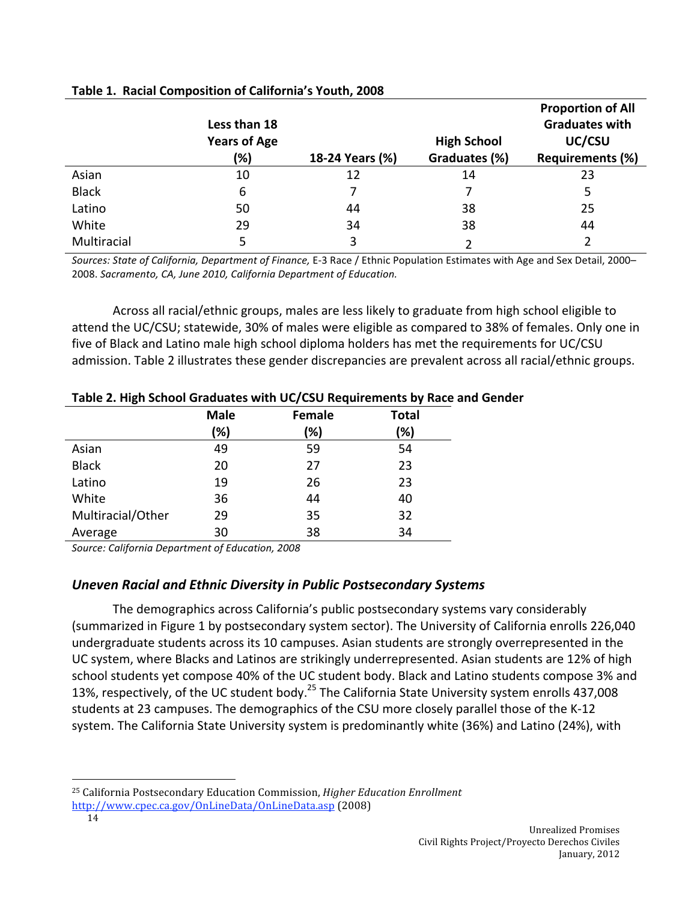**Table 1. Racial Composition of California's Youth, 2008**

| | Less than 18 Years of Age (%) | 18-24 Years (%) | High School Graduates (%) | Proportion of All Graduates with UC/CSU Requirements (%) |
|---|---|---|---|---|
| Asian | 10 | 12 | 14 | 23 |
| Black | 6 | 7 | 7 | 5 |
| Latino | 50 | 44 | 38 | 25 |
| White | 29 | 34 | 38 | 44 |
| Multiracial | 5 | 3 | 2 | 2 |

*Sources: State of California, Department of Finance,* E-3 Race / Ethnic Population Estimates with Age and Sex Detail, 2000–2008. *Sacramento, CA, June 2010, California Department of Education.*

Across all racial/ethnic groups, males are less likely to graduate from high school eligible to attend the UC/CSU; statewide, 30% of males were eligible as compared to 38% of females. Only one in five of Black and Latino male high school diploma holders has met the requirements for UC/CSU admission. Table 2 illustrates these gender discrepancies are prevalent across all racial/ethnic groups.

**Table 2. High School Graduates with UC/CSU Requirements by Race and Gender**

| | Male (%) | Female (%) | Total (%) |
|---|---|---|---|
| Asian | 49 | 59 | 54 |
| Black | 20 | 27 | 23 |
| Latino | 19 | 26 | 23 |
| White | 36 | 44 | 40 |
| Multiracial/Other | 29 | 35 | 32 |
| Average | 30 | 38 | 34 |

*Source: California Department of Education, 2008*

### *Uneven Racial and Ethnic Diversity in Public Postsecondary Systems*

The demographics across California's public postsecondary systems vary considerably (summarized in Figure 1 by postsecondary system sector). The University of California enrolls 226,040 undergraduate students across its 10 campuses. Asian students are strongly overrepresented in the UC system, where Blacks and Latinos are strikingly underrepresented. Asian students are 12% of high school students yet compose 40% of the UC student body. Black and Latino students compose 3% and 13%, respectively, of the UC student body.[25] The California State University system enrolls 437,008 students at 23 campuses. The demographics of the CSU more closely parallel those of the K-12 system. The California State University system is predominantly white (36%) and Latino (24%), with

[25] California Postsecondary Education Commission, *Higher Education Enrollment* http://www.cpec.ca.gov/OnLineData/OnLineData.asp (2008)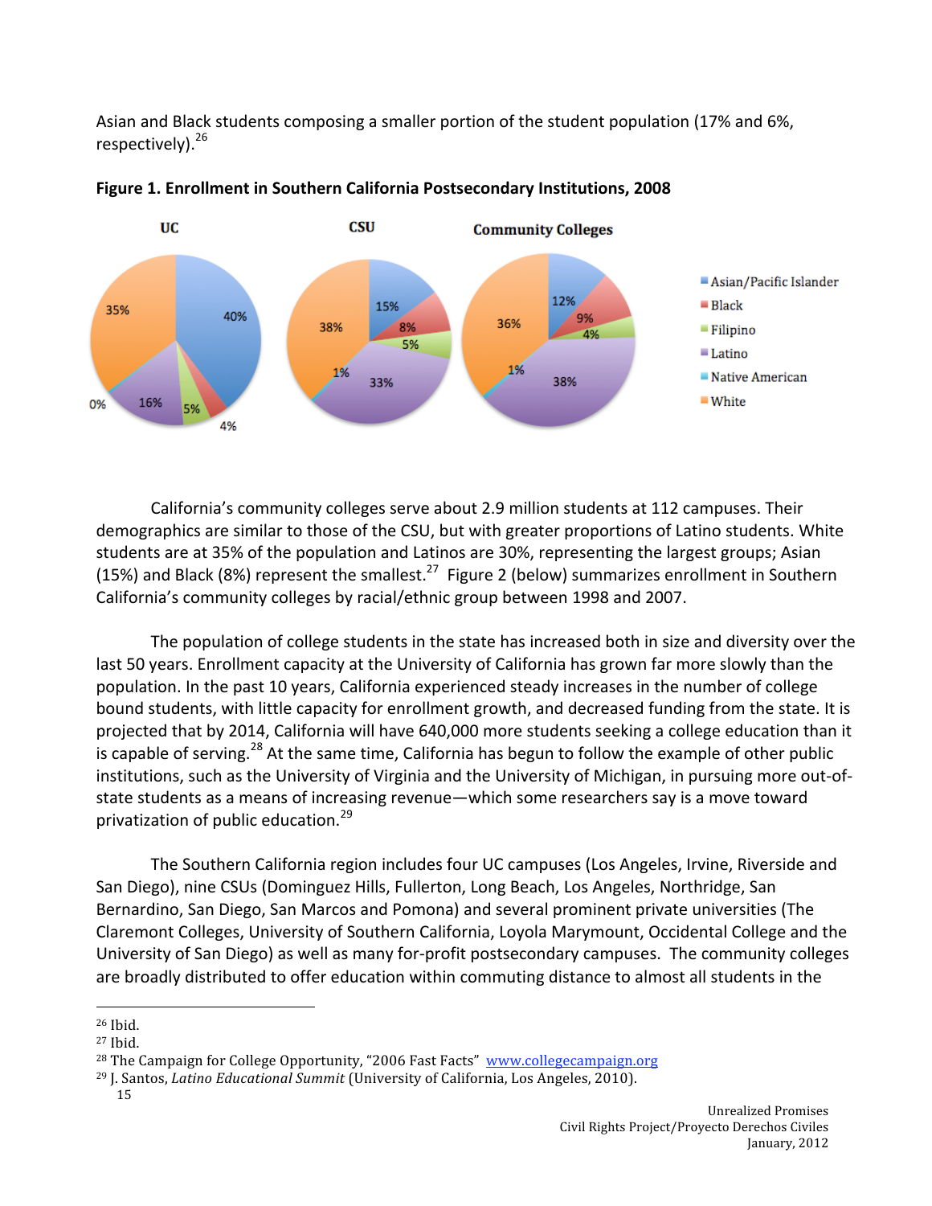Asian and Black students composing a smaller portion of the student population (17% and 6%, respectively).[26]

**Figure 1. Enrollment in Southern California Postsecondary Institutions, 2008**

UC
40%
4%
5%
16%
0%
35%

CSU
15%
8%
5%
33%
1%
38%

Community Colleges
12%
9%
4%
38%
1%
36%

Asian/Pacific Islander
Black
Filipino
Latino
Native American
White

California's community colleges serve about 2.9 million students at 112 campuses. Their demographics are similar to those of the CSU, but with greater proportions of Latino students. White students are at 35% of the population and Latinos are 30%, representing the largest groups; Asian (15%) and Black (8%) represent the smallest.[27] Figure 2 (below) summarizes enrollment in Southern California's community colleges by racial/ethnic group between 1998 and 2007.

The population of college students in the state has increased both in size and diversity over the last 50 years. Enrollment capacity at the University of California has grown far more slowly than the population. In the past 10 years, California experienced steady increases in the number of college bound students, with little capacity for enrollment growth, and decreased funding from the state. It is projected that by 2014, California will have 640,000 more students seeking a college education than it is capable of serving.[28] At the same time, California has begun to follow the example of other public institutions, such as the University of Virginia and the University of Michigan, in pursuing more out-of-state students as a means of increasing revenue—which some researchers say is a move toward privatization of public education.[29]

The Southern California region includes four UC campuses (Los Angeles, Irvine, Riverside and San Diego), nine CSUs (Dominguez Hills, Fullerton, Long Beach, Los Angeles, Northridge, San Bernardino, San Diego, San Marcos and Pomona) and several prominent private universities (The Claremont Colleges, University of Southern California, Loyola Marymount, Occidental College and the University of San Diego) as well as many for-profit postsecondary campuses. The community colleges are broadly distributed to offer education within commuting distance to almost all students in the

---

[26] Ibid.

[27] Ibid.

[28] The Campaign for College Opportunity, "2006 Fast Facts" www.collegecampaign.org

[29] J. Santos, *Latino Educational Summit* (University of California, Los Angeles, 2010).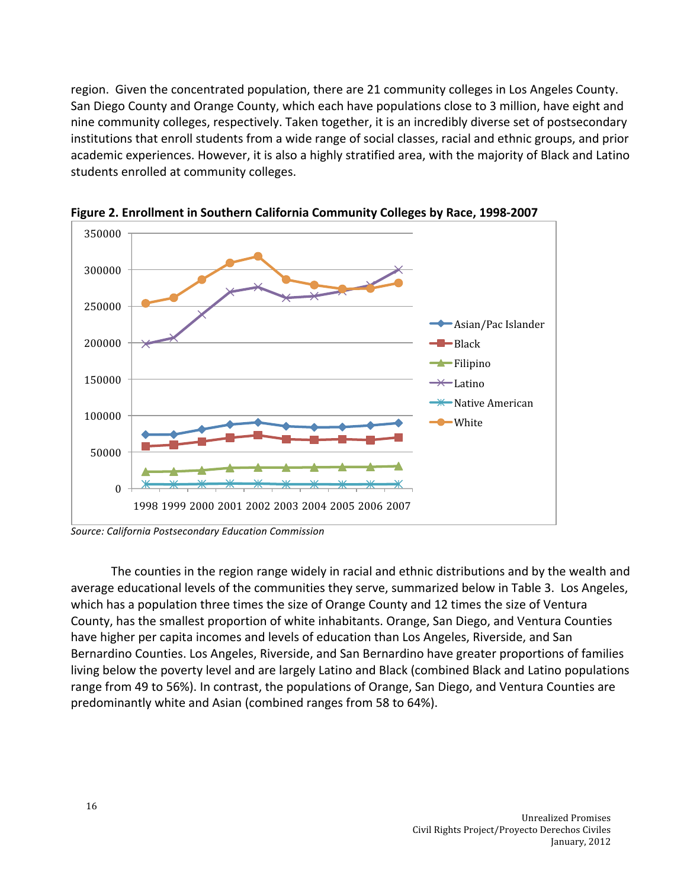region. Given the concentrated population, there are 21 community colleges in Los Angeles County. San Diego County and Orange County, which each have populations close to 3 million, have eight and nine community colleges, respectively. Taken together, it is an incredibly diverse set of postsecondary institutions that enroll students from a wide range of social classes, racial and ethnic groups, and prior academic experiences. However, it is also a highly stratified area, with the majority of Black and Latino students enrolled at community colleges.

**Figure 2. Enrollment in Southern California Community Colleges by Race, 1998-2007**

*Source: California Postsecondary Education Commission*

The counties in the region range widely in racial and ethnic distributions and by the wealth and average educational levels of the communities they serve, summarized below in Table 3. Los Angeles, which has a population three times the size of Orange County and 12 times the size of Ventura County, has the smallest proportion of white inhabitants. Orange, San Diego, and Ventura Counties have higher per capita incomes and levels of education than Los Angeles, Riverside, and San Bernardino Counties. Los Angeles, Riverside, and San Bernardino have greater proportions of families living below the poverty level and are largely Latino and Black (combined Black and Latino populations range from 49 to 56%). In contrast, the populations of Orange, San Diego, and Ventura Counties are predominantly white and Asian (combined ranges from 58 to 64%).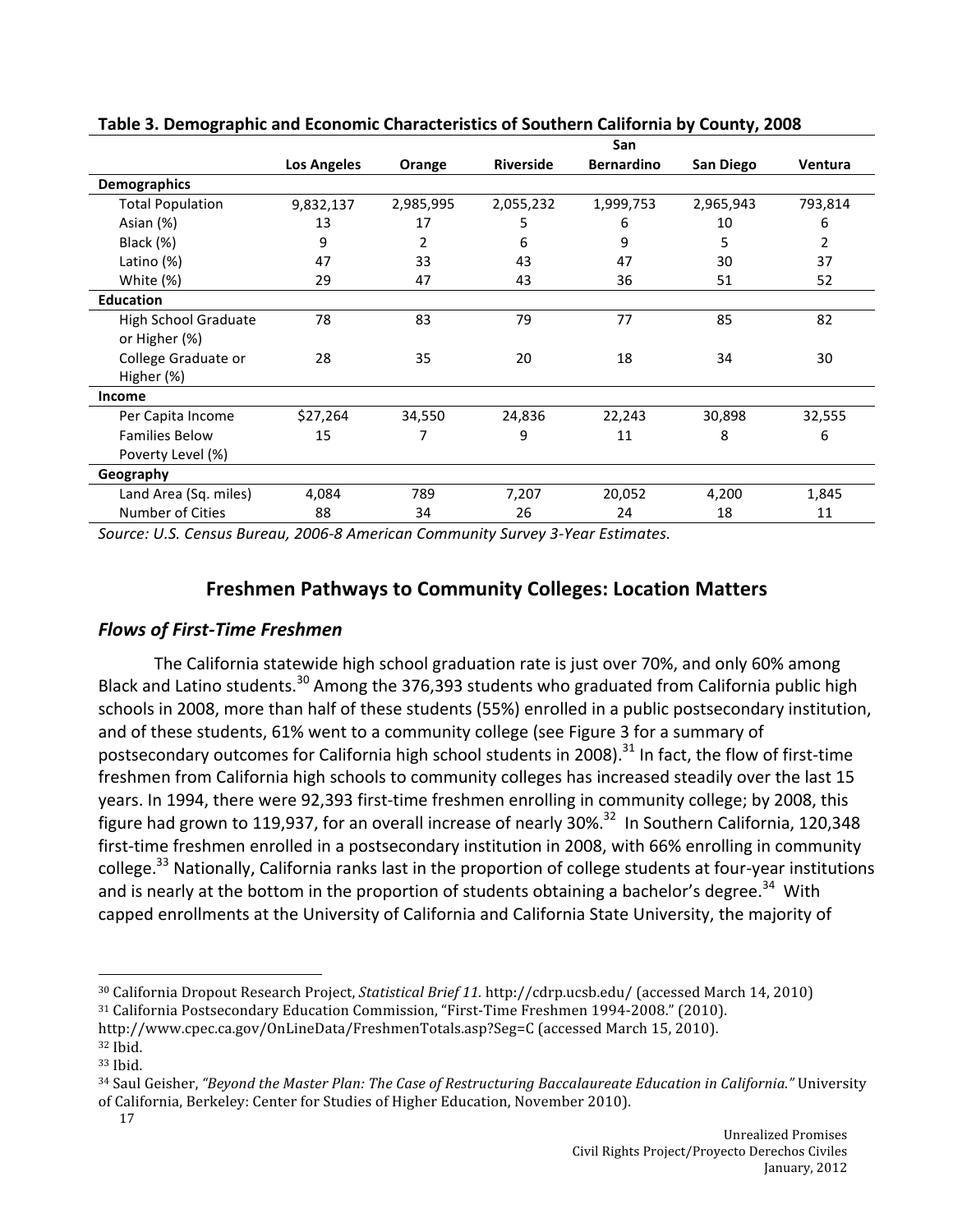**Table 3. Demographic and Economic Characteristics of Southern California by County, 2008**

| | Los Angeles | Orange | Riverside | San Bernardino | San Diego | Ventura |
|---|---|---|---|---|---|---|
| **Demographics** | | | | | | |
| Total Population | 9,832,137 | 2,985,995 | 2,055,232 | 1,999,753 | 2,965,943 | 793,814 |
| Asian (%) | 13 | 17 | 5 | 6 | 10 | 6 |
| Black (%) | 9 | 2 | 6 | 9 | 5 | 2 |
| Latino (%) | 47 | 33 | 43 | 47 | 30 | 37 |
| White (%) | 29 | 47 | 43 | 36 | 51 | 52 |
| **Education** | | | | | | |
| High School Graduate or Higher (%) | 78 | 83 | 79 | 77 | 85 | 82 |
| College Graduate or Higher (%) | 28 | 35 | 20 | 18 | 34 | 30 |
| **Income** | | | | | | |
| Per Capita Income | $27,264 | 34,550 | 24,836 | 22,243 | 30,898 | 32,555 |
| Families Below Poverty Level (%) | 15 | 7 | 9 | 11 | 8 | 6 |
| **Geography** | | | | | | |
| Land Area (Sq. miles) | 4,084 | 789 | 7,207 | 20,052 | 4,200 | 1,845 |
| Number of Cities | 88 | 34 | 26 | 24 | 18 | 11 |

*Source: U.S. Census Bureau, 2006-8 American Community Survey 3-Year Estimates.*

## Freshmen Pathways to Community Colleges: Location Matters

### *Flows of First-Time Freshmen*

The California statewide high school graduation rate is just over 70%, and only 60% among Black and Latino students.[30] Among the 376,393 students who graduated from California public high schools in 2008, more than half of these students (55%) enrolled in a public postsecondary institution, and of these students, 61% went to a community college (see Figure 3 for a summary of postsecondary outcomes for California high school students in 2008).[31] In fact, the flow of first-time freshmen from California high schools to community colleges has increased steadily over the last 15 years. In 1994, there were 92,393 first-time freshmen enrolling in community college; by 2008, this figure had grown to 119,937, for an overall increase of nearly 30%.[32] In Southern California, 120,348 first-time freshmen enrolled in a postsecondary institution in 2008, with 66% enrolling in community college.[33] Nationally, California ranks last in the proportion of college students at four-year institutions and is nearly at the bottom in the proportion of students obtaining a bachelor's degree.[34] With capped enrollments at the University of California and California State University, the majority of

---

[30] California Dropout Research Project, *Statistical Brief 11.* http://cdrp.ucsb.edu/ (accessed March 14, 2010)

[31] California Postsecondary Education Commission, "First-Time Freshmen 1994-2008." (2010). http://www.cpec.ca.gov/OnLineData/FreshmenTotals.asp?Seg=C (accessed March 15, 2010).

[32] Ibid.

[33] Ibid.

[34] Saul Geisher, *"Beyond the Master Plan: The Case of Restructuring Baccalaureate Education in California."* University of California, Berkeley: Center for Studies of Higher Education, November 2010).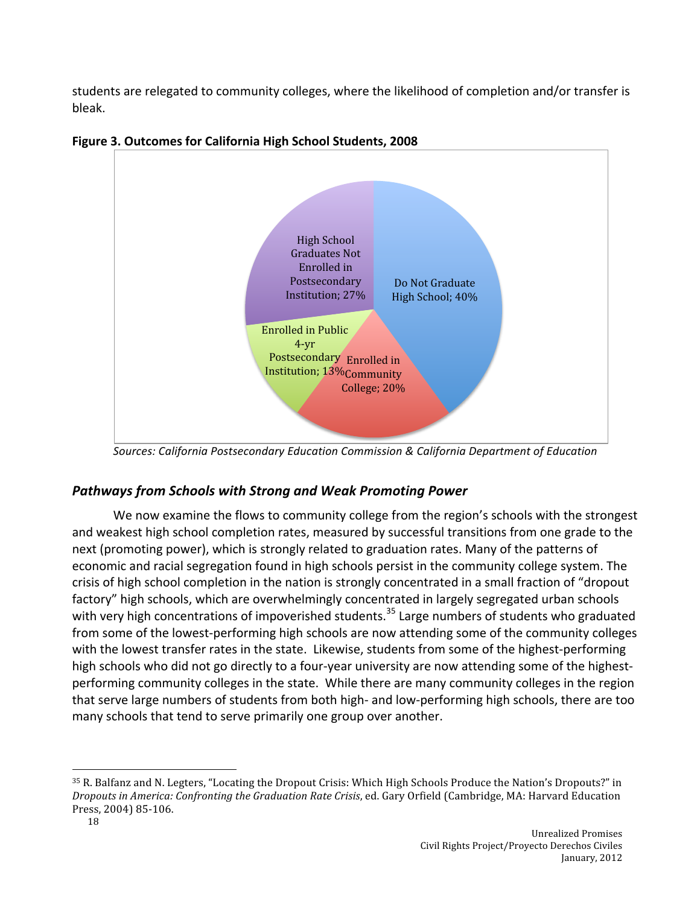students are relegated to community colleges, where the likelihood of completion and/or transfer is bleak.

**Figure 3. Outcomes for California High School Students, 2008**

High School Graduates Not Enrolled in Postsecondary Institution; 27%

Do Not Graduate High School; 40%

Enrolled in Public 4-yr Postsecondary Institution; 13%

Enrolled in Community College; 20%

*Sources: California Postsecondary Education Commission & California Department of Education*

### ***Pathways from Schools with Strong and Weak Promoting Power***

We now examine the flows to community college from the region's schools with the strongest and weakest high school completion rates, measured by successful transitions from one grade to the next (promoting power), which is strongly related to graduation rates. Many of the patterns of economic and racial segregation found in high schools persist in the community college system. The crisis of high school completion in the nation is strongly concentrated in a small fraction of "dropout factory" high schools, which are overwhelmingly concentrated in largely segregated urban schools with very high concentrations of impoverished students.[35] Large numbers of students who graduated from some of the lowest-performing high schools are now attending some of the community colleges with the lowest transfer rates in the state. Likewise, students from some of the highest-performing high schools who did not go directly to a four-year university are now attending some of the highest-performing community colleges in the state. While there are many community colleges in the region that serve large numbers of students from both high- and low-performing high schools, there are too many schools that tend to serve primarily one group over another.

---

[35] R. Balfanz and N. Legters, "Locating the Dropout Crisis: Which High Schools Produce the Nation's Dropouts?" in *Dropouts in America: Confronting the Graduation Rate Crisis*, ed. Gary Orfield (Cambridge, MA: Harvard Education Press, 2004) 85-106.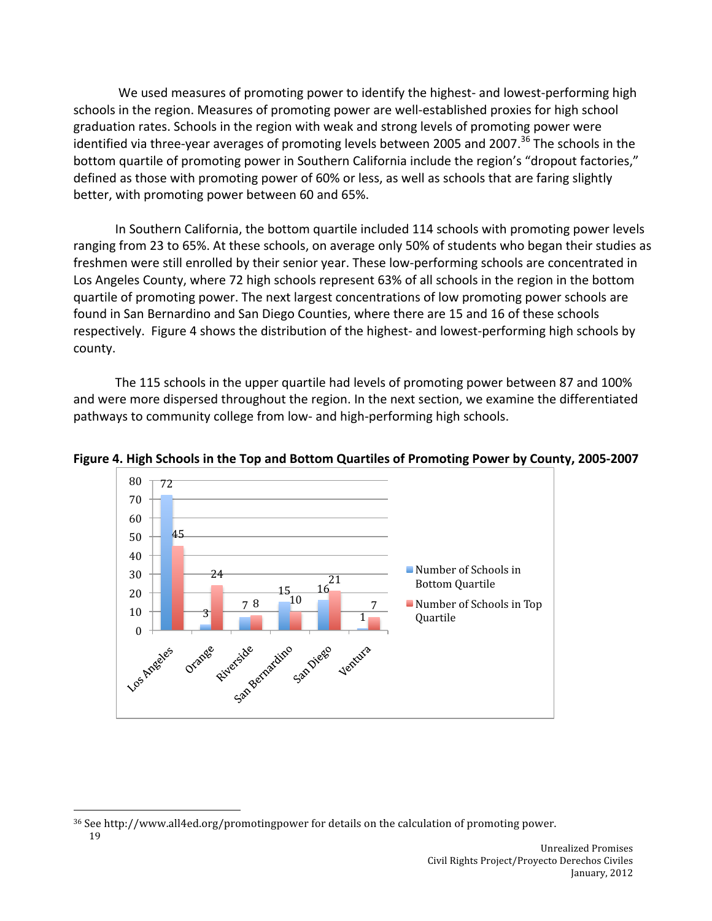We used measures of promoting power to identify the highest- and lowest-performing high schools in the region. Measures of promoting power are well-established proxies for high school graduation rates. Schools in the region with weak and strong levels of promoting power were identified via three-year averages of promoting levels between 2005 and 2007.[36] The schools in the bottom quartile of promoting power in Southern California include the region's "dropout factories," defined as those with promoting power of 60% or less, as well as schools that are faring slightly better, with promoting power between 60 and 65%.

In Southern California, the bottom quartile included 114 schools with promoting power levels ranging from 23 to 65%. At these schools, on average only 50% of students who began their studies as freshmen were still enrolled by their senior year. These low-performing schools are concentrated in Los Angeles County, where 72 high schools represent 63% of all schools in the region in the bottom quartile of promoting power. The next largest concentrations of low promoting power schools are found in San Bernardino and San Diego Counties, where there are 15 and 16 of these schools respectively. Figure 4 shows the distribution of the highest- and lowest-performing high schools by county.

The 115 schools in the upper quartile had levels of promoting power between 87 and 100% and were more dispersed throughout the region. In the next section, we examine the differentiated pathways to community college from low- and high-performing high schools.

**Figure 4. High Schools in the Top and Bottom Quartiles of Promoting Power by County, 2005-2007**

0
10
20
30
40
50
60
70
80

72
45
3
24
7
8
15
10
16
21
1
7

Los Angeles
Orange
Riverside
San Bernardino
San Diego
Ventura

Number of Schools in Bottom Quartile
Number of Schools in Top Quartile

[36] See http://www.all4ed.org/promotingpower for details on the calculation of promoting power.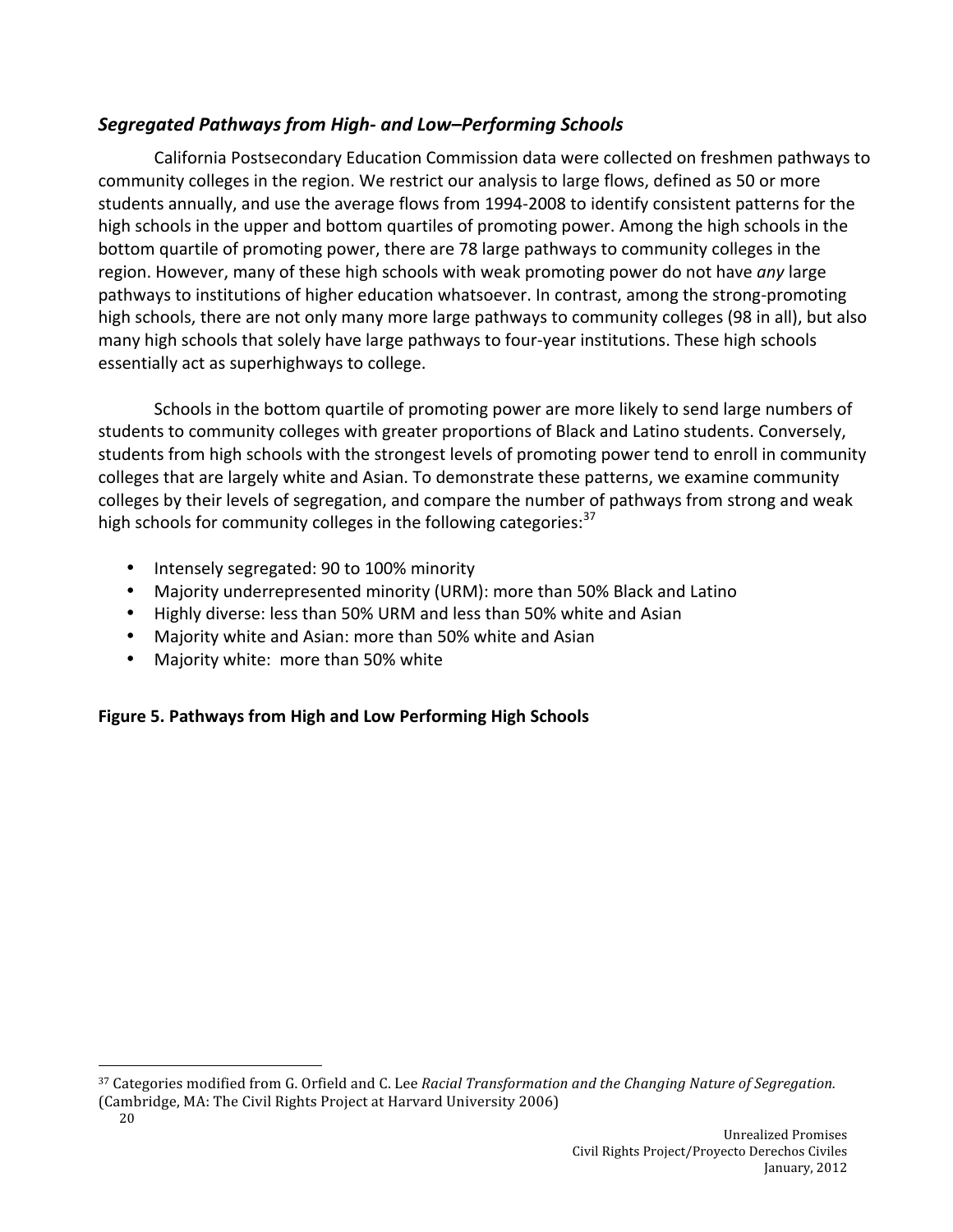### *Segregated Pathways from High- and Low–Performing Schools*

California Postsecondary Education Commission data were collected on freshmen pathways to community colleges in the region. We restrict our analysis to large flows, defined as 50 or more students annually, and use the average flows from 1994-2008 to identify consistent patterns for the high schools in the upper and bottom quartiles of promoting power. Among the high schools in the bottom quartile of promoting power, there are 78 large pathways to community colleges in the region. However, many of these high schools with weak promoting power do not have *any* large pathways to institutions of higher education whatsoever. In contrast, among the strong-promoting high schools, there are not only many more large pathways to community colleges (98 in all), but also many high schools that solely have large pathways to four-year institutions. These high schools essentially act as superhighways to college.

Schools in the bottom quartile of promoting power are more likely to send large numbers of students to community colleges with greater proportions of Black and Latino students. Conversely, students from high schools with the strongest levels of promoting power tend to enroll in community colleges that are largely white and Asian. To demonstrate these patterns, we examine community colleges by their levels of segregation, and compare the number of pathways from strong and weak high schools for community colleges in the following categories:[37]

- Intensely segregated: 90 to 100% minority
- Majority underrepresented minority (URM): more than 50% Black and Latino
- Highly diverse: less than 50% URM and less than 50% white and Asian
- Majority white and Asian: more than 50% white and Asian
- Majority white: more than 50% white

**Figure 5. Pathways from High and Low Performing High Schools**

[37] Categories modified from G. Orfield and C. Lee *Racial Transformation and the Changing Nature of Segregation.* (Cambridge, MA: The Civil Rights Project at Harvard University 2006)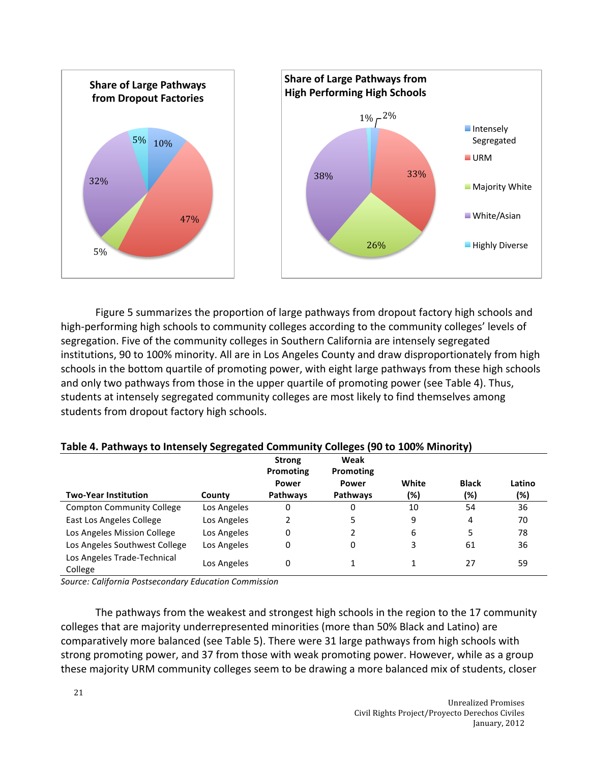Share of Large Pathways from Dropout Factories

10%
47%
5%
32%
5%

Share of Large Pathways from High Performing High Schools

1%
2%
33%
26%
38%

Intensely Segregated
URM
Majority White
White/Asian
Highly Diverse

Figure 5 summarizes the proportion of large pathways from dropout factory high schools and high-performing high schools to community colleges according to the community colleges' levels of segregation. Five of the community colleges in Southern California are intensely segregated institutions, 90 to 100% minority. All are in Los Angeles County and draw disproportionately from high schools in the bottom quartile of promoting power, with eight large pathways from these high schools and only two pathways from those in the upper quartile of promoting power (see Table 4). Thus, students at intensely segregated community colleges are most likely to find themselves among students from dropout factory high schools.

**Table 4. Pathways to Intensely Segregated Community Colleges (90 to 100% Minority)**

| Two-Year Institution | County | Strong Promoting Power Pathways | Weak Promoting Power Pathways | White (%) | Black (%) | Latino (%) |
|---|---|---|---|---|---|---|
| Compton Community College | Los Angeles | 0 | 0 | 10 | 54 | 36 |
| East Los Angeles College | Los Angeles | 2 | 5 | 9 | 4 | 70 |
| Los Angeles Mission College | Los Angeles | 0 | 2 | 6 | 5 | 78 |
| Los Angeles Southwest College | Los Angeles | 0 | 0 | 3 | 61 | 36 |
| Los Angeles Trade-Technical College | Los Angeles | 0 | 1 | 1 | 27 | 59 |

*Source: California Postsecondary Education Commission*

The pathways from the weakest and strongest high schools in the region to the 17 community colleges that are majority underrepresented minorities (more than 50% Black and Latino) are comparatively more balanced (see Table 5). There were 31 large pathways from high schools with strong promoting power, and 37 from those with weak promoting power. However, while as a group these majority URM community colleges seem to be drawing a more balanced mix of students, closer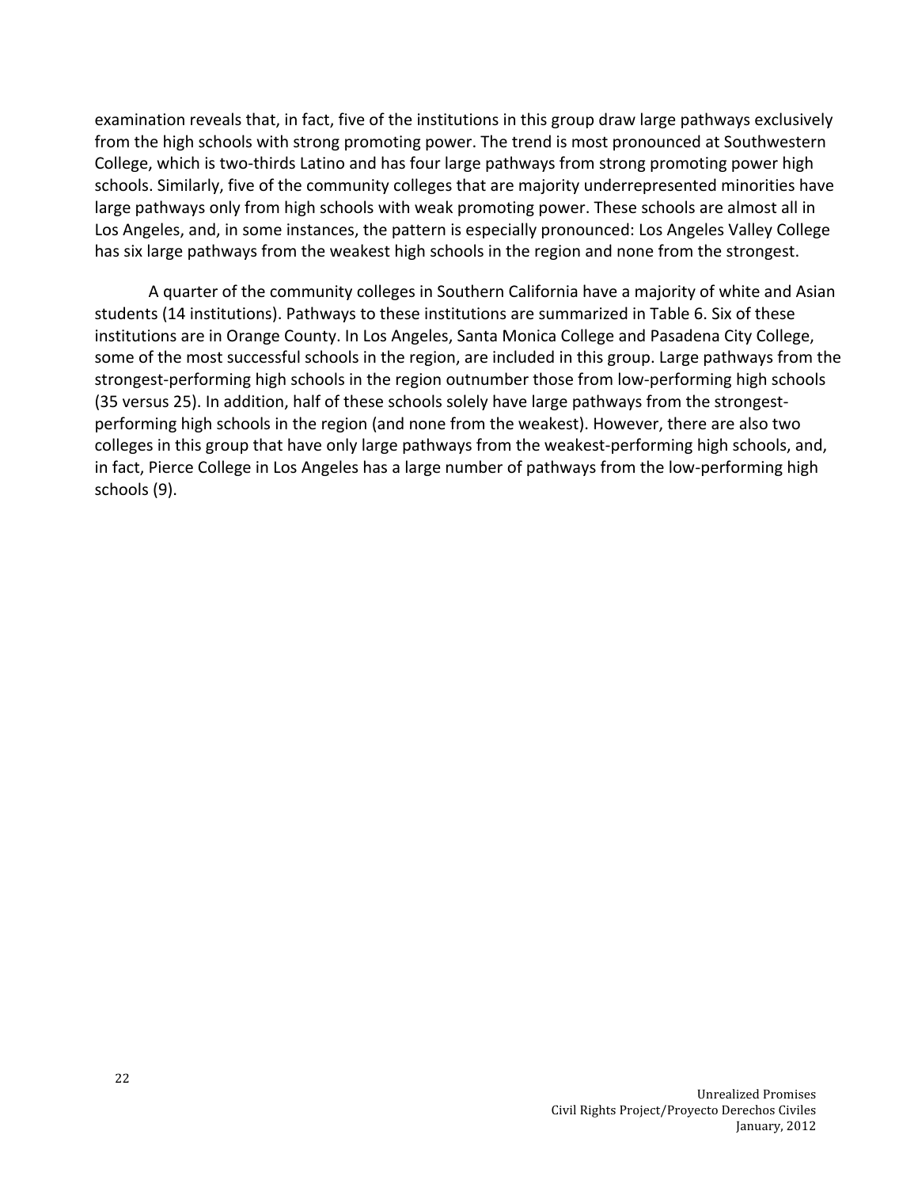examination reveals that, in fact, five of the institutions in this group draw large pathways exclusively from the high schools with strong promoting power. The trend is most pronounced at Southwestern College, which is two-thirds Latino and has four large pathways from strong promoting power high schools. Similarly, five of the community colleges that are majority underrepresented minorities have large pathways only from high schools with weak promoting power. These schools are almost all in Los Angeles, and, in some instances, the pattern is especially pronounced: Los Angeles Valley College has six large pathways from the weakest high schools in the region and none from the strongest.

A quarter of the community colleges in Southern California have a majority of white and Asian students (14 institutions). Pathways to these institutions are summarized in Table 6. Six of these institutions are in Orange County. In Los Angeles, Santa Monica College and Pasadena City College, some of the most successful schools in the region, are included in this group. Large pathways from the strongest-performing high schools in the region outnumber those from low-performing high schools (35 versus 25). In addition, half of these schools solely have large pathways from the strongest-performing high schools in the region (and none from the weakest). However, there are also two colleges in this group that have only large pathways from the weakest-performing high schools, and, in fact, Pierce College in Los Angeles has a large number of pathways from the low-performing high schools (9).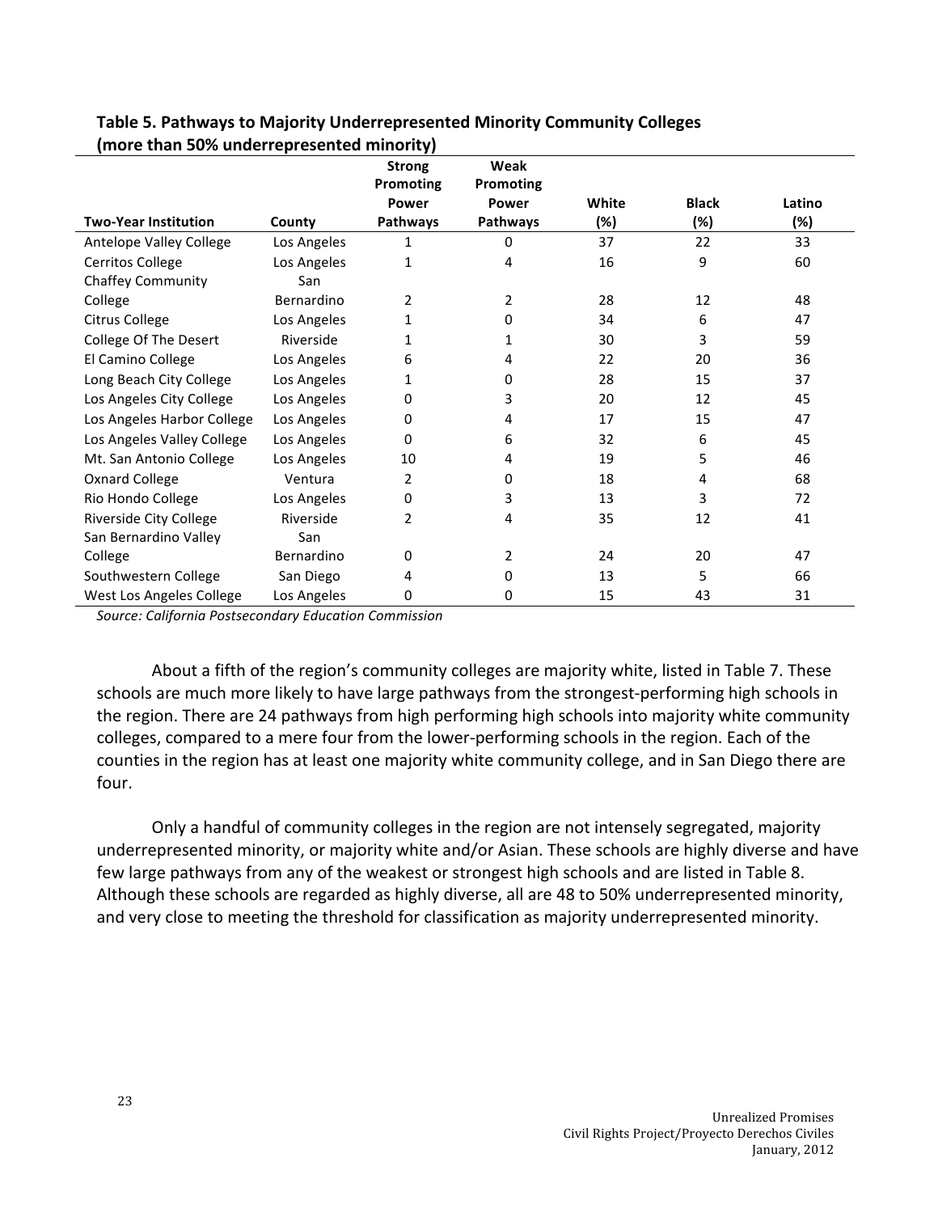**Table 5. Pathways to Majority Underrepresented Minority Community Colleges (more than 50% underrepresented minority)**

| Two-Year Institution | County | Strong Promoting Power Pathways | Weak Promoting Power Pathways | White (%) | Black (%) | Latino (%) |
|---|---|---|---|---|---|---|
| Antelope Valley College | Los Angeles | 1 | 0 | 37 | 22 | 33 |
| Cerritos College | Los Angeles | 1 | 4 | 16 | 9 | 60 |
| Chaffey Community College | San Bernardino | 2 | 2 | 28 | 12 | 48 |
| Citrus College | Los Angeles | 1 | 0 | 34 | 6 | 47 |
| College Of The Desert | Riverside | 1 | 1 | 30 | 3 | 59 |
| El Camino College | Los Angeles | 6 | 4 | 22 | 20 | 36 |
| Long Beach City College | Los Angeles | 1 | 0 | 28 | 15 | 37 |
| Los Angeles City College | Los Angeles | 0 | 3 | 20 | 12 | 45 |
| Los Angeles Harbor College | Los Angeles | 0 | 4 | 17 | 15 | 47 |
| Los Angeles Valley College | Los Angeles | 0 | 6 | 32 | 6 | 45 |
| Mt. San Antonio College | Los Angeles | 10 | 4 | 19 | 5 | 46 |
| Oxnard College | Ventura | 2 | 0 | 18 | 4 | 68 |
| Rio Hondo College | Los Angeles | 0 | 3 | 13 | 3 | 72 |
| Riverside City College | Riverside | 2 | 4 | 35 | 12 | 41 |
| San Bernardino Valley College | San Bernardino | 0 | 2 | 24 | 20 | 47 |
| Southwestern College | San Diego | 4 | 0 | 13 | 5 | 66 |
| West Los Angeles College | Los Angeles | 0 | 0 | 15 | 43 | 31 |

*Source: California Postsecondary Education Commission*

About a fifth of the region's community colleges are majority white, listed in Table 7. These schools are much more likely to have large pathways from the strongest-performing high schools in the region. There are 24 pathways from high performing high schools into majority white community colleges, compared to a mere four from the lower-performing schools in the region. Each of the counties in the region has at least one majority white community college, and in San Diego there are four.

Only a handful of community colleges in the region are not intensely segregated, majority underrepresented minority, or majority white and/or Asian. These schools are highly diverse and have few large pathways from any of the weakest or strongest high schools and are listed in Table 8. Although these schools are regarded as highly diverse, all are 48 to 50% underrepresented minority, and very close to meeting the threshold for classification as majority underrepresented minority.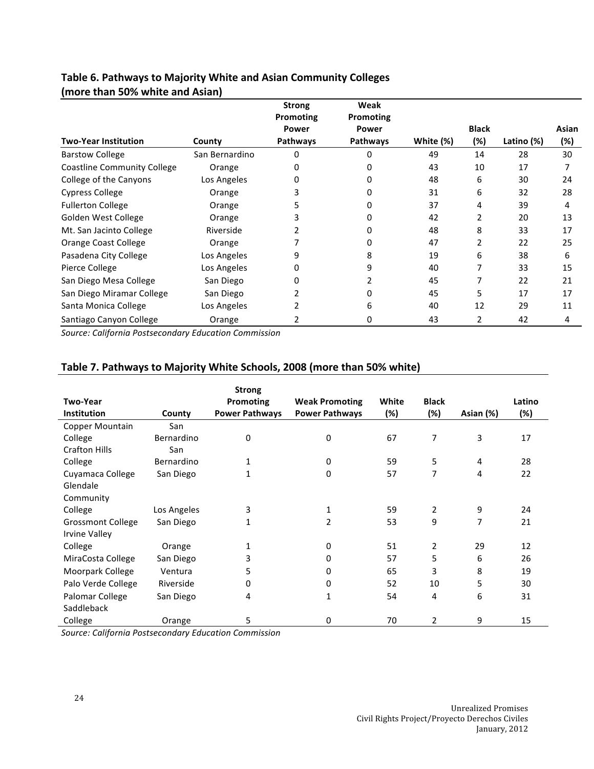**Table 6. Pathways to Majority White and Asian Community Colleges (more than 50% white and Asian)**

| Two-Year Institution | County | Strong Promoting Power Pathways | Weak Promoting Power Pathways | White (%) | Black (%) | Latino (%) | Asian (%) |
|---|---|---|---|---|---|---|---|
| Barstow College | San Bernardino | 0 | 0 | 49 | 14 | 28 | 30 |
| Coastline Community College | Orange | 0 | 0 | 43 | 10 | 17 | 7 |
| College of the Canyons | Los Angeles | 0 | 0 | 48 | 6 | 30 | 24 |
| Cypress College | Orange | 3 | 0 | 31 | 6 | 32 | 28 |
| Fullerton College | Orange | 5 | 0 | 37 | 4 | 39 | 4 |
| Golden West College | Orange | 3 | 0 | 42 | 2 | 20 | 13 |
| Mt. San Jacinto College | Riverside | 2 | 0 | 48 | 8 | 33 | 17 |
| Orange Coast College | Orange | 7 | 0 | 47 | 2 | 22 | 25 |
| Pasadena City College | Los Angeles | 9 | 8 | 19 | 6 | 38 | 6 |
| Pierce College | Los Angeles | 0 | 9 | 40 | 7 | 33 | 15 |
| San Diego Mesa College | San Diego | 0 | 2 | 45 | 7 | 22 | 21 |
| San Diego Miramar College | San Diego | 2 | 0 | 45 | 5 | 17 | 17 |
| Santa Monica College | Los Angeles | 2 | 6 | 40 | 12 | 29 | 11 |
| Santiago Canyon College | Orange | 2 | 0 | 43 | 2 | 42 | 4 |

*Source: California Postsecondary Education Commission*

**Table 7. Pathways to Majority White Schools, 2008 (more than 50% white)**

| Two-Year Institution | County | Strong Promoting Power Pathways | Weak Promoting Power Pathways | White (%) | Black (%) | Asian (%) | Latino (%) |
|---|---|---|---|---|---|---|---|
| Copper Mountain College | San Bernardino | 0 | 0 | 67 | 7 | 3 | 17 |
| Crafton Hills College | San Bernardino | 1 | 0 | 59 | 5 | 4 | 28 |
| Cuyamaca College | San Diego | 1 | 0 | 57 | 7 | 4 | 22 |
| Glendale Community College | Los Angeles | 3 | 1 | 59 | 2 | 9 | 24 |
| Grossmont College | San Diego | 1 | 2 | 53 | 9 | 7 | 21 |
| Irvine Valley College | Orange | 1 | 0 | 51 | 2 | 29 | 12 |
| MiraCosta College | San Diego | 3 | 0 | 57 | 5 | 6 | 26 |
| Moorpark College | Ventura | 5 | 0 | 65 | 3 | 8 | 19 |
| Palo Verde College | Riverside | 0 | 0 | 52 | 10 | 5 | 30 |
| Palomar College | San Diego | 4 | 1 | 54 | 4 | 6 | 31 |
| Saddleback College | Orange | 5 | 0 | 70 | 2 | 9 | 15 |

*Source: California Postsecondary Education Commission*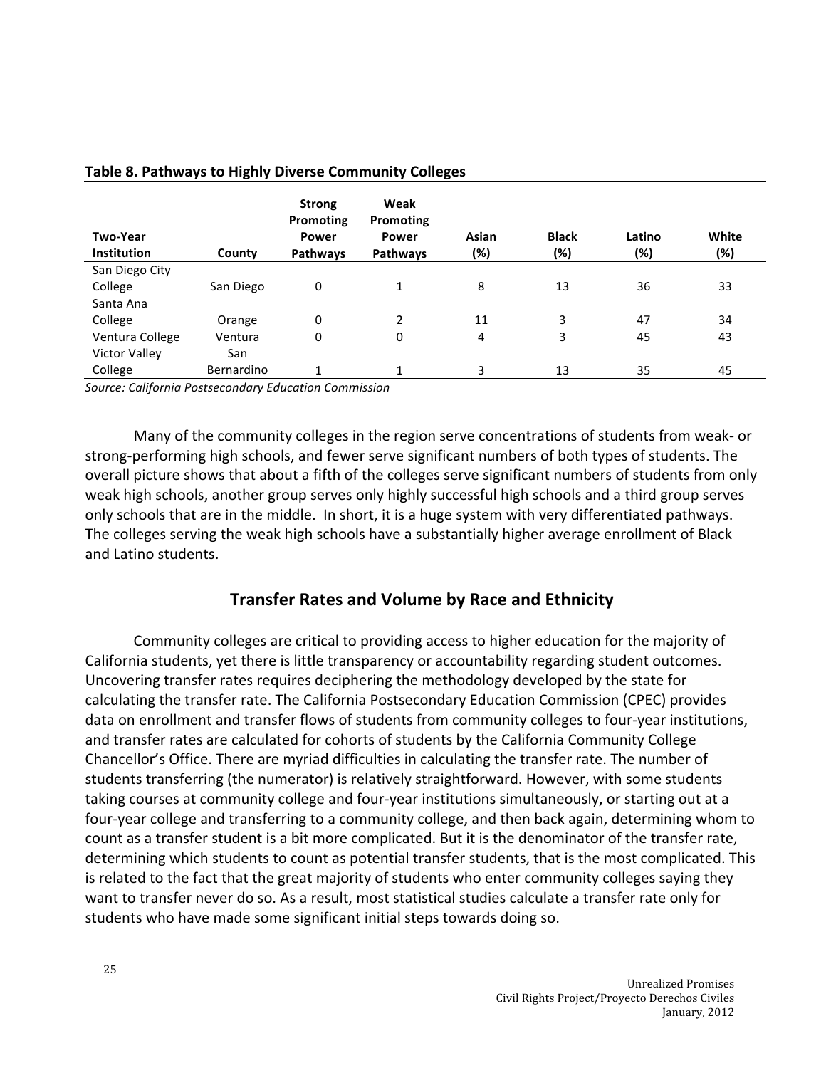**Table 8. Pathways to Highly Diverse Community Colleges**

| Two-Year Institution | County | Strong Promoting Power Pathways | Weak Promoting Power Pathways | Asian (%) | Black (%) | Latino (%) | White (%) |
|---|---|---|---|---|---|---|---|
| San Diego City College | San Diego | 0 | 1 | 8 | 13 | 36 | 33 |
| Santa Ana College | Orange | 0 | 2 | 11 | 3 | 47 | 34 |
| Ventura College | Ventura | 0 | 0 | 4 | 3 | 45 | 43 |
| Victor Valley College | San Bernardino | 1 | 1 | 3 | 13 | 35 | 45 |

*Source: California Postsecondary Education Commission*

Many of the community colleges in the region serve concentrations of students from weak- or strong-performing high schools, and fewer serve significant numbers of both types of students. The overall picture shows that about a fifth of the colleges serve significant numbers of students from only weak high schools, another group serves only highly successful high schools and a third group serves only schools that are in the middle. In short, it is a huge system with very differentiated pathways. The colleges serving the weak high schools have a substantially higher average enrollment of Black and Latino students.

## Transfer Rates and Volume by Race and Ethnicity

Community colleges are critical to providing access to higher education for the majority of California students, yet there is little transparency or accountability regarding student outcomes. Uncovering transfer rates requires deciphering the methodology developed by the state for calculating the transfer rate. The California Postsecondary Education Commission (CPEC) provides data on enrollment and transfer flows of students from community colleges to four-year institutions, and transfer rates are calculated for cohorts of students by the California Community College Chancellor's Office. There are myriad difficulties in calculating the transfer rate. The number of students transferring (the numerator) is relatively straightforward. However, with some students taking courses at community college and four-year institutions simultaneously, or starting out at a four-year college and transferring to a community college, and then back again, determining whom to count as a transfer student is a bit more complicated. But it is the denominator of the transfer rate, determining which students to count as potential transfer students, that is the most complicated. This is related to the fact that the great majority of students who enter community colleges saying they want to transfer never do so. As a result, most statistical studies calculate a transfer rate only for students who have made some significant initial steps towards doing so.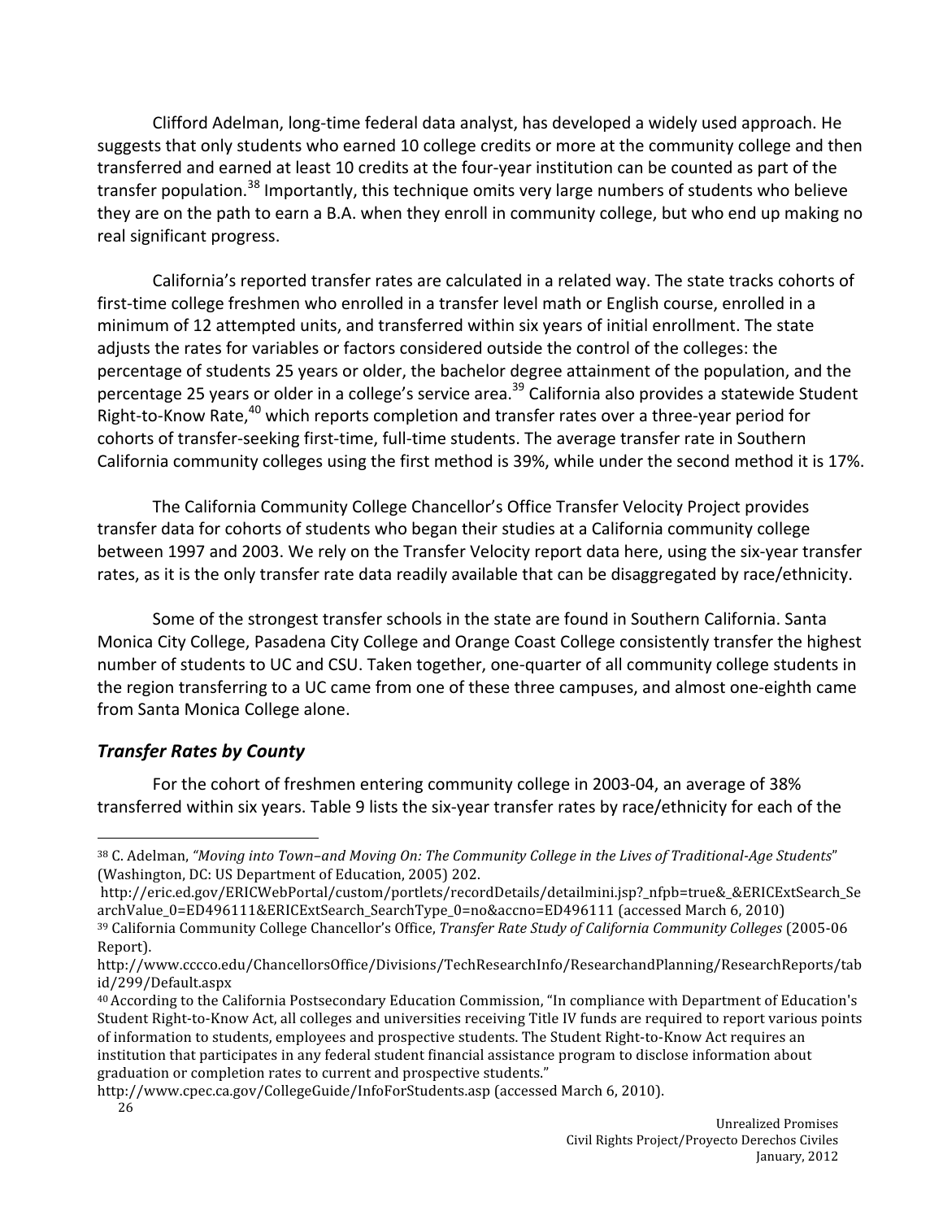Clifford Adelman, long-time federal data analyst, has developed a widely used approach. He suggests that only students who earned 10 college credits or more at the community college and then transferred and earned at least 10 credits at the four-year institution can be counted as part of the transfer population.[38] Importantly, this technique omits very large numbers of students who believe they are on the path to earn a B.A. when they enroll in community college, but who end up making no real significant progress.

California's reported transfer rates are calculated in a related way. The state tracks cohorts of first-time college freshmen who enrolled in a transfer level math or English course, enrolled in a minimum of 12 attempted units, and transferred within six years of initial enrollment. The state adjusts the rates for variables or factors considered outside the control of the colleges: the percentage of students 25 years or older, the bachelor degree attainment of the population, and the percentage 25 years or older in a college's service area.[39] California also provides a statewide Student Right-to-Know Rate,[40] which reports completion and transfer rates over a three-year period for cohorts of transfer-seeking first-time, full-time students. The average transfer rate in Southern California community colleges using the first method is 39%, while under the second method it is 17%.

The California Community College Chancellor's Office Transfer Velocity Project provides transfer data for cohorts of students who began their studies at a California community college between 1997 and 2003. We rely on the Transfer Velocity report data here, using the six-year transfer rates, as it is the only transfer rate data readily available that can be disaggregated by race/ethnicity.

Some of the strongest transfer schools in the state are found in Southern California. Santa Monica City College, Pasadena City College and Orange Coast College consistently transfer the highest number of students to UC and CSU. Taken together, one-quarter of all community college students in the region transferring to a UC came from one of these three campuses, and almost one-eighth came from Santa Monica College alone.

### *Transfer Rates by County*

For the cohort of freshmen entering community college in 2003-04, an average of 38% transferred within six years. Table 9 lists the six-year transfer rates by race/ethnicity for each of the

---

[38] C. Adelman, *"Moving into Town–and Moving On: The Community College in the Lives of Traditional-Age Students"* (Washington, DC: US Department of Education, 2005) 202. http://eric.ed.gov/ERICWebPortal/custom/portlets/recordDetails/detailmini.jsp?_nfpb=true&_&ERICExtSearch_SearchValue_0=ED496111&ERICExtSearch_SearchType_0=no&accno=ED496111 (accessed March 6, 2010)

[39] California Community College Chancellor's Office, *Transfer Rate Study of California Community Colleges* (2005-06 Report). http://www.cccco.edu/ChancellorsOffice/Divisions/TechResearchInfo/ResearchandPlanning/ResearchReports/tabid/299/Default.aspx

[40] According to the California Postsecondary Education Commission, "In compliance with Department of Education's Student Right-to-Know Act, all colleges and universities receiving Title IV funds are required to report various points of information to students, employees and prospective students. The Student Right-to-Know Act requires an institution that participates in any federal student financial assistance program to disclose information about graduation or completion rates to current and prospective students." http://www.cpec.ca.gov/CollegeGuide/InfoForStudents.asp (accessed March 6, 2010).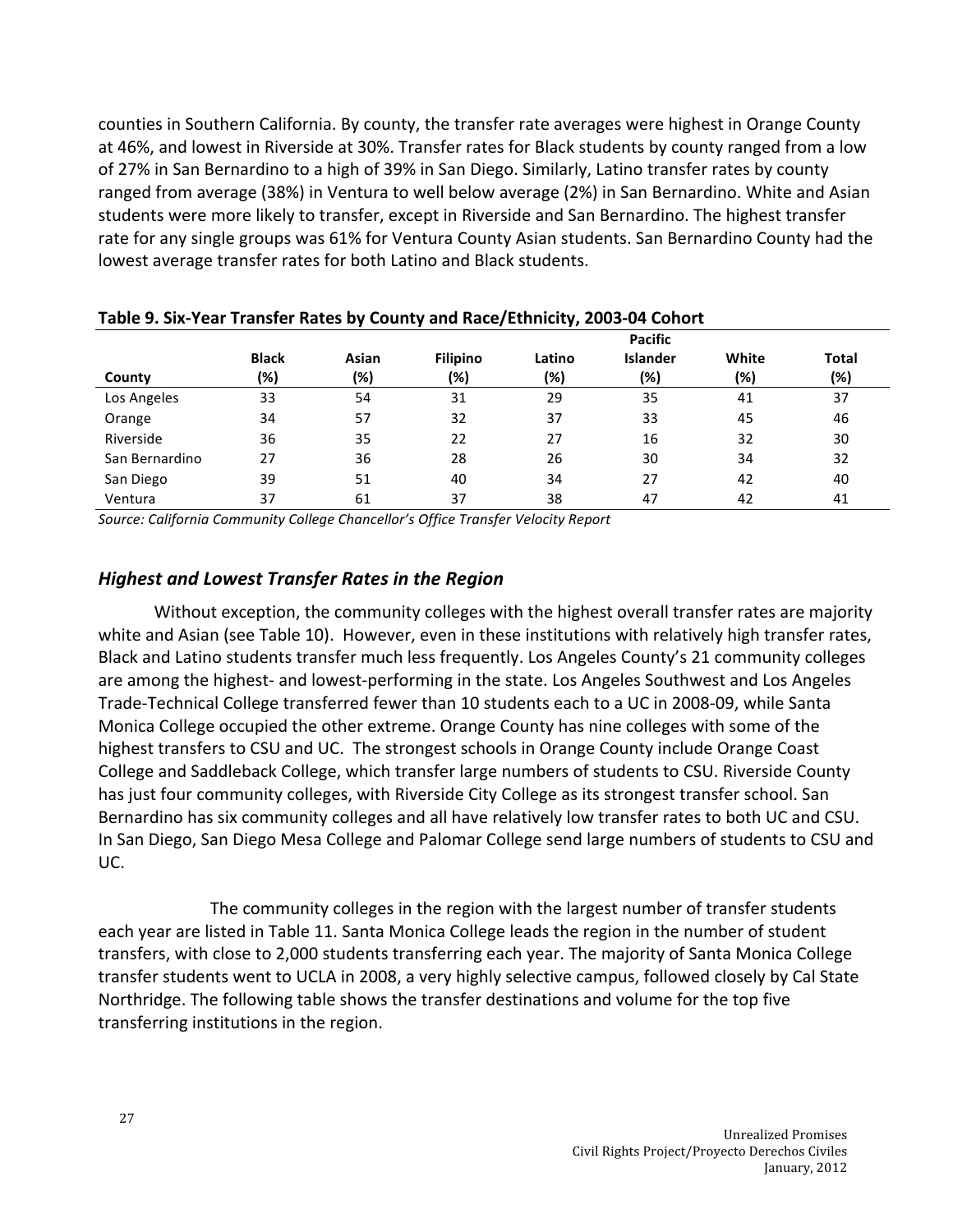counties in Southern California. By county, the transfer rate averages were highest in Orange County at 46%, and lowest in Riverside at 30%. Transfer rates for Black students by county ranged from a low of 27% in San Bernardino to a high of 39% in San Diego. Similarly, Latino transfer rates by county ranged from average (38%) in Ventura to well below average (2%) in San Bernardino. White and Asian students were more likely to transfer, except in Riverside and San Bernardino. The highest transfer rate for any single groups was 61% for Ventura County Asian students. San Bernardino County had the lowest average transfer rates for both Latino and Black students.

**Table 9. Six-Year Transfer Rates by County and Race/Ethnicity, 2003-04 Cohort**

| County | Black (%) | Asian (%) | Filipino (%) | Latino (%) | Pacific Islander (%) | White (%) | Total (%) |
|---|---|---|---|---|---|---|---|
| Los Angeles | 33 | 54 | 31 | 29 | 35 | 41 | 37 |
| Orange | 34 | 57 | 32 | 37 | 33 | 45 | 46 |
| Riverside | 36 | 35 | 22 | 27 | 16 | 32 | 30 |
| San Bernardino | 27 | 36 | 28 | 26 | 30 | 34 | 32 |
| San Diego | 39 | 51 | 40 | 34 | 27 | 42 | 40 |
| Ventura | 37 | 61 | 37 | 38 | 47 | 42 | 41 |

*Source: California Community College Chancellor's Office Transfer Velocity Report*

### *Highest and Lowest Transfer Rates in the Region*

Without exception, the community colleges with the highest overall transfer rates are majority white and Asian (see Table 10). However, even in these institutions with relatively high transfer rates, Black and Latino students transfer much less frequently. Los Angeles County's 21 community colleges are among the highest- and lowest-performing in the state. Los Angeles Southwest and Los Angeles Trade-Technical College transferred fewer than 10 students each to a UC in 2008-09, while Santa Monica College occupied the other extreme. Orange County has nine colleges with some of the highest transfers to CSU and UC. The strongest schools in Orange County include Orange Coast College and Saddleback College, which transfer large numbers of students to CSU. Riverside County has just four community colleges, with Riverside City College as its strongest transfer school. San Bernardino has six community colleges and all have relatively low transfer rates to both UC and CSU. In San Diego, San Diego Mesa College and Palomar College send large numbers of students to CSU and UC.

The community colleges in the region with the largest number of transfer students each year are listed in Table 11. Santa Monica College leads the region in the number of student transfers, with close to 2,000 students transferring each year. The majority of Santa Monica College transfer students went to UCLA in 2008, a very highly selective campus, followed closely by Cal State Northridge. The following table shows the transfer destinations and volume for the top five transferring institutions in the region.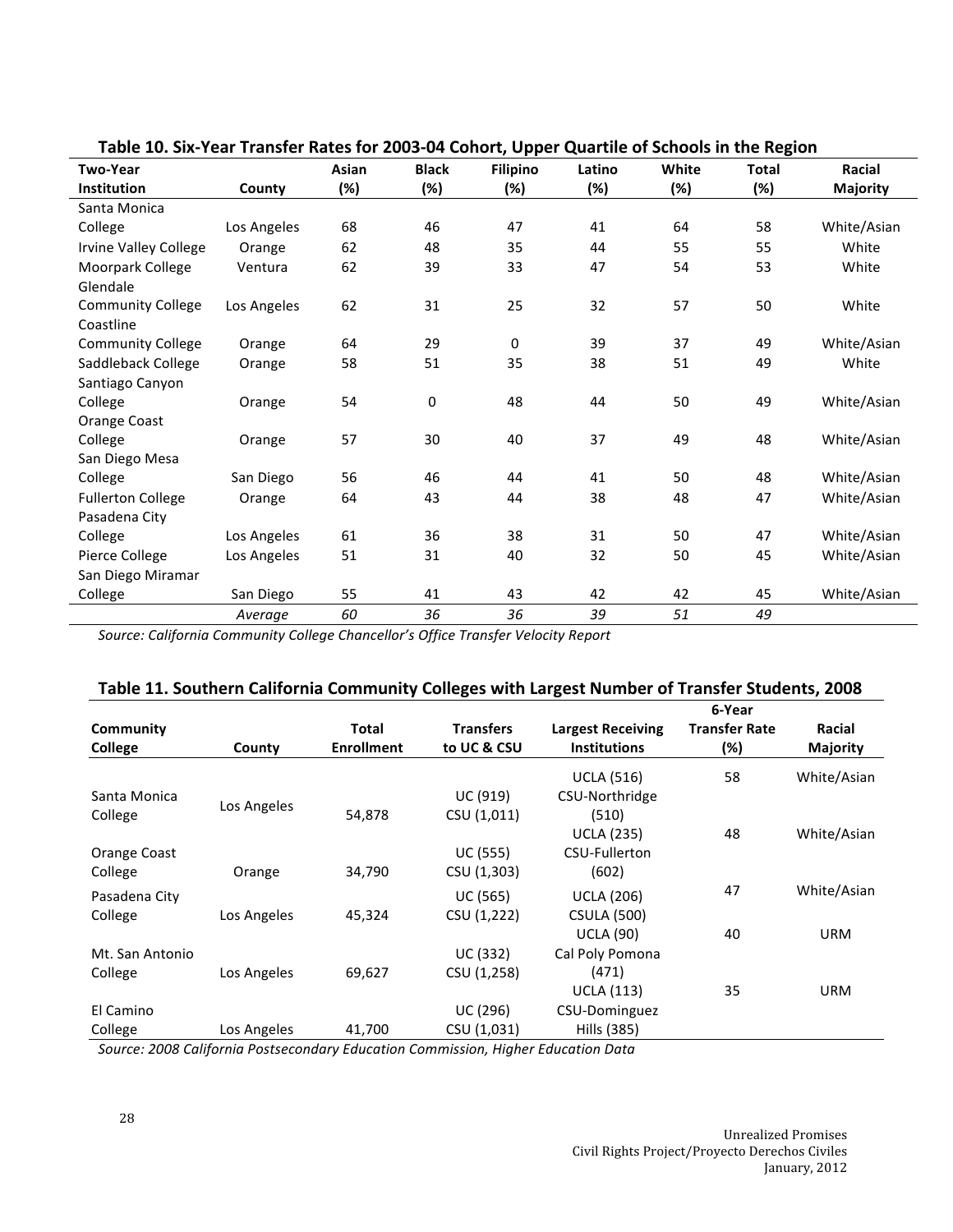**Table 10. Six-Year Transfer Rates for 2003-04 Cohort, Upper Quartile of Schools in the Region**

| Two-Year Institution | County | Asian (%) | Black (%) | Filipino (%) | Latino (%) | White (%) | Total (%) | Racial Majority |
|---|---|---|---|---|---|---|---|---|
| Santa Monica College | Los Angeles | 68 | 46 | 47 | 41 | 64 | 58 | White/Asian |
| Irvine Valley College | Orange | 62 | 48 | 35 | 44 | 55 | 55 | White |
| Moorpark College | Ventura | 62 | 39 | 33 | 47 | 54 | 53 | White |
| Glendale Community College | Los Angeles | 62 | 31 | 25 | 32 | 57 | 50 | White |
| Coastline Community College | Orange | 64 | 29 | 0 | 39 | 37 | 49 | White/Asian |
| Saddleback College | Orange | 58 | 51 | 35 | 38 | 51 | 49 | White |
| Santiago Canyon College | Orange | 54 | 0 | 48 | 44 | 50 | 49 | White/Asian |
| Orange Coast College | Orange | 57 | 30 | 40 | 37 | 49 | 48 | White/Asian |
| San Diego Mesa College | San Diego | 56 | 46 | 44 | 41 | 50 | 48 | White/Asian |
| Fullerton College | Orange | 64 | 43 | 44 | 38 | 48 | 47 | White/Asian |
| Pasadena City College | Los Angeles | 61 | 36 | 38 | 31 | 50 | 47 | White/Asian |
| Pierce College | Los Angeles | 51 | 31 | 40 | 32 | 50 | 45 | White/Asian |
| San Diego Miramar College | San Diego | 55 | 41 | 43 | 42 | 42 | 45 | White/Asian |
| | *Average* | *60* | *36* | *36* | *39* | *51* | *49* | |

*Source: California Community College Chancellor's Office Transfer Velocity Report*

**Table 11. Southern California Community Colleges with Largest Number of Transfer Students, 2008**

| Community College | County | Total Enrollment | Transfers to UC & CSU | Largest Receiving Institutions | 6-Year Transfer Rate (%) | Racial Majority |
|---|---|---|---|---|---|---|
| Santa Monica College | Los Angeles | 54,878 | UC (919) CSU (1,011) | UCLA (516) CSU-Northridge (510) | 58 | White/Asian |
| Orange Coast College | Orange | 34,790 | UC (555) CSU (1,303) | UCLA (235) CSU-Fullerton (602) | 48 | White/Asian |
| Pasadena City College | Los Angeles | 45,324 | UC (565) CSU (1,222) | UCLA (206) CSULA (500) | 47 | White/Asian |
| Mt. San Antonio College | Los Angeles | 69,627 | UC (332) CSU (1,258) | UCLA (90) Cal Poly Pomona (471) | 40 | URM |
| El Camino College | Los Angeles | 41,700 | UC (296) CSU (1,031) | UCLA (113) CSU-Dominguez Hills (385) | 35 | URM |

*Source: 2008 California Postsecondary Education Commission, Higher Education Data*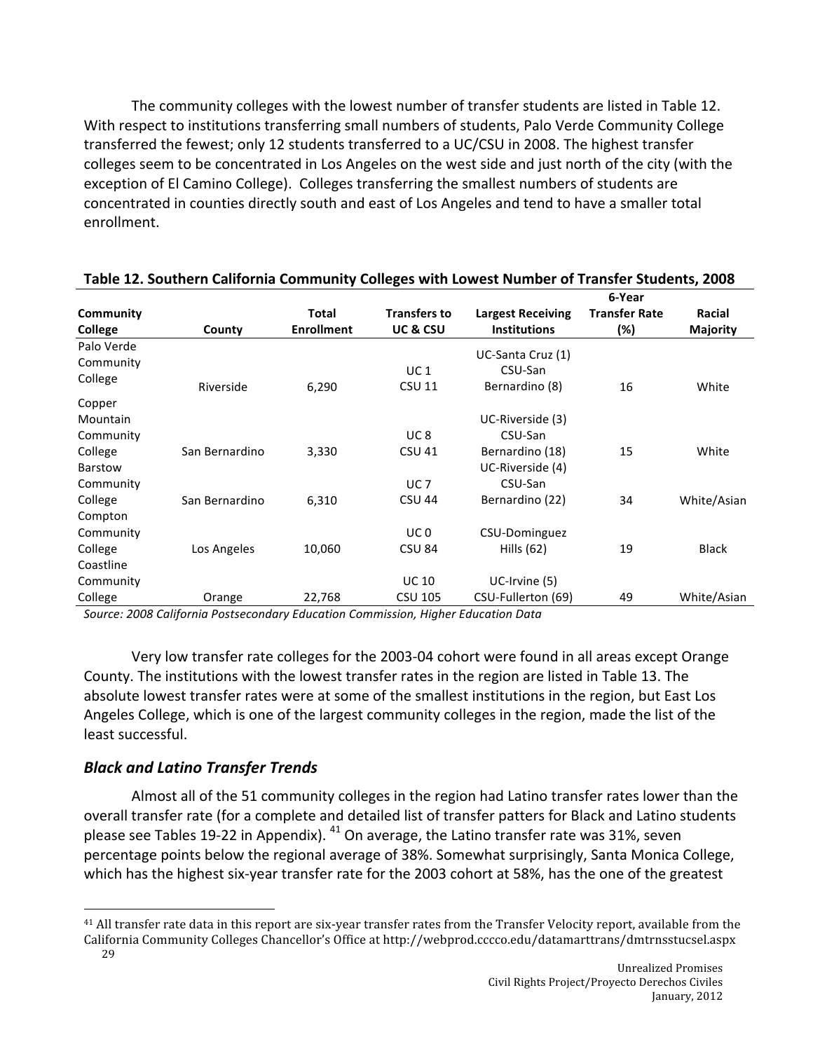The community colleges with the lowest number of transfer students are listed in Table 12. With respect to institutions transferring small numbers of students, Palo Verde Community College transferred the fewest; only 12 students transferred to a UC/CSU in 2008. The highest transfer colleges seem to be concentrated in Los Angeles on the west side and just north of the city (with the exception of El Camino College). Colleges transferring the smallest numbers of students are concentrated in counties directly south and east of Los Angeles and tend to have a smaller total enrollment.

**Table 12. Southern California Community Colleges with Lowest Number of Transfer Students, 2008**

| Community College | County | Total Enrollment | Transfers to UC & CSU | Largest Receiving Institutions | 6-Year Transfer Rate (%) | Racial Majority |
|---|---|---|---|---|---|---|
| Palo Verde Community College | Riverside | 6,290 | UC 1<br>CSU 11 | UC-Santa Cruz (1)<br>CSU-San Bernardino (8) | 16 | White |
| Copper Mountain Community College | San Bernardino | 3,330 | UC 8<br>CSU 41 | UC-Riverside (3)<br>CSU-San Bernardino (18) | 15 | White |
| Barstow Community College | San Bernardino | 6,310 | UC 7<br>CSU 44 | UC-Riverside (4)<br>CSU-San Bernardino (22) | 34 | White/Asian |
| Compton Community College | Los Angeles | 10,060 | UC 0<br>CSU 84 | CSU-Dominguez Hills (62) | 19 | Black |
| Coastline Community College | Orange | 22,768 | UC 10<br>CSU 105 | UC-Irvine (5)<br>CSU-Fullerton (69) | 49 | White/Asian |

*Source: 2008 California Postsecondary Education Commission, Higher Education Data*

Very low transfer rate colleges for the 2003-04 cohort were found in all areas except Orange County. The institutions with the lowest transfer rates in the region are listed in Table 13. The absolute lowest transfer rates were at some of the smallest institutions in the region, but East Los Angeles College, which is one of the largest community colleges in the region, made the list of the least successful.

### *Black and Latino Transfer Trends*

Almost all of the 51 community colleges in the region had Latino transfer rates lower than the overall transfer rate (for a complete and detailed list of transfer patters for Black and Latino students please see Tables 19-22 in Appendix).[41] On average, the Latino transfer rate was 31%, seven percentage points below the regional average of 38%. Somewhat surprisingly, Santa Monica College, which has the highest six-year transfer rate for the 2003 cohort at 58%, has the one of the greatest

[41] All transfer rate data in this report are six-year transfer rates from the Transfer Velocity report, available from the California Community Colleges Chancellor's Office at http://webprod.cccco.edu/datamarttrans/dmtrnsstucsel.aspx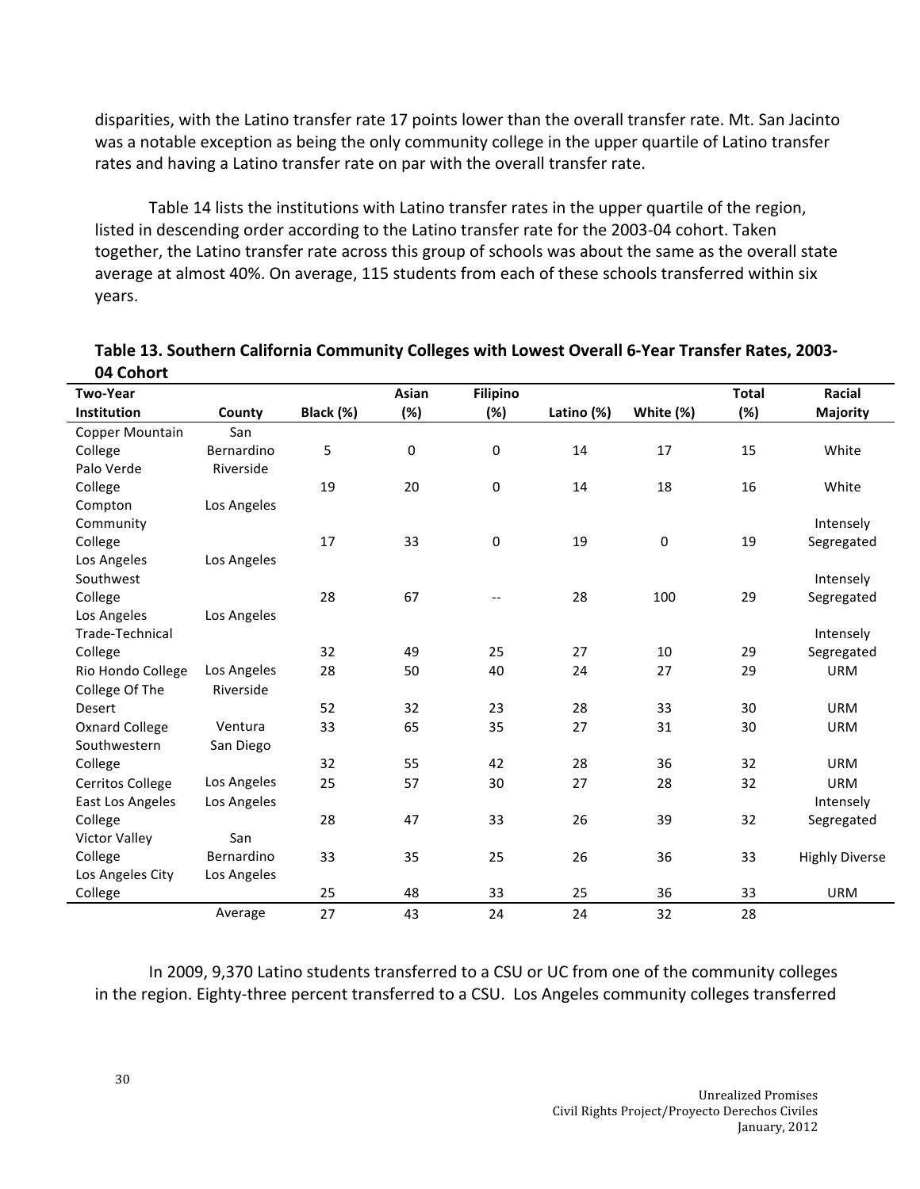disparities, with the Latino transfer rate 17 points lower than the overall transfer rate. Mt. San Jacinto was a notable exception as being the only community college in the upper quartile of Latino transfer rates and having a Latino transfer rate on par with the overall transfer rate.

Table 14 lists the institutions with Latino transfer rates in the upper quartile of the region, listed in descending order according to the Latino transfer rate for the 2003-04 cohort. Taken together, the Latino transfer rate across this group of schools was about the same as the overall state average at almost 40%. On average, 115 students from each of these schools transferred within six years.

**Table 13. Southern California Community Colleges with Lowest Overall 6-Year Transfer Rates, 2003-04 Cohort**

| Two-Year Institution | County | Black (%) | Asian (%) | Filipino (%) | Latino (%) | White (%) | Total (%) | Racial Majority |
|---|---|---|---|---|---|---|---|---|
| Copper Mountain College | San Bernardino | 5 | 0 | 0 | 14 | 17 | 15 | White |
| Palo Verde College | Riverside | 19 | 20 | 0 | 14 | 18 | 16 | White |
| Compton Community College | Los Angeles | 17 | 33 | 0 | 19 | 0 | 19 | Intensely Segregated |
| Los Angeles Southwest College | Los Angeles | 28 | 67 | -- | 28 | 100 | 29 | Intensely Segregated |
| Los Angeles Trade-Technical College | Los Angeles | 32 | 49 | 25 | 27 | 10 | 29 | Intensely Segregated |
| Rio Hondo College | Los Angeles | 28 | 50 | 40 | 24 | 27 | 29 | URM |
| College Of The Desert | Riverside | 52 | 32 | 23 | 28 | 33 | 30 | URM |
| Oxnard College | Ventura | 33 | 65 | 35 | 27 | 31 | 30 | URM |
| Southwestern College | San Diego | 32 | 55 | 42 | 28 | 36 | 32 | URM |
| Cerritos College | Los Angeles | 25 | 57 | 30 | 27 | 28 | 32 | URM |
| East Los Angeles College | Los Angeles | 28 | 47 | 33 | 26 | 39 | 32 | Intensely Segregated |
| Victor Valley College | San Bernardino | 33 | 35 | 25 | 26 | 36 | 33 | Highly Diverse |
| Los Angeles City College | Los Angeles | 25 | 48 | 33 | 25 | 36 | 33 | URM |
| | Average | 27 | 43 | 24 | 24 | 32 | 28 | |

In 2009, 9,370 Latino students transferred to a CSU or UC from one of the community colleges in the region. Eighty-three percent transferred to a CSU. Los Angeles community colleges transferred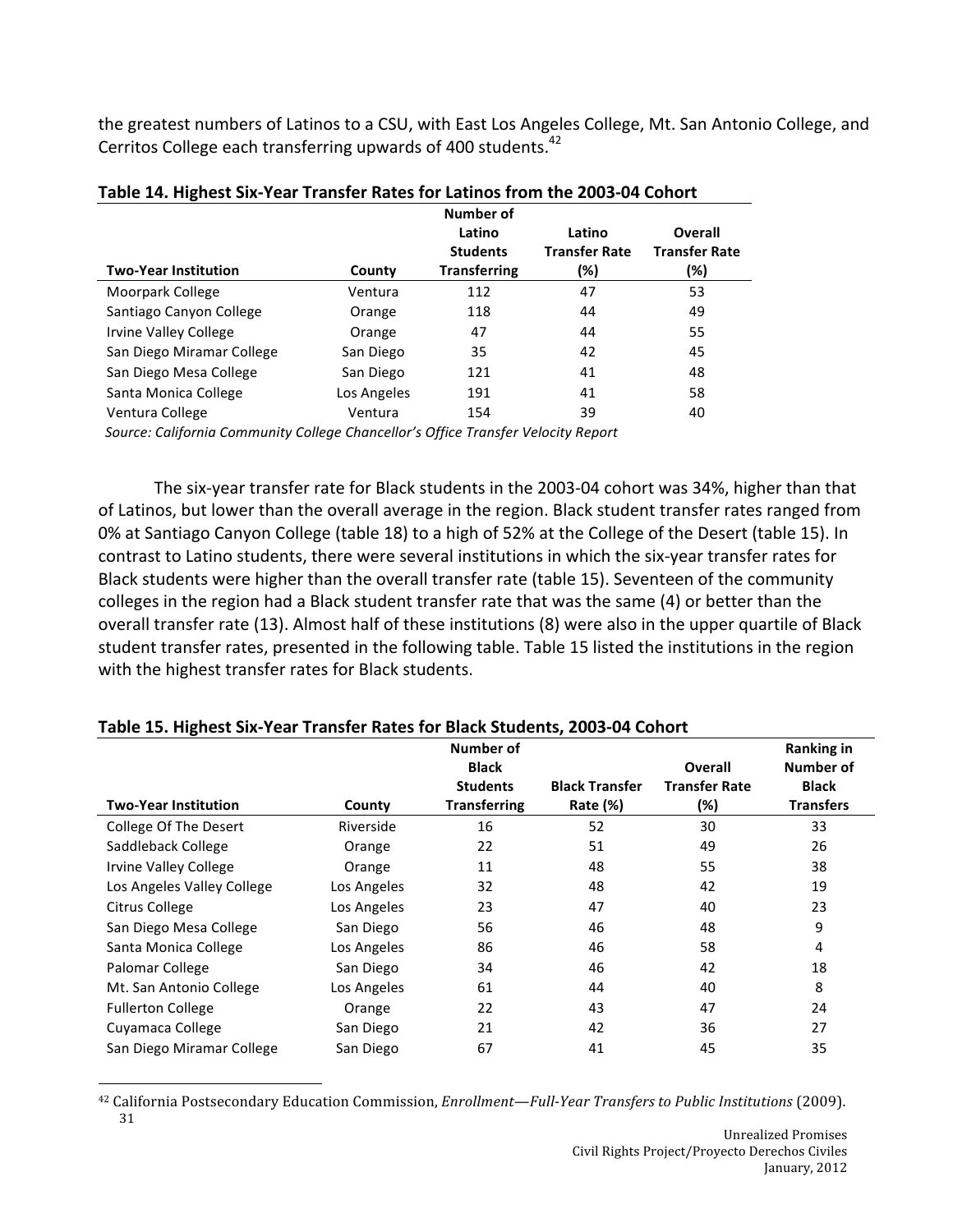the greatest numbers of Latinos to a CSU, with East Los Angeles College, Mt. San Antonio College, and Cerritos College each transferring upwards of 400 students.[42]

**Table 14. Highest Six-Year Transfer Rates for Latinos from the 2003-04 Cohort**

| Two-Year Institution | County | Number of Latino Students Transferring | Latino Transfer Rate (%) | Overall Transfer Rate (%) |
|---|---|---|---|---|
| Moorpark College | Ventura | 112 | 47 | 53 |
| Santiago Canyon College | Orange | 118 | 44 | 49 |
| Irvine Valley College | Orange | 47 | 44 | 55 |
| San Diego Miramar College | San Diego | 35 | 42 | 45 |
| San Diego Mesa College | San Diego | 121 | 41 | 48 |
| Santa Monica College | Los Angeles | 191 | 41 | 58 |
| Ventura College | Ventura | 154 | 39 | 40 |

*Source: California Community College Chancellor's Office Transfer Velocity Report*

The six-year transfer rate for Black students in the 2003-04 cohort was 34%, higher than that of Latinos, but lower than the overall average in the region. Black student transfer rates ranged from 0% at Santiago Canyon College (table 18) to a high of 52% at the College of the Desert (table 15). In contrast to Latino students, there were several institutions in which the six-year transfer rates for Black students were higher than the overall transfer rate (table 15). Seventeen of the community colleges in the region had a Black student transfer rate that was the same (4) or better than the overall transfer rate (13). Almost half of these institutions (8) were also in the upper quartile of Black student transfer rates, presented in the following table. Table 15 listed the institutions in the region with the highest transfer rates for Black students.

**Table 15. Highest Six-Year Transfer Rates for Black Students, 2003-04 Cohort**

| Two-Year Institution | County | Number of Black Students Transferring | Black Transfer Rate (%) | Overall Transfer Rate (%) | Ranking in Number of Black Transfers |
|---|---|---|---|---|---|
| College Of The Desert | Riverside | 16 | 52 | 30 | 33 |
| Saddleback College | Orange | 22 | 51 | 49 | 26 |
| Irvine Valley College | Orange | 11 | 48 | 55 | 38 |
| Los Angeles Valley College | Los Angeles | 32 | 48 | 42 | 19 |
| Citrus College | Los Angeles | 23 | 47 | 40 | 23 |
| San Diego Mesa College | San Diego | 56 | 46 | 48 | 9 |
| Santa Monica College | Los Angeles | 86 | 46 | 58 | 4 |
| Palomar College | San Diego | 34 | 46 | 42 | 18 |
| Mt. San Antonio College | Los Angeles | 61 | 44 | 40 | 8 |
| Fullerton College | Orange | 22 | 43 | 47 | 24 |
| Cuyamaca College | San Diego | 21 | 42 | 36 | 27 |
| San Diego Miramar College | San Diego | 67 | 41 | 45 | 35 |

[42] California Postsecondary Education Commission, *Enrollment—Full-Year Transfers to Public Institutions* (2009).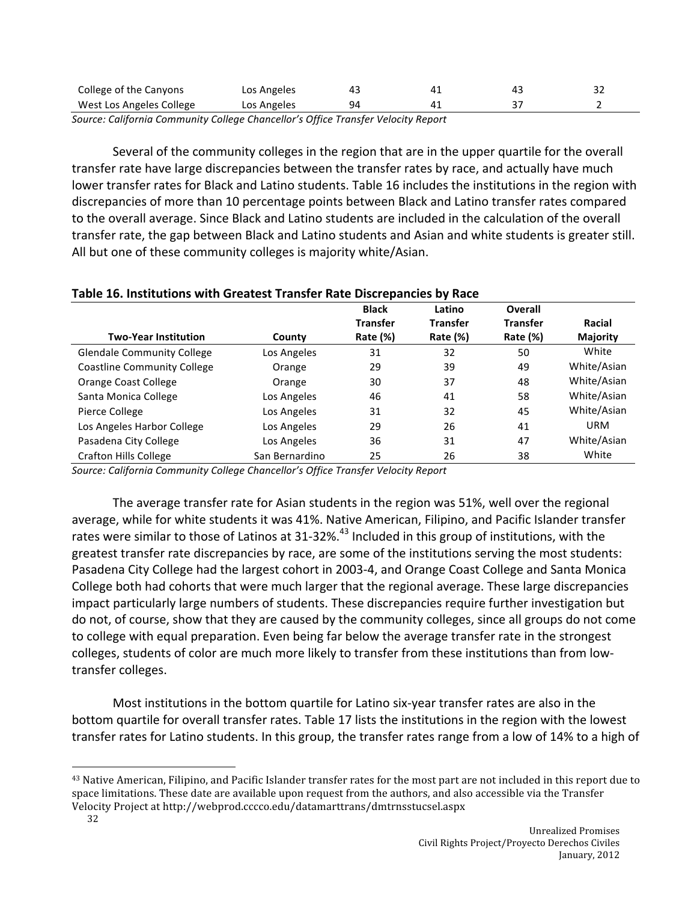| | | | | | |
|---|---|---|---|---|---|
| College of the Canyons | Los Angeles | 43 | 41 | 43 | 32 |
| West Los Angeles College | Los Angeles | 94 | 41 | 37 | 2 |

*Source: California Community College Chancellor's Office Transfer Velocity Report*

Several of the community colleges in the region that are in the upper quartile for the overall transfer rate have large discrepancies between the transfer rates by race, and actually have much lower transfer rates for Black and Latino students. Table 16 includes the institutions in the region with discrepancies of more than 10 percentage points between Black and Latino transfer rates compared to the overall average. Since Black and Latino students are included in the calculation of the overall transfer rate, the gap between Black and Latino students and Asian and white students is greater still. All but one of these community colleges is majority white/Asian.

**Table 16. Institutions with Greatest Transfer Rate Discrepancies by Race**

| Two-Year Institution | County | Black Transfer Rate (%) | Latino Transfer Rate (%) | Overall Transfer Rate (%) | Racial Majority |
|---|---|---|---|---|---|
| Glendale Community College | Los Angeles | 31 | 32 | 50 | White |
| Coastline Community College | Orange | 29 | 39 | 49 | White/Asian |
| Orange Coast College | Orange | 30 | 37 | 48 | White/Asian |
| Santa Monica College | Los Angeles | 46 | 41 | 58 | White/Asian |
| Pierce College | Los Angeles | 31 | 32 | 45 | White/Asian |
| Los Angeles Harbor College | Los Angeles | 29 | 26 | 41 | URM |
| Pasadena City College | Los Angeles | 36 | 31 | 47 | White/Asian |
| Crafton Hills College | San Bernardino | 25 | 26 | 38 | White |

*Source: California Community College Chancellor's Office Transfer Velocity Report*

The average transfer rate for Asian students in the region was 51%, well over the regional average, while for white students it was 41%. Native American, Filipino, and Pacific Islander transfer rates were similar to those of Latinos at 31-32%.[43] Included in this group of institutions, with the greatest transfer rate discrepancies by race, are some of the institutions serving the most students: Pasadena City College had the largest cohort in 2003-4, and Orange Coast College and Santa Monica College both had cohorts that were much larger that the regional average. These large discrepancies impact particularly large numbers of students. These discrepancies require further investigation but do not, of course, show that they are caused by the community colleges, since all groups do not come to college with equal preparation. Even being far below the average transfer rate in the strongest colleges, students of color are much more likely to transfer from these institutions than from low-transfer colleges.

Most institutions in the bottom quartile for Latino six-year transfer rates are also in the bottom quartile for overall transfer rates. Table 17 lists the institutions in the region with the lowest transfer rates for Latino students. In this group, the transfer rates range from a low of 14% to a high of

[43] Native American, Filipino, and Pacific Islander transfer rates for the most part are not included in this report due to space limitations. These date are available upon request from the authors, and also accessible via the Transfer Velocity Project at http://webprod.cccco.edu/datamarttrans/dmtrnsstucsel.aspx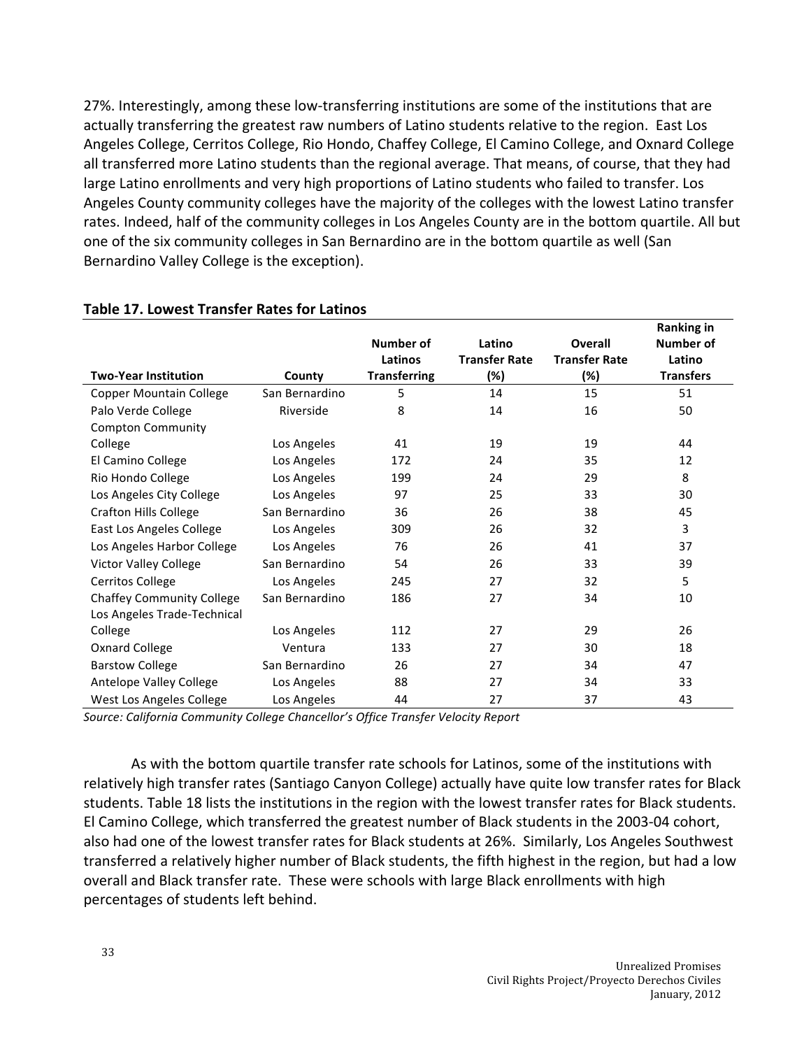27%. Interestingly, among these low-transferring institutions are some of the institutions that are actually transferring the greatest raw numbers of Latino students relative to the region. East Los Angeles College, Cerritos College, Rio Hondo, Chaffey College, El Camino College, and Oxnard College all transferred more Latino students than the regional average. That means, of course, that they had large Latino enrollments and very high proportions of Latino students who failed to transfer. Los Angeles County community colleges have the majority of the colleges with the lowest Latino transfer rates. Indeed, half of the community colleges in Los Angeles County are in the bottom quartile. All but one of the six community colleges in San Bernardino are in the bottom quartile as well (San Bernardino Valley College is the exception).

**Table 17. Lowest Transfer Rates for Latinos**

| Two-Year Institution | County | Number of Latinos Transferring | Latino Transfer Rate (%) | Overall Transfer Rate (%) | Ranking in Number of Latino Transfers |
|---|---|---|---|---|---|
| Copper Mountain College | San Bernardino | 5 | 14 | 15 | 51 |
| Palo Verde College | Riverside | 8 | 14 | 16 | 50 |
| Compton Community College | Los Angeles | 41 | 19 | 19 | 44 |
| El Camino College | Los Angeles | 172 | 24 | 35 | 12 |
| Rio Hondo College | Los Angeles | 199 | 24 | 29 | 8 |
| Los Angeles City College | Los Angeles | 97 | 25 | 33 | 30 |
| Crafton Hills College | San Bernardino | 36 | 26 | 38 | 45 |
| East Los Angeles College | Los Angeles | 309 | 26 | 32 | 3 |
| Los Angeles Harbor College | Los Angeles | 76 | 26 | 41 | 37 |
| Victor Valley College | San Bernardino | 54 | 26 | 33 | 39 |
| Cerritos College | Los Angeles | 245 | 27 | 32 | 5 |
| Chaffey Community College | San Bernardino | 186 | 27 | 34 | 10 |
| Los Angeles Trade-Technical College | Los Angeles | 112 | 27 | 29 | 26 |
| Oxnard College | Ventura | 133 | 27 | 30 | 18 |
| Barstow College | San Bernardino | 26 | 27 | 34 | 47 |
| Antelope Valley College | Los Angeles | 88 | 27 | 34 | 33 |
| West Los Angeles College | Los Angeles | 44 | 27 | 37 | 43 |

*Source: California Community College Chancellor's Office Transfer Velocity Report*

As with the bottom quartile transfer rate schools for Latinos, some of the institutions with relatively high transfer rates (Santiago Canyon College) actually have quite low transfer rates for Black students. Table 18 lists the institutions in the region with the lowest transfer rates for Black students. El Camino College, which transferred the greatest number of Black students in the 2003-04 cohort, also had one of the lowest transfer rates for Black students at 26%. Similarly, Los Angeles Southwest transferred a relatively higher number of Black students, the fifth highest in the region, but had a low overall and Black transfer rate. These were schools with large Black enrollments with high percentages of students left behind.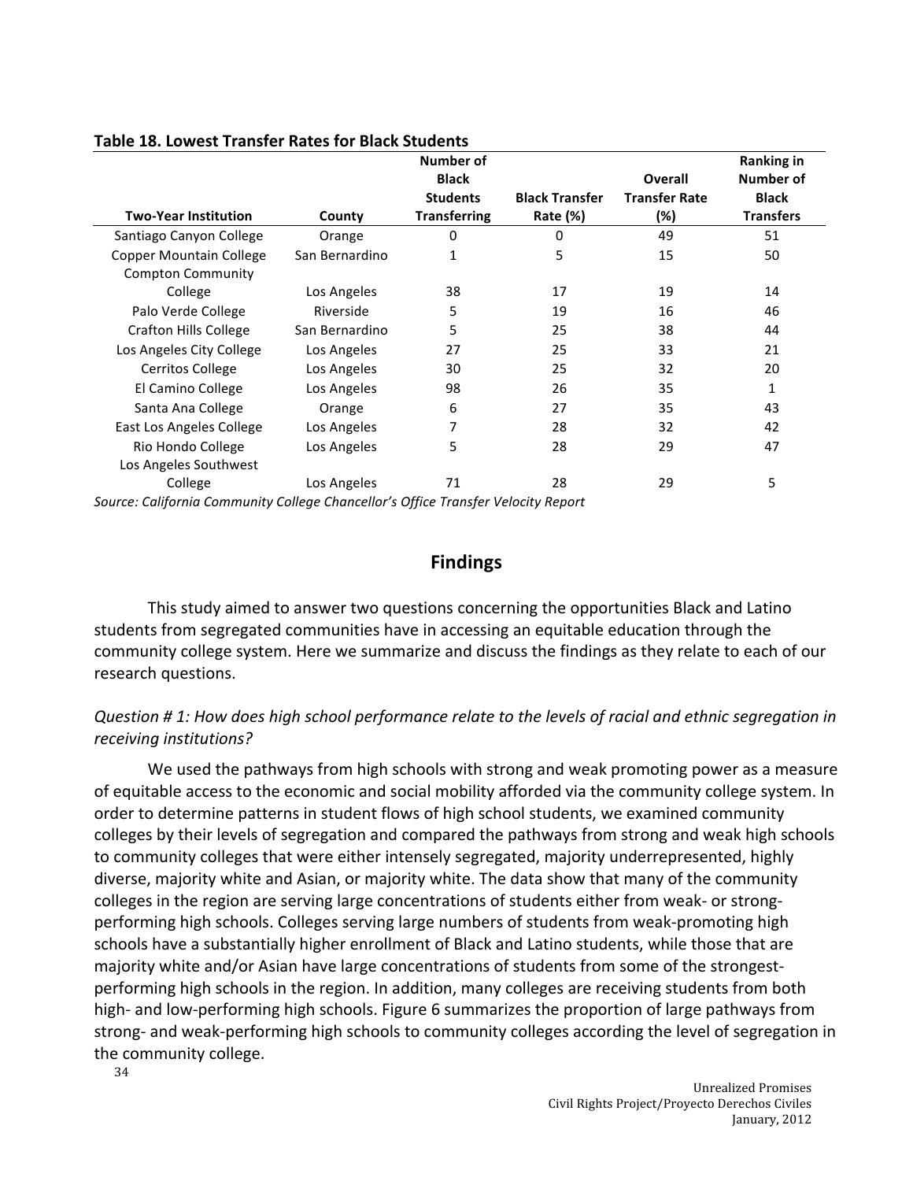**Table 18. Lowest Transfer Rates for Black Students**

| Two-Year Institution | County | Number of Black Students Transferring | Black Transfer Rate (%) | Overall Transfer Rate (%) | Ranking in Number of Black Transfers |
|---|---|---|---|---|---|
| Santiago Canyon College | Orange | 0 | 0 | 49 | 51 |
| Copper Mountain College | San Bernardino | 1 | 5 | 15 | 50 |
| Compton Community College | Los Angeles | 38 | 17 | 19 | 14 |
| Palo Verde College | Riverside | 5 | 19 | 16 | 46 |
| Crafton Hills College | San Bernardino | 5 | 25 | 38 | 44 |
| Los Angeles City College | Los Angeles | 27 | 25 | 33 | 21 |
| Cerritos College | Los Angeles | 30 | 25 | 32 | 20 |
| El Camino College | Los Angeles | 98 | 26 | 35 | 1 |
| Santa Ana College | Orange | 6 | 27 | 35 | 43 |
| East Los Angeles College | Los Angeles | 7 | 28 | 32 | 42 |
| Rio Hondo College | Los Angeles | 5 | 28 | 29 | 47 |
| Los Angeles Southwest College | Los Angeles | 71 | 28 | 29 | 5 |

*Source: California Community College Chancellor's Office Transfer Velocity Report*

## Findings

This study aimed to answer two questions concerning the opportunities Black and Latino students from segregated communities have in accessing an equitable education through the community college system. Here we summarize and discuss the findings as they relate to each of our research questions.

### *Question # 1: How does high school performance relate to the levels of racial and ethnic segregation in receiving institutions?*

We used the pathways from high schools with strong and weak promoting power as a measure of equitable access to the economic and social mobility afforded via the community college system. In order to determine patterns in student flows of high school students, we examined community colleges by their levels of segregation and compared the pathways from strong and weak high schools to community colleges that were either intensely segregated, majority underrepresented, highly diverse, majority white and Asian, or majority white. The data show that many of the community colleges in the region are serving large concentrations of students either from weak- or strong-performing high schools. Colleges serving large numbers of students from weak-promoting high schools have a substantially higher enrollment of Black and Latino students, while those that are majority white and/or Asian have large concentrations of students from some of the strongest-performing high schools in the region. In addition, many colleges are receiving students from both high- and low-performing high schools. Figure 6 summarizes the proportion of large pathways from strong- and weak-performing high schools to community colleges according the level of segregation in the community college.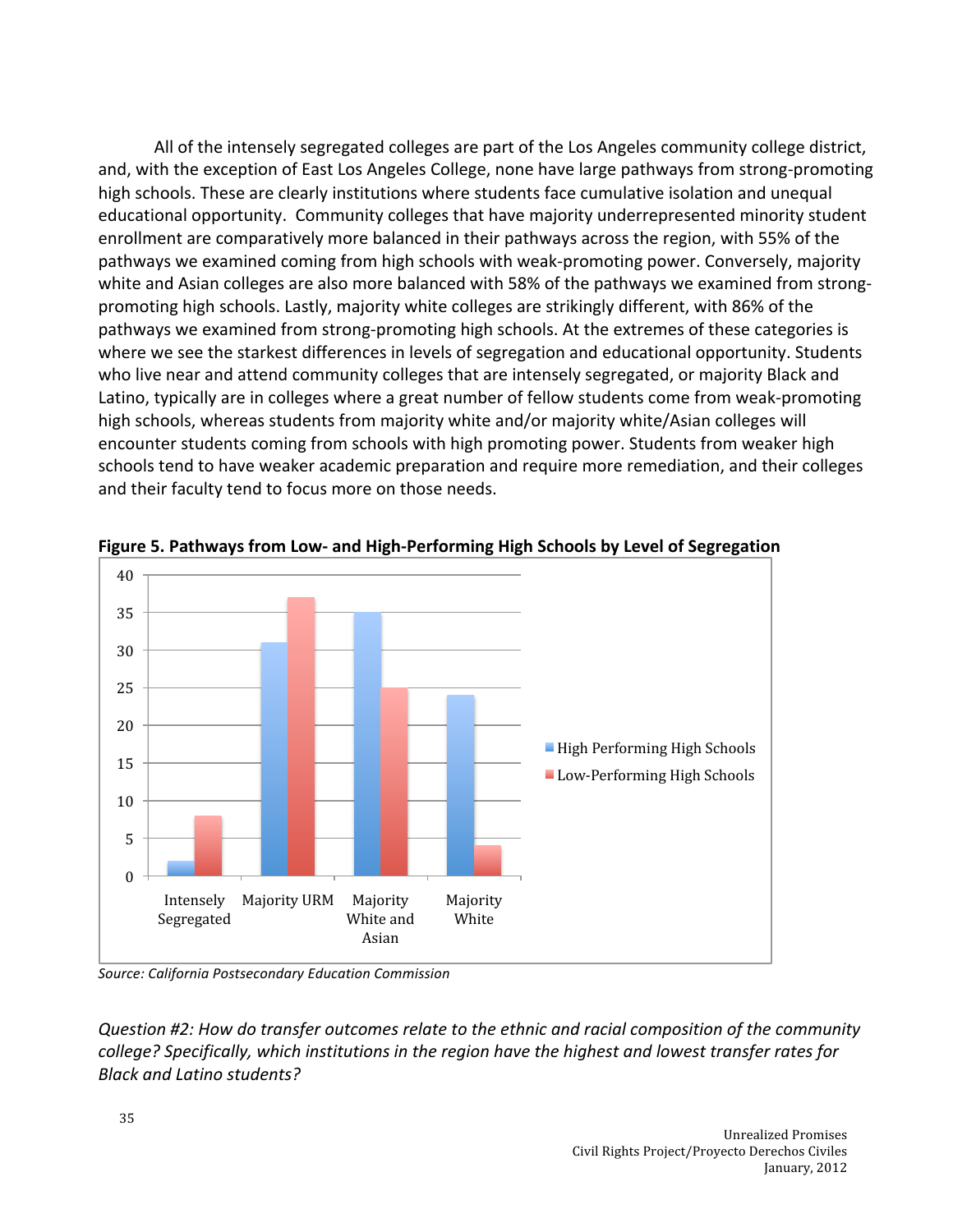All of the intensely segregated colleges are part of the Los Angeles community college district, and, with the exception of East Los Angeles College, none have large pathways from strong-promoting high schools. These are clearly institutions where students face cumulative isolation and unequal educational opportunity. Community colleges that have majority underrepresented minority student enrollment are comparatively more balanced in their pathways across the region, with 55% of the pathways we examined coming from high schools with weak-promoting power. Conversely, majority white and Asian colleges are also more balanced with 58% of the pathways we examined from strong-promoting high schools. Lastly, majority white colleges are strikingly different, with 86% of the pathways we examined from strong-promoting high schools. At the extremes of these categories is where we see the starkest differences in levels of segregation and educational opportunity. Students who live near and attend community colleges that are intensely segregated, or majority Black and Latino, typically are in colleges where a great number of fellow students come from weak-promoting high schools, whereas students from majority white and/or majority white/Asian colleges will encounter students coming from schools with high promoting power. Students from weaker high schools tend to have weaker academic preparation and require more remediation, and their colleges and their faculty tend to focus more on those needs.

**Figure 5. Pathways from Low- and High-Performing High Schools by Level of Segregation**

40
35
30
25
20
15
10
5
0

Intensely Segregated
Majority URM
Majority White and Asian
Majority White

High Performing High Schools
Low-Performing High Schools

*Source: California Postsecondary Education Commission*

*Question #2: How do transfer outcomes relate to the ethnic and racial composition of the community college? Specifically, which institutions in the region have the highest and lowest transfer rates for Black and Latino students?*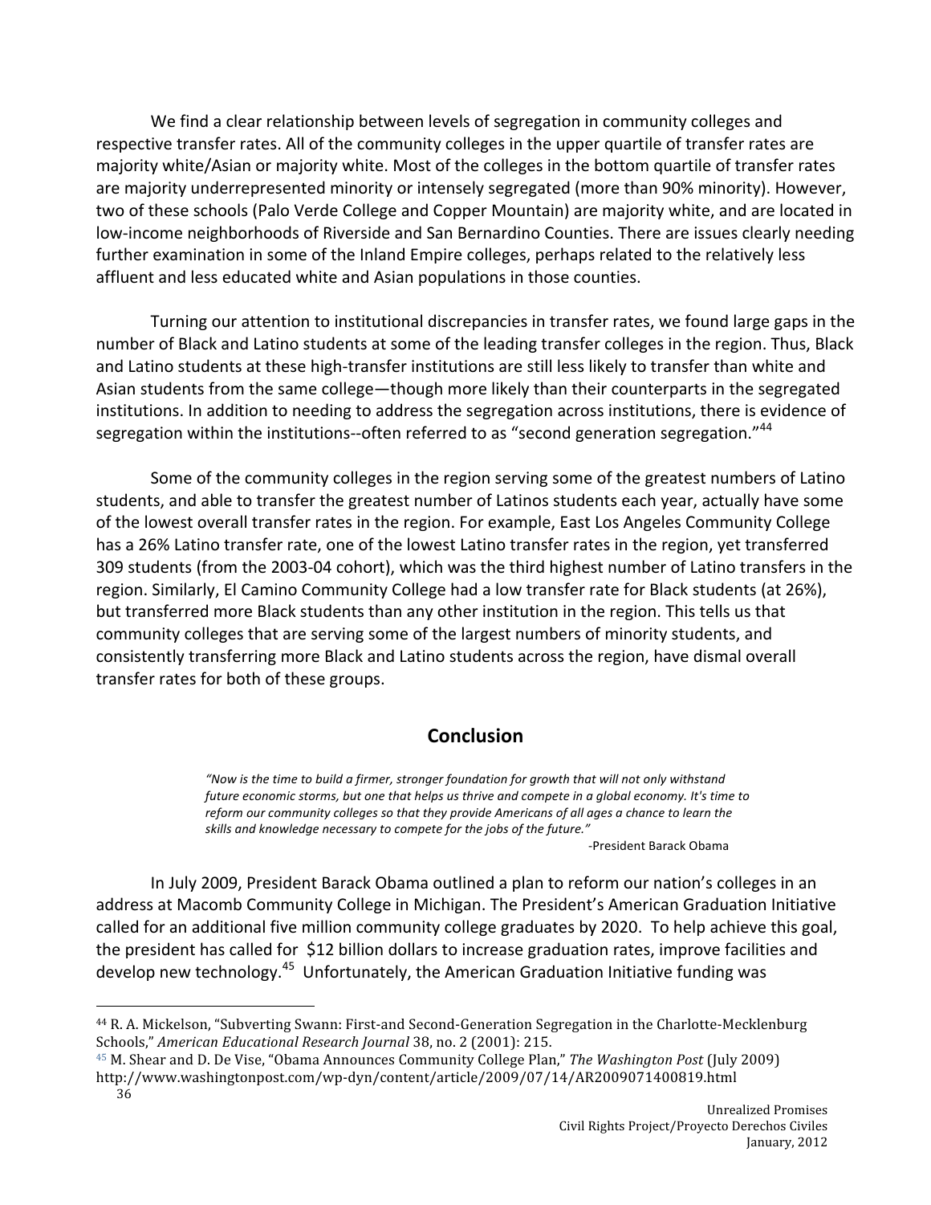We find a clear relationship between levels of segregation in community colleges and respective transfer rates. All of the community colleges in the upper quartile of transfer rates are majority white/Asian or majority white. Most of the colleges in the bottom quartile of transfer rates are majority underrepresented minority or intensely segregated (more than 90% minority). However, two of these schools (Palo Verde College and Copper Mountain) are majority white, and are located in low-income neighborhoods of Riverside and San Bernardino Counties. There are issues clearly needing further examination in some of the Inland Empire colleges, perhaps related to the relatively less affluent and less educated white and Asian populations in those counties.

Turning our attention to institutional discrepancies in transfer rates, we found large gaps in the number of Black and Latino students at some of the leading transfer colleges in the region. Thus, Black and Latino students at these high-transfer institutions are still less likely to transfer than white and Asian students from the same college—though more likely than their counterparts in the segregated institutions. In addition to needing to address the segregation across institutions, there is evidence of segregation within the institutions--often referred to as "second generation segregation."[44]

Some of the community colleges in the region serving some of the greatest numbers of Latino students, and able to transfer the greatest number of Latinos students each year, actually have some of the lowest overall transfer rates in the region. For example, East Los Angeles Community College has a 26% Latino transfer rate, one of the lowest Latino transfer rates in the region, yet transferred 309 students (from the 2003-04 cohort), which was the third highest number of Latino transfers in the region. Similarly, El Camino Community College had a low transfer rate for Black students (at 26%), but transferred more Black students than any other institution in the region. This tells us that community colleges that are serving some of the largest numbers of minority students, and consistently transferring more Black and Latino students across the region, have dismal overall transfer rates for both of these groups.

## Conclusion

> *"Now is the time to build a firmer, stronger foundation for growth that will not only withstand future economic storms, but one that helps us thrive and compete in a global economy. It's time to reform our community colleges so that they provide Americans of all ages a chance to learn the skills and knowledge necessary to compete for the jobs of the future."*
>
> -President Barack Obama

In July 2009, President Barack Obama outlined a plan to reform our nation's colleges in an address at Macomb Community College in Michigan. The President's American Graduation Initiative called for an additional five million community college graduates by 2020. To help achieve this goal, the president has called for $12 billion dollars to increase graduation rates, improve facilities and develop new technology.[45] Unfortunately, the American Graduation Initiative funding was

[44] R. A. Mickelson, "Subverting Swann: First-and Second-Generation Segregation in the Charlotte-Mecklenburg Schools," *American Educational Research Journal* 38, no. 2 (2001): 215.

[45] M. Shear and D. De Vise, "Obama Announces Community College Plan," *The Washington Post* (July 2009) http://www.washingtonpost.com/wp-dyn/content/article/2009/07/14/AR2009071400819.html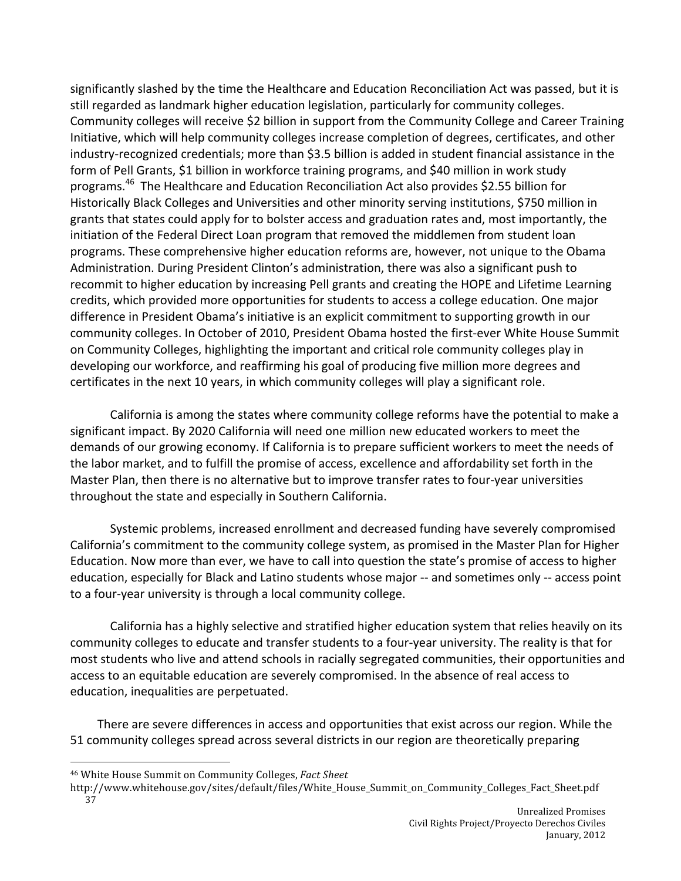significantly slashed by the time the Healthcare and Education Reconciliation Act was passed, but it is still regarded as landmark higher education legislation, particularly for community colleges. Community colleges will receive $2 billion in support from the Community College and Career Training Initiative, which will help community colleges increase completion of degrees, certificates, and other industry-recognized credentials; more than $3.5 billion is added in student financial assistance in the form of Pell Grants, $1 billion in workforce training programs, and $40 million in work study programs.[46] The Healthcare and Education Reconciliation Act also provides $2.55 billion for Historically Black Colleges and Universities and other minority serving institutions, $750 million in grants that states could apply for to bolster access and graduation rates and, most importantly, the initiation of the Federal Direct Loan program that removed the middlemen from student loan programs. These comprehensive higher education reforms are, however, not unique to the Obama Administration. During President Clinton's administration, there was also a significant push to recommit to higher education by increasing Pell grants and creating the HOPE and Lifetime Learning credits, which provided more opportunities for students to access a college education. One major difference in President Obama's initiative is an explicit commitment to supporting growth in our community colleges. In October of 2010, President Obama hosted the first-ever White House Summit on Community Colleges, highlighting the important and critical role community colleges play in developing our workforce, and reaffirming his goal of producing five million more degrees and certificates in the next 10 years, in which community colleges will play a significant role.

California is among the states where community college reforms have the potential to make a significant impact. By 2020 California will need one million new educated workers to meet the demands of our growing economy. If California is to prepare sufficient workers to meet the needs of the labor market, and to fulfill the promise of access, excellence and affordability set forth in the Master Plan, then there is no alternative but to improve transfer rates to four-year universities throughout the state and especially in Southern California.

Systemic problems, increased enrollment and decreased funding have severely compromised California's commitment to the community college system, as promised in the Master Plan for Higher Education. Now more than ever, we have to call into question the state's promise of access to higher education, especially for Black and Latino students whose major -- and sometimes only -- access point to a four-year university is through a local community college.

California has a highly selective and stratified higher education system that relies heavily on its community colleges to educate and transfer students to a four-year university. The reality is that for most students who live and attend schools in racially segregated communities, their opportunities and access to an equitable education are severely compromised. In the absence of real access to education, inequalities are perpetuated.

There are severe differences in access and opportunities that exist across our region. While the 51 community colleges spread across several districts in our region are theoretically preparing

---

[46] White House Summit on Community Colleges, *Fact Sheet*
http://www.whitehouse.gov/sites/default/files/White_House_Summit_on_Community_Colleges_Fact_Sheet.pdf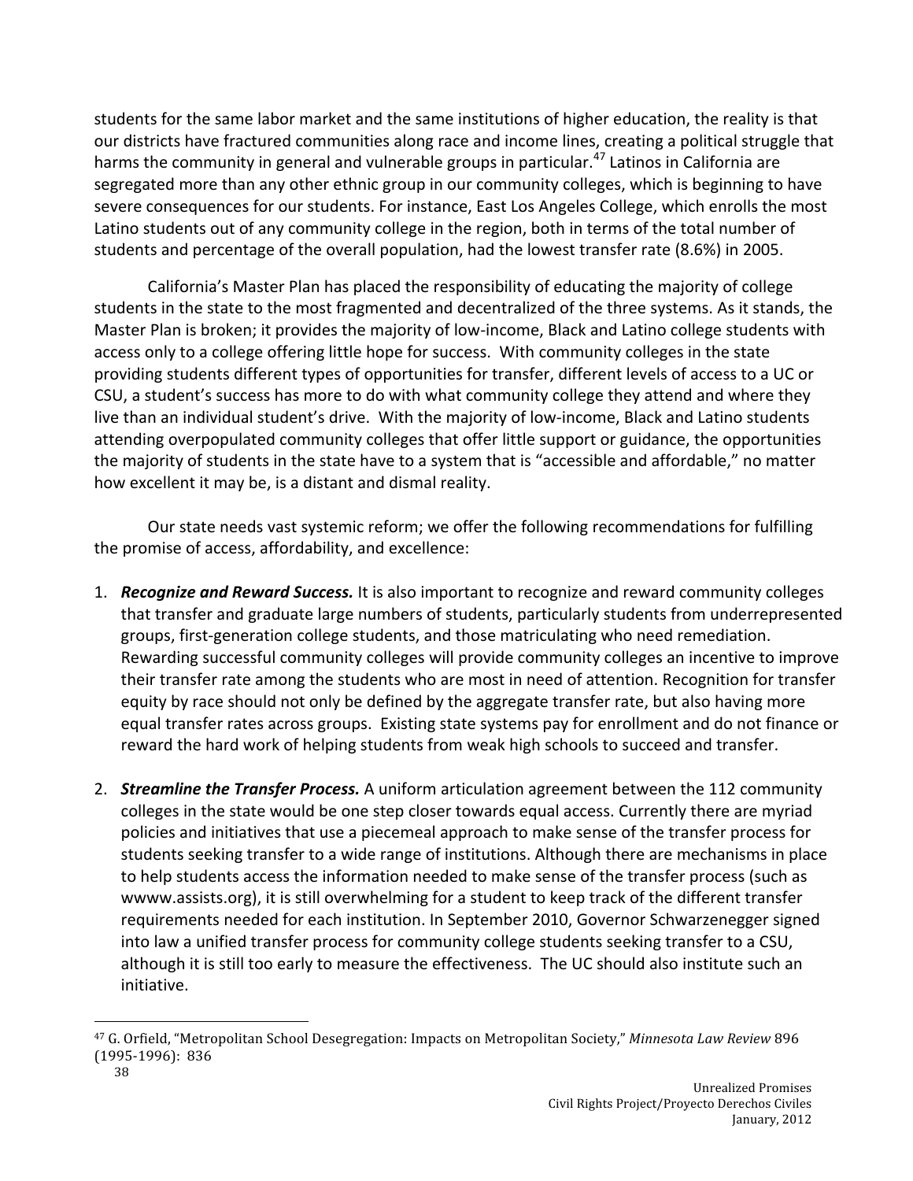students for the same labor market and the same institutions of higher education, the reality is that our districts have fractured communities along race and income lines, creating a political struggle that harms the community in general and vulnerable groups in particular.[47] Latinos in California are segregated more than any other ethnic group in our community colleges, which is beginning to have severe consequences for our students. For instance, East Los Angeles College, which enrolls the most Latino students out of any community college in the region, both in terms of the total number of students and percentage of the overall population, had the lowest transfer rate (8.6%) in 2005.

California's Master Plan has placed the responsibility of educating the majority of college students in the state to the most fragmented and decentralized of the three systems. As it stands, the Master Plan is broken; it provides the majority of low-income, Black and Latino college students with access only to a college offering little hope for success. With community colleges in the state providing students different types of opportunities for transfer, different levels of access to a UC or CSU, a student's success has more to do with what community college they attend and where they live than an individual student's drive. With the majority of low-income, Black and Latino students attending overpopulated community colleges that offer little support or guidance, the opportunities the majority of students in the state have to a system that is "accessible and affordable," no matter how excellent it may be, is a distant and dismal reality.

Our state needs vast systemic reform; we offer the following recommendations for fulfilling the promise of access, affordability, and excellence:

1. ***Recognize and Reward Success.*** It is also important to recognize and reward community colleges that transfer and graduate large numbers of students, particularly students from underrepresented groups, first-generation college students, and those matriculating who need remediation. Rewarding successful community colleges will provide community colleges an incentive to improve their transfer rate among the students who are most in need of attention. Recognition for transfer equity by race should not only be defined by the aggregate transfer rate, but also having more equal transfer rates across groups. Existing state systems pay for enrollment and do not finance or reward the hard work of helping students from weak high schools to succeed and transfer.

2. ***Streamline the Transfer Process.*** A uniform articulation agreement between the 112 community colleges in the state would be one step closer towards equal access. Currently there are myriad policies and initiatives that use a piecemeal approach to make sense of the transfer process for students seeking transfer to a wide range of institutions. Although there are mechanisms in place to help students access the information needed to make sense of the transfer process (such as wwww.assists.org), it is still overwhelming for a student to keep track of the different transfer requirements needed for each institution. In September 2010, Governor Schwarzenegger signed into law a unified transfer process for community college students seeking transfer to a CSU, although it is still too early to measure the effectiveness. The UC should also institute such an initiative.

---

[47] G. Orfield, "Metropolitan School Desegregation: Impacts on Metropolitan Society," *Minnesota Law Review* 896 (1995-1996): 836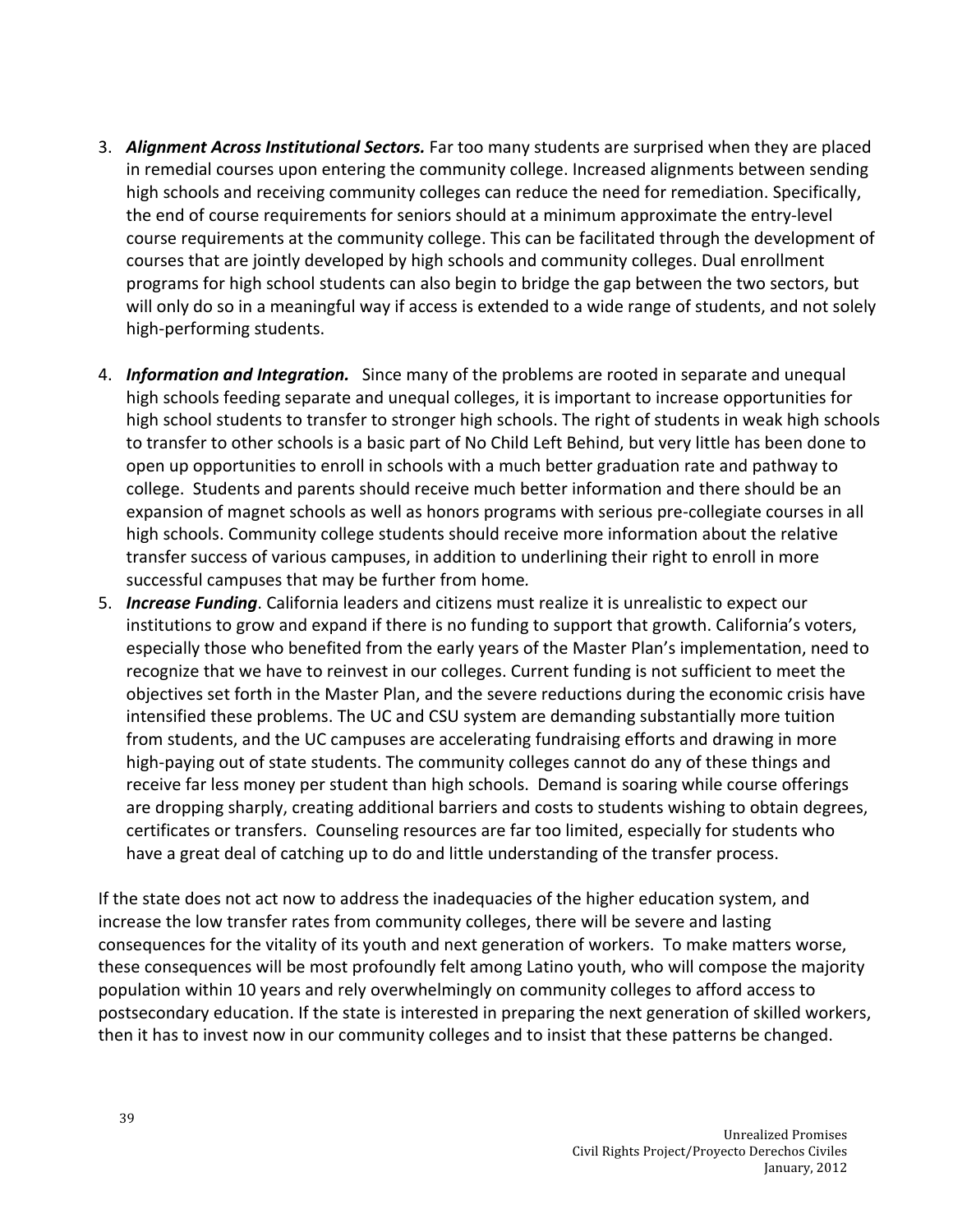3. ***Alignment Across Institutional Sectors.*** Far too many students are surprised when they are placed in remedial courses upon entering the community college. Increased alignments between sending high schools and receiving community colleges can reduce the need for remediation. Specifically, the end of course requirements for seniors should at a minimum approximate the entry-level course requirements at the community college. This can be facilitated through the development of courses that are jointly developed by high schools and community colleges. Dual enrollment programs for high school students can also begin to bridge the gap between the two sectors, but will only do so in a meaningful way if access is extended to a wide range of students, and not solely high-performing students.

4. ***Information and Integration.*** Since many of the problems are rooted in separate and unequal high schools feeding separate and unequal colleges, it is important to increase opportunities for high school students to transfer to stronger high schools. The right of students in weak high schools to transfer to other schools is a basic part of No Child Left Behind, but very little has been done to open up opportunities to enroll in schools with a much better graduation rate and pathway to college. Students and parents should receive much better information and there should be an expansion of magnet schools as well as honors programs with serious pre-collegiate courses in all high schools. Community college students should receive more information about the relative transfer success of various campuses, in addition to underlining their right to enroll in more successful campuses that may be further from home.

5. ***Increase Funding***. California leaders and citizens must realize it is unrealistic to expect our institutions to grow and expand if there is no funding to support that growth. California's voters, especially those who benefited from the early years of the Master Plan's implementation, need to recognize that we have to reinvest in our colleges. Current funding is not sufficient to meet the objectives set forth in the Master Plan, and the severe reductions during the economic crisis have intensified these problems. The UC and CSU system are demanding substantially more tuition from students, and the UC campuses are accelerating fundraising efforts and drawing in more high-paying out of state students. The community colleges cannot do any of these things and receive far less money per student than high schools. Demand is soaring while course offerings are dropping sharply, creating additional barriers and costs to students wishing to obtain degrees, certificates or transfers. Counseling resources are far too limited, especially for students who have a great deal of catching up to do and little understanding of the transfer process.

If the state does not act now to address the inadequacies of the higher education system, and increase the low transfer rates from community colleges, there will be severe and lasting consequences for the vitality of its youth and next generation of workers. To make matters worse, these consequences will be most profoundly felt among Latino youth, who will compose the majority population within 10 years and rely overwhelmingly on community colleges to afford access to postsecondary education. If the state is interested in preparing the next generation of skilled workers, then it has to invest now in our community colleges and to insist that these patterns be changed.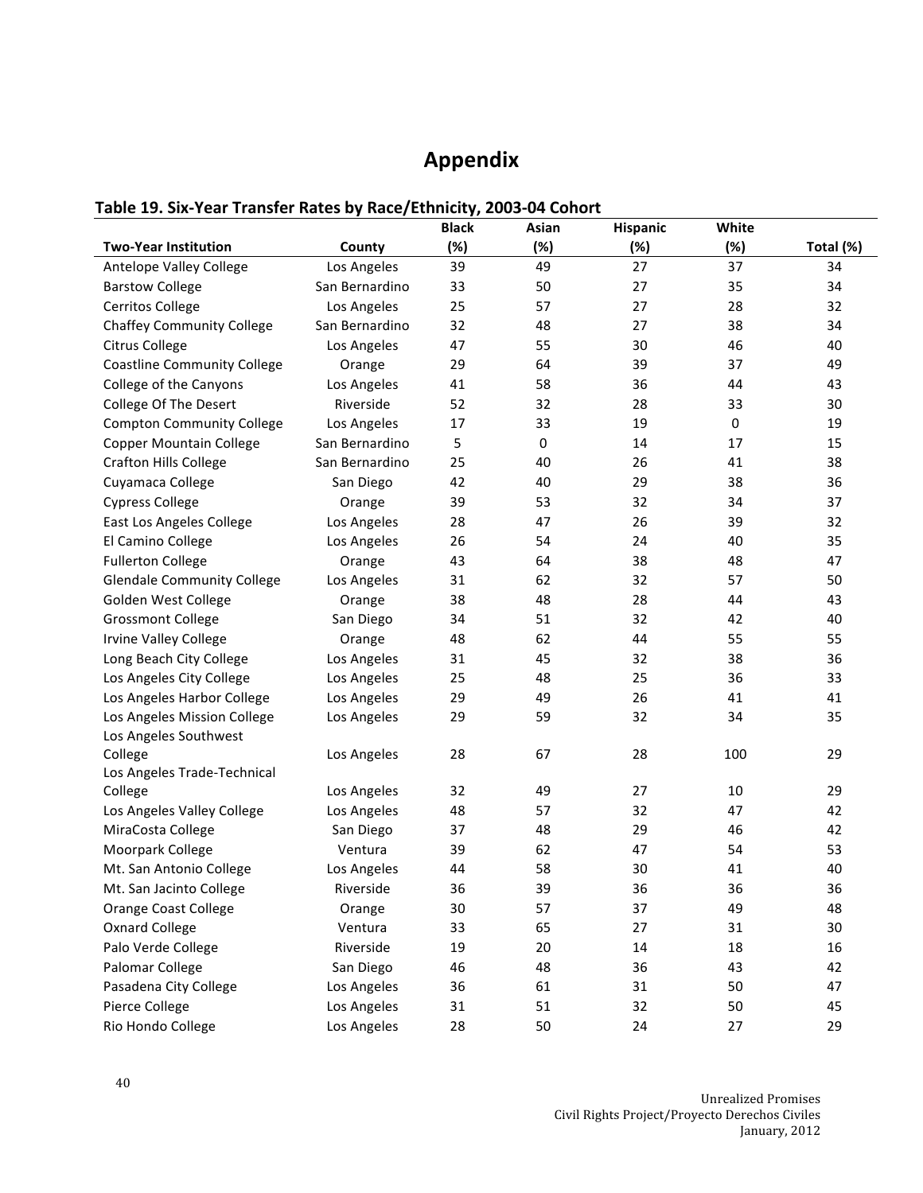# Appendix

### Table 19. Six-Year Transfer Rates by Race/Ethnicity, 2003-04 Cohort

| Two-Year Institution | County | Black (%) | Asian (%) | Hispanic (%) | White (%) | Total (%) |
|---|---|---|---|---|---|---|
| Antelope Valley College | Los Angeles | 39 | 49 | 27 | 37 | 34 |
| Barstow College | San Bernardino | 33 | 50 | 27 | 35 | 34 |
| Cerritos College | Los Angeles | 25 | 57 | 27 | 28 | 32 |
| Chaffey Community College | San Bernardino | 32 | 48 | 27 | 38 | 34 |
| Citrus College | Los Angeles | 47 | 55 | 30 | 46 | 40 |
| Coastline Community College | Orange | 29 | 64 | 39 | 37 | 49 |
| College of the Canyons | Los Angeles | 41 | 58 | 36 | 44 | 43 |
| College Of The Desert | Riverside | 52 | 32 | 28 | 33 | 30 |
| Compton Community College | Los Angeles | 17 | 33 | 19 | 0 | 19 |
| Copper Mountain College | San Bernardino | 5 | 0 | 14 | 17 | 15 |
| Crafton Hills College | San Bernardino | 25 | 40 | 26 | 41 | 38 |
| Cuyamaca College | San Diego | 42 | 40 | 29 | 38 | 36 |
| Cypress College | Orange | 39 | 53 | 32 | 34 | 37 |
| East Los Angeles College | Los Angeles | 28 | 47 | 26 | 39 | 32 |
| El Camino College | Los Angeles | 26 | 54 | 24 | 40 | 35 |
| Fullerton College | Orange | 43 | 64 | 38 | 48 | 47 |
| Glendale Community College | Los Angeles | 31 | 62 | 32 | 57 | 50 |
| Golden West College | Orange | 38 | 48 | 28 | 44 | 43 |
| Grossmont College | San Diego | 34 | 51 | 32 | 42 | 40 |
| Irvine Valley College | Orange | 48 | 62 | 44 | 55 | 55 |
| Long Beach City College | Los Angeles | 31 | 45 | 32 | 38 | 36 |
| Los Angeles City College | Los Angeles | 25 | 48 | 25 | 36 | 33 |
| Los Angeles Harbor College | Los Angeles | 29 | 49 | 26 | 41 | 41 |
| Los Angeles Mission College | Los Angeles | 29 | 59 | 32 | 34 | 35 |
| Los Angeles Southwest College | Los Angeles | 28 | 67 | 28 | 100 | 29 |
| Los Angeles Trade-Technical College | Los Angeles | 32 | 49 | 27 | 10 | 29 |
| Los Angeles Valley College | Los Angeles | 48 | 57 | 32 | 47 | 42 |
| MiraCosta College | San Diego | 37 | 48 | 29 | 46 | 42 |
| Moorpark College | Ventura | 39 | 62 | 47 | 54 | 53 |
| Mt. San Antonio College | Los Angeles | 44 | 58 | 30 | 41 | 40 |
| Mt. San Jacinto College | Riverside | 36 | 39 | 36 | 36 | 36 |
| Orange Coast College | Orange | 30 | 57 | 37 | 49 | 48 |
| Oxnard College | Ventura | 33 | 65 | 27 | 31 | 30 |
| Palo Verde College | Riverside | 19 | 20 | 14 | 18 | 16 |
| Palomar College | San Diego | 46 | 48 | 36 | 43 | 42 |
| Pasadena City College | Los Angeles | 36 | 61 | 31 | 50 | 47 |
| Pierce College | Los Angeles | 31 | 51 | 32 | 50 | 45 |
| Rio Hondo College | Los Angeles | 28 | 50 | 24 | 27 | 29 |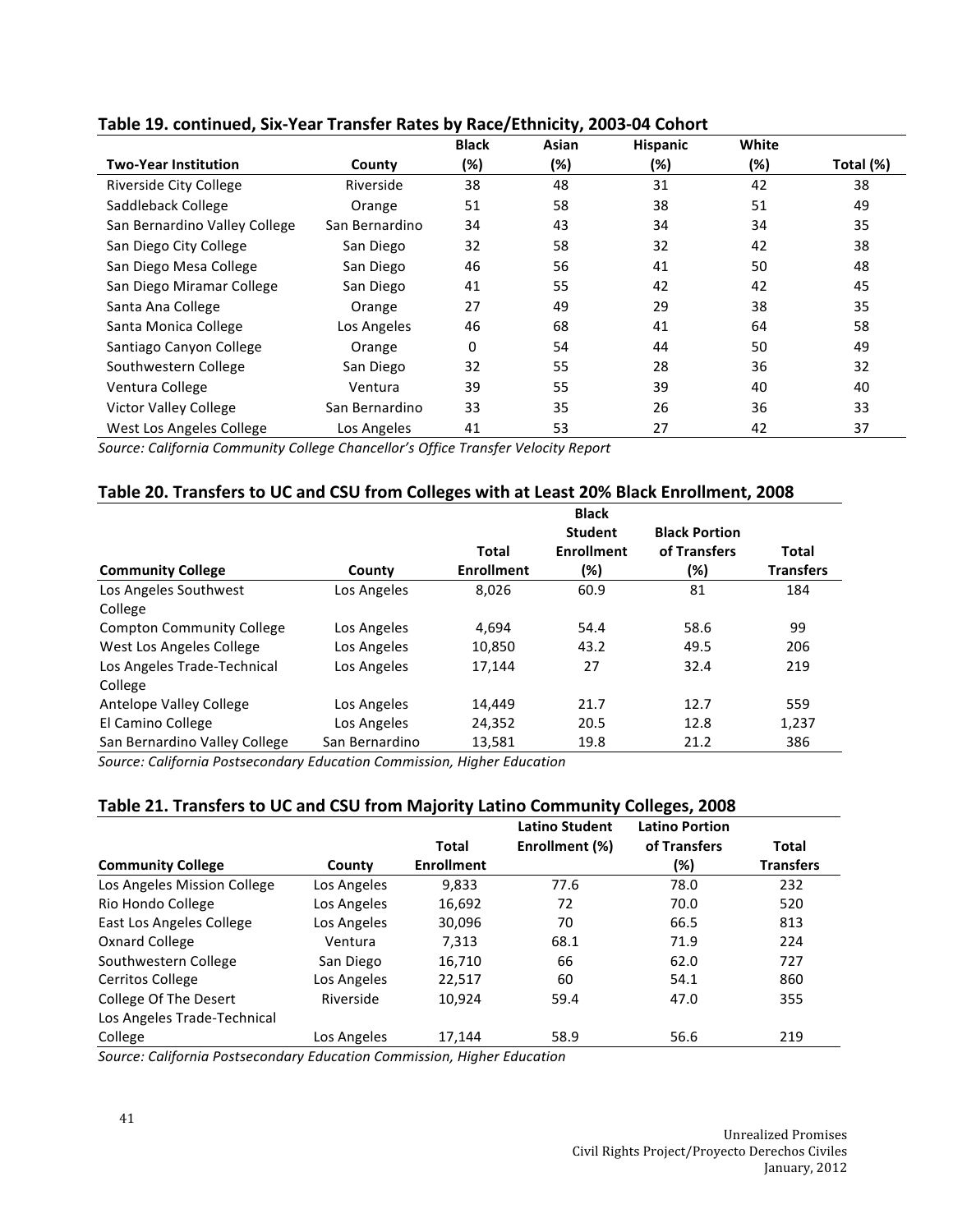**Table 19. continued, Six-Year Transfer Rates by Race/Ethnicity, 2003-04 Cohort**

| Two-Year Institution | County | Black (%) | Asian (%) | Hispanic (%) | White (%) | Total (%) |
|---|---|---|---|---|---|---|
| Riverside City College | Riverside | 38 | 48 | 31 | 42 | 38 |
| Saddleback College | Orange | 51 | 58 | 38 | 51 | 49 |
| San Bernardino Valley College | San Bernardino | 34 | 43 | 34 | 34 | 35 |
| San Diego City College | San Diego | 32 | 58 | 32 | 42 | 38 |
| San Diego Mesa College | San Diego | 46 | 56 | 41 | 50 | 48 |
| San Diego Miramar College | San Diego | 41 | 55 | 42 | 42 | 45 |
| Santa Ana College | Orange | 27 | 49 | 29 | 38 | 35 |
| Santa Monica College | Los Angeles | 46 | 68 | 41 | 64 | 58 |
| Santiago Canyon College | Orange | 0 | 54 | 44 | 50 | 49 |
| Southwestern College | San Diego | 32 | 55 | 28 | 36 | 32 |
| Ventura College | Ventura | 39 | 55 | 39 | 40 | 40 |
| Victor Valley College | San Bernardino | 33 | 35 | 26 | 36 | 33 |
| West Los Angeles College | Los Angeles | 41 | 53 | 27 | 42 | 37 |

*Source: California Community College Chancellor's Office Transfer Velocity Report*

**Table 20. Transfers to UC and CSU from Colleges with at Least 20% Black Enrollment, 2008**

| Community College | County | Total Enrollment | Black Student Enrollment (%) | Black Portion of Transfers (%) | Total Transfers |
|---|---|---|---|---|---|
| Los Angeles Southwest College | Los Angeles | 8,026 | 60.9 | 81 | 184 |
| Compton Community College | Los Angeles | 4,694 | 54.4 | 58.6 | 99 |
| West Los Angeles College | Los Angeles | 10,850 | 43.2 | 49.5 | 206 |
| Los Angeles Trade-Technical College | Los Angeles | 17,144 | 27 | 32.4 | 219 |
| Antelope Valley College | Los Angeles | 14,449 | 21.7 | 12.7 | 559 |
| El Camino College | Los Angeles | 24,352 | 20.5 | 12.8 | 1,237 |
| San Bernardino Valley College | San Bernardino | 13,581 | 19.8 | 21.2 | 386 |

*Source: California Postsecondary Education Commission, Higher Education*

**Table 21. Transfers to UC and CSU from Majority Latino Community Colleges, 2008**

| Community College | County | Total Enrollment | Latino Student Enrollment (%) | Latino Portion of Transfers (%) | Total Transfers |
|---|---|---|---|---|---|
| Los Angeles Mission College | Los Angeles | 9,833 | 77.6 | 78.0 | 232 |
| Rio Hondo College | Los Angeles | 16,692 | 72 | 70.0 | 520 |
| East Los Angeles College | Los Angeles | 30,096 | 70 | 66.5 | 813 |
| Oxnard College | Ventura | 7,313 | 68.1 | 71.9 | 224 |
| Southwestern College | San Diego | 16,710 | 66 | 62.0 | 727 |
| Cerritos College | Los Angeles | 22,517 | 60 | 54.1 | 860 |
| College Of The Desert | Riverside | 10,924 | 59.4 | 47.0 | 355 |
| Los Angeles Trade-Technical College | Los Angeles | 17,144 | 58.9 | 56.6 | 219 |

*Source: California Postsecondary Education Commission, Higher Education*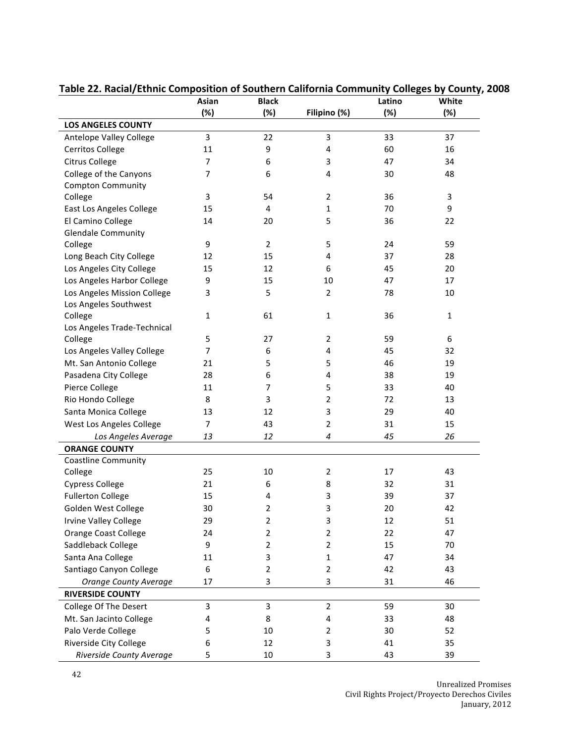**Table 22. Racial/Ethnic Composition of Southern California Community Colleges by County, 2008**

| | Asian (%) | Black (%) | Filipino (%) | Latino (%) | White (%) |
|---|---|---|---|---|---|
| **LOS ANGELES COUNTY** | | | | | |
| Antelope Valley College | 3 | 22 | 3 | 33 | 37 |
| Cerritos College | 11 | 9 | 4 | 60 | 16 |
| Citrus College | 7 | 6 | 3 | 47 | 34 |
| College of the Canyons | 7 | 6 | 4 | 30 | 48 |
| Compton Community College | 3 | 54 | 2 | 36 | 3 |
| East Los Angeles College | 15 | 4 | 1 | 70 | 9 |
| El Camino College | 14 | 20 | 5 | 36 | 22 |
| Glendale Community College | 9 | 2 | 5 | 24 | 59 |
| Long Beach City College | 12 | 15 | 4 | 37 | 28 |
| Los Angeles City College | 15 | 12 | 6 | 45 | 20 |
| Los Angeles Harbor College | 9 | 15 | 10 | 47 | 17 |
| Los Angeles Mission College | 3 | 5 | 2 | 78 | 10 |
| Los Angeles Southwest College | 1 | 61 | 1 | 36 | 1 |
| Los Angeles Trade-Technical College | 5 | 27 | 2 | 59 | 6 |
| Los Angeles Valley College | 7 | 6 | 4 | 45 | 32 |
| Mt. San Antonio College | 21 | 5 | 5 | 46 | 19 |
| Pasadena City College | 28 | 6 | 4 | 38 | 19 |
| Pierce College | 11 | 7 | 5 | 33 | 40 |
| Rio Hondo College | 8 | 3 | 2 | 72 | 13 |
| Santa Monica College | 13 | 12 | 3 | 29 | 40 |
| West Los Angeles College | 7 | 43 | 2 | 31 | 15 |
| *Los Angeles Average* | *13* | *12* | *4* | *45* | *26* |
| **ORANGE COUNTY** | | | | | |
| Coastline Community College | 25 | 10 | 2 | 17 | 43 |
| Cypress College | 21 | 6 | 8 | 32 | 31 |
| Fullerton College | 15 | 4 | 3 | 39 | 37 |
| Golden West College | 30 | 2 | 3 | 20 | 42 |
| Irvine Valley College | 29 | 2 | 3 | 12 | 51 |
| Orange Coast College | 24 | 2 | 2 | 22 | 47 |
| Saddleback College | 9 | 2 | 2 | 15 | 70 |
| Santa Ana College | 11 | 3 | 1 | 47 | 34 |
| Santiago Canyon College | 6 | 2 | 2 | 42 | 43 |
| *Orange County Average* | 17 | 3 | 3 | 31 | 46 |
| **RIVERSIDE COUNTY** | | | | | |
| College Of The Desert | 3 | 3 | 2 | 59 | 30 |
| Mt. San Jacinto College | 4 | 8 | 4 | 33 | 48 |
| Palo Verde College | 5 | 10 | 2 | 30 | 52 |
| Riverside City College | 6 | 12 | 3 | 41 | 35 |
| *Riverside County Average* | 5 | 10 | 3 | 43 | 39 |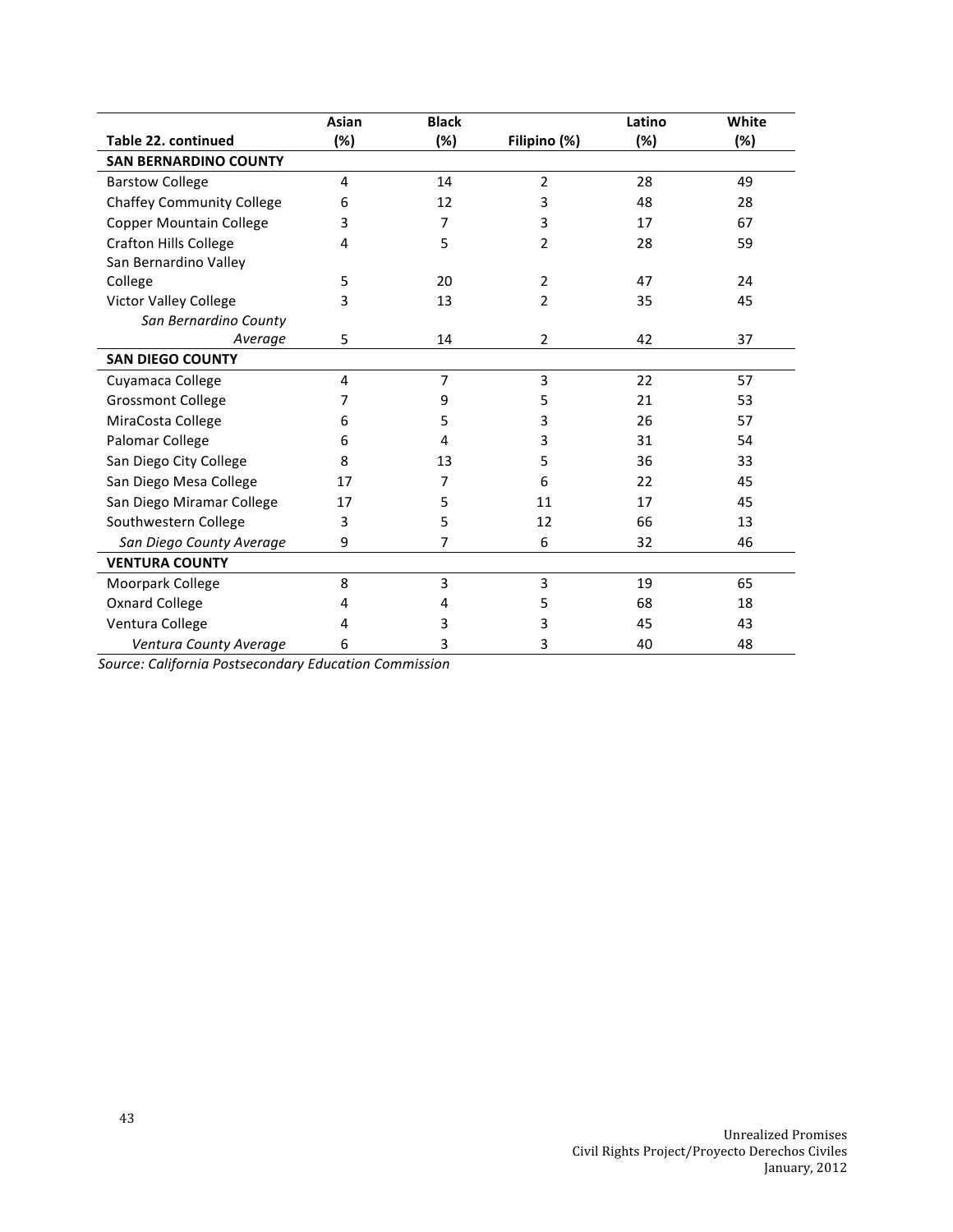| Table 22. continued | Asian (%) | Black (%) | Filipino (%) | Latino (%) | White (%) |
|---|---|---|---|---|---|
| **SAN BERNARDINO COUNTY** | | | | | |
| Barstow College | 4 | 14 | 2 | 28 | 49 |
| Chaffey Community College | 6 | 12 | 3 | 48 | 28 |
| Copper Mountain College | 3 | 7 | 3 | 17 | 67 |
| Crafton Hills College | 4 | 5 | 2 | 28 | 59 |
| San Bernardino Valley College | 5 | 20 | 2 | 47 | 24 |
| Victor Valley College | 3 | 13 | 2 | 35 | 45 |
| *San Bernardino County Average* | 5 | 14 | 2 | 42 | 37 |
| **SAN DIEGO COUNTY** | | | | | |
| Cuyamaca College | 4 | 7 | 3 | 22 | 57 |
| Grossmont College | 7 | 9 | 5 | 21 | 53 |
| MiraCosta College | 6 | 5 | 3 | 26 | 57 |
| Palomar College | 6 | 4 | 3 | 31 | 54 |
| San Diego City College | 8 | 13 | 5 | 36 | 33 |
| San Diego Mesa College | 17 | 7 | 6 | 22 | 45 |
| San Diego Miramar College | 17 | 5 | 11 | 17 | 45 |
| Southwestern College | 3 | 5 | 12 | 66 | 13 |
| *San Diego County Average* | 9 | 7 | 6 | 32 | 46 |
| **VENTURA COUNTY** | | | | | |
| Moorpark College | 8 | 3 | 3 | 19 | 65 |
| Oxnard College | 4 | 4 | 5 | 68 | 18 |
| Ventura College | 4 | 3 | 3 | 45 | 43 |
| *Ventura County Average* | 6 | 3 | 3 | 40 | 48 |

*Source: California Postsecondary Education Commission*